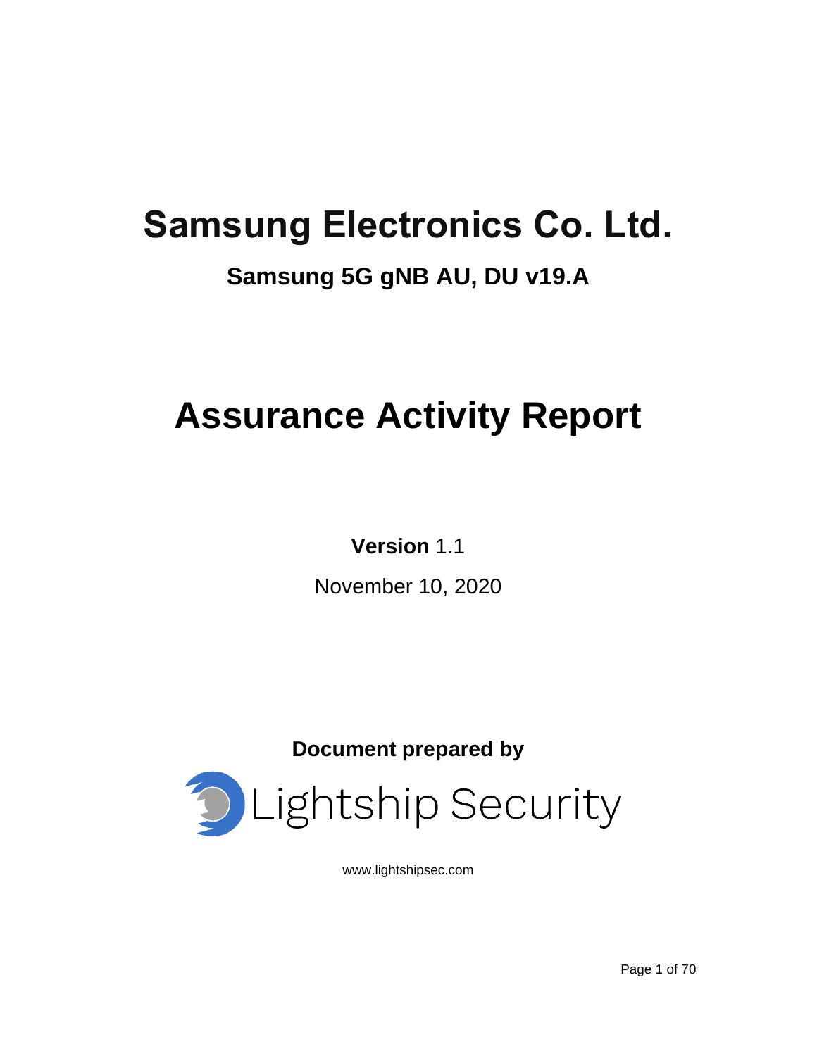# Samsung Electronics Co. Ltd.

## Samsung 5G gNB AU, DU v19.A

# Assurance Activity Report

**Version** 1.1

November 10, 2020

**Document prepared by**

Lightship Security

www.lightshipsec.com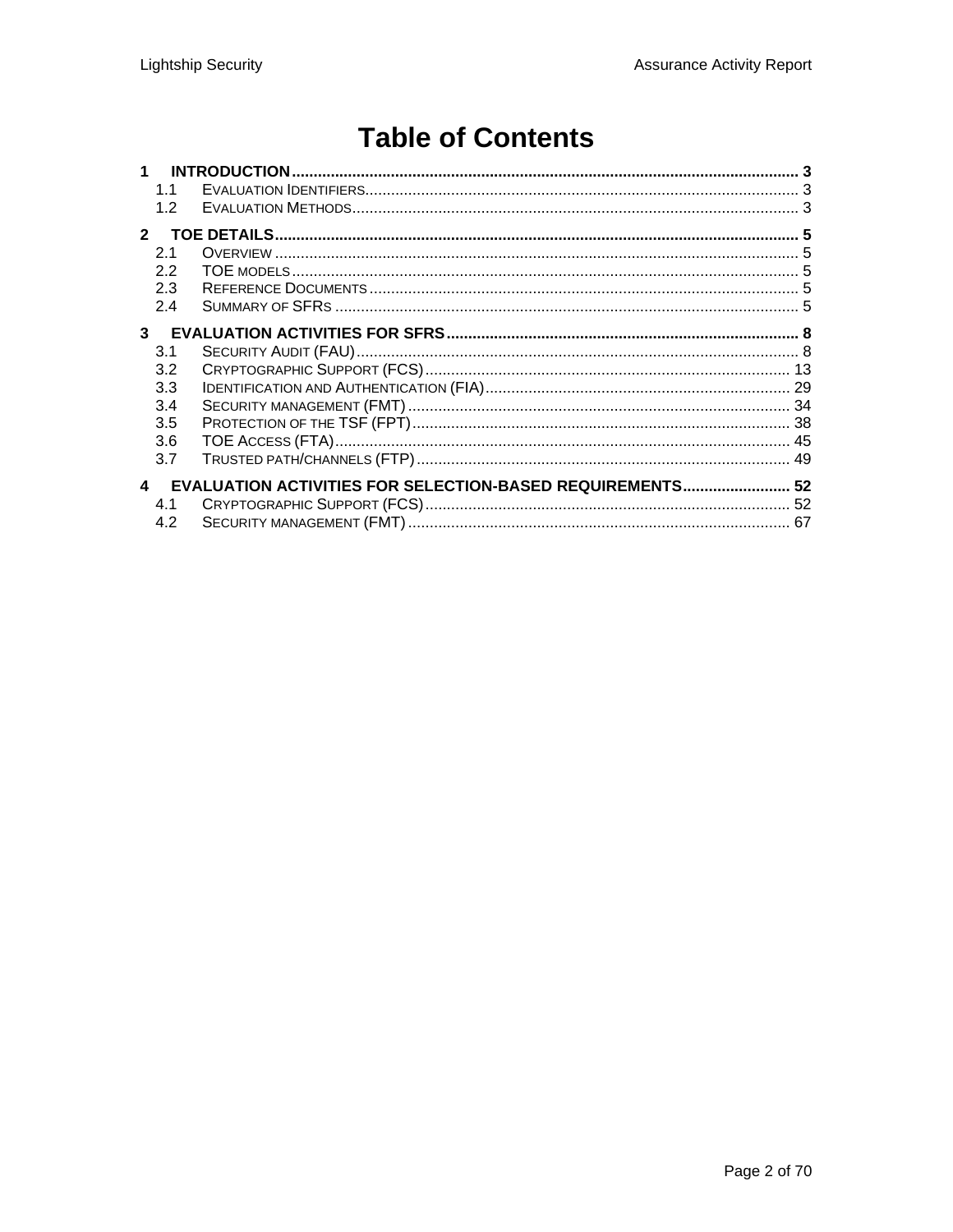# Table of Contents

1 INTRODUCTION ..... 3
- 1.1 Evaluation Identifiers ..... 3
- 1.2 Evaluation Methods ..... 3

2 TOE DETAILS ..... 5
- 2.1 Overview ..... 5
- 2.2 TOE models ..... 5
- 2.3 Reference Documents ..... 5
- 2.4 Summary of SFRs ..... 5

3 EVALUATION ACTIVITIES FOR SFRS ..... 8
- 3.1 Security Audit (FAU) ..... 8
- 3.2 Cryptographic Support (FCS) ..... 13
- 3.3 Identification and Authentication (FIA) ..... 29
- 3.4 Security management (FMT) ..... 34
- 3.5 Protection of the TSF (FPT) ..... 38
- 3.6 TOE Access (FTA) ..... 45
- 3.7 Trusted path/channels (FTP) ..... 49

4 EVALUATION ACTIVITIES FOR SELECTION-BASED REQUIREMENTS ..... 52
- 4.1 Cryptographic Support (FCS) ..... 52
- 4.2 Security management (FMT) ..... 67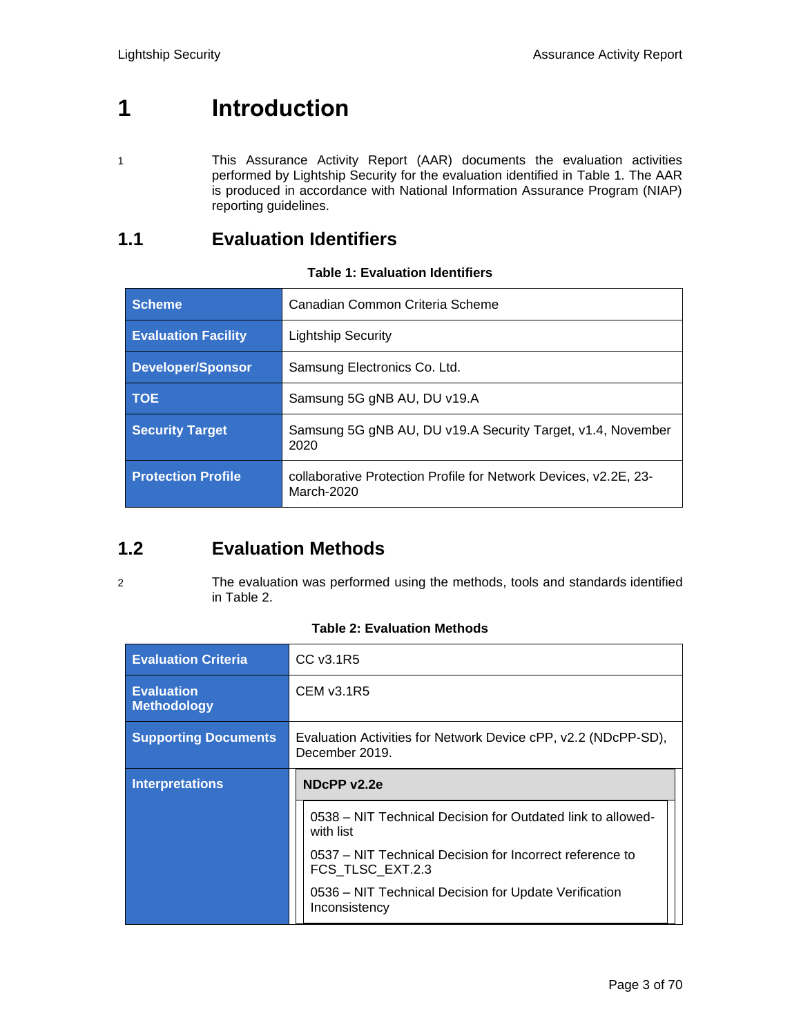# 1 Introduction

1 This Assurance Activity Report (AAR) documents the evaluation activities performed by Lightship Security for the evaluation identified in Table 1. The AAR is produced in accordance with National Information Assurance Program (NIAP) reporting guidelines.

## 1.1 Evaluation Identifiers

**Table 1: Evaluation Identifiers**

| | |
|---|---|
| **Scheme** | Canadian Common Criteria Scheme |
| **Evaluation Facility** | Lightship Security |
| **Developer/Sponsor** | Samsung Electronics Co. Ltd. |
| **TOE** | Samsung 5G gNB AU, DU v19.A |
| **Security Target** | Samsung 5G gNB AU, DU v19.A Security Target, v1.4, November 2020 |
| **Protection Profile** | collaborative Protection Profile for Network Devices, v2.2E, 23-March-2020 |

## 1.2 Evaluation Methods

2 The evaluation was performed using the methods, tools and standards identified in Table 2.

**Table 2: Evaluation Methods**

| | |
|---|---|
| **Evaluation Criteria** | CC v3.1R5 |
| **Evaluation Methodology** | CEM v3.1R5 |
| **Supporting Documents** | Evaluation Activities for Network Device cPP, v2.2 (NDcPP-SD), December 2019. |
| **Interpretations** | **NDcPP v2.2e**<br>0538 – NIT Technical Decision for Outdated link to allowed-with list<br>0537 – NIT Technical Decision for Incorrect reference to FCS_TLSC_EXT.2.3<br>0536 – NIT Technical Decision for Update Verification Inconsistency |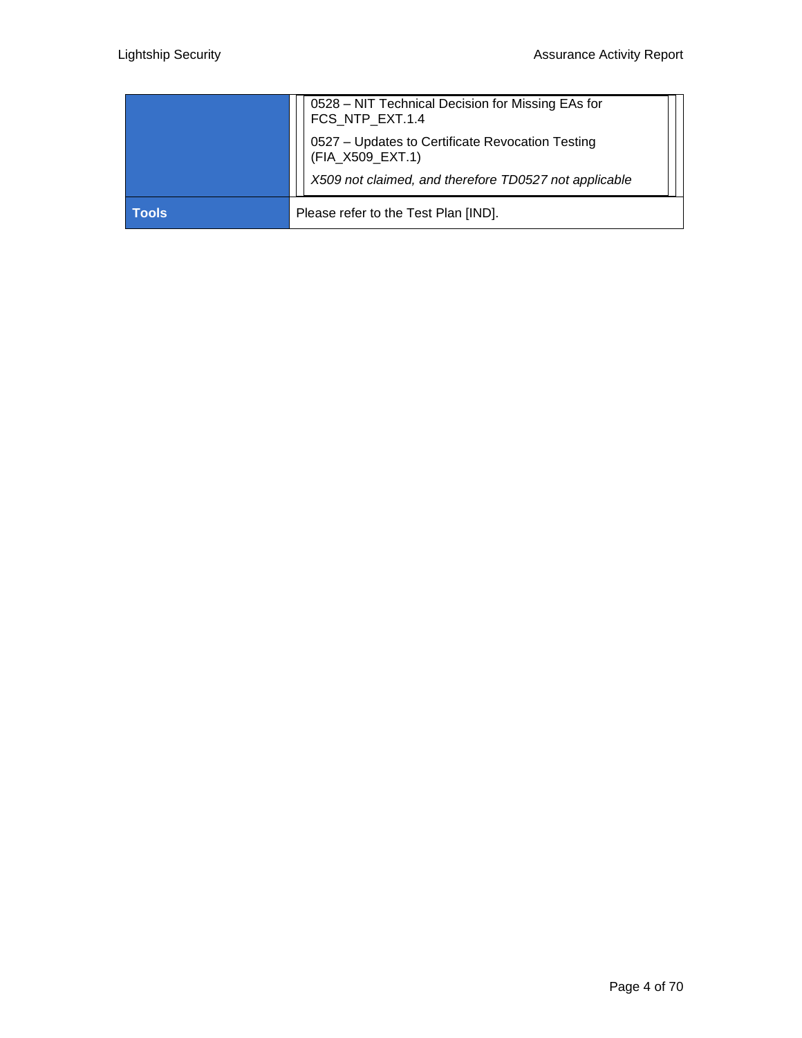| | |
|---|---|
| | 0528 – NIT Technical Decision for Missing EAs for FCS_NTP_EXT.1.4<br><br>0527 – Updates to Certificate Revocation Testing (FIA_X509_EXT.1)<br><br>*X509 not claimed, and therefore TD0527 not applicable* |
| **Tools** | Please refer to the Test Plan [IND]. |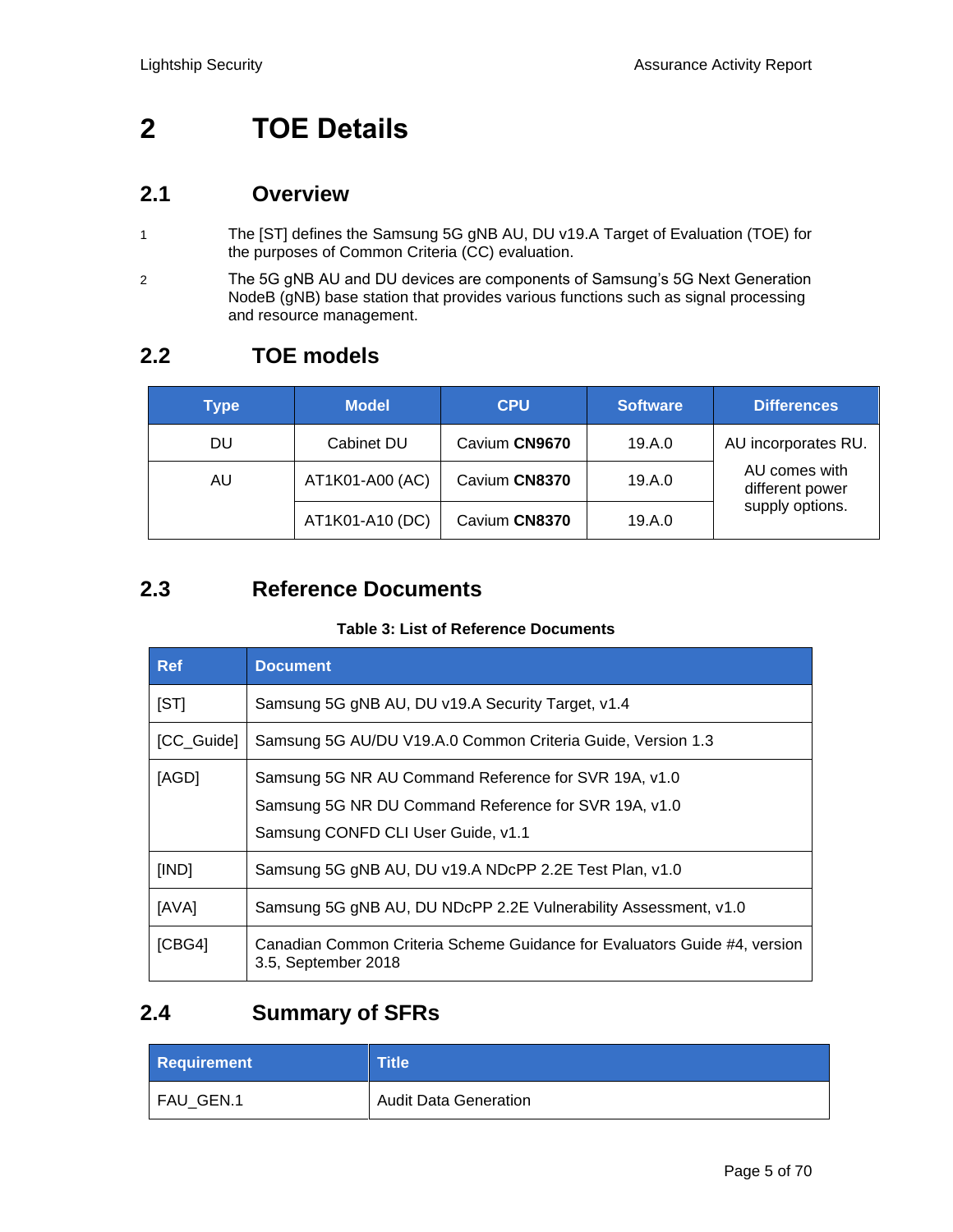# 2 TOE Details

## 2.1 Overview

1 The [ST] defines the Samsung 5G gNB AU, DU v19.A Target of Evaluation (TOE) for the purposes of Common Criteria (CC) evaluation.

2 The 5G gNB AU and DU devices are components of Samsung's 5G Next Generation NodeB (gNB) base station that provides various functions such as signal processing and resource management.

## 2.2 TOE models

| Type | Model | CPU | Software | Differences |
|---|---|---|---|---|
| DU | Cabinet DU | Cavium **CN9670** | 19.A.0 | AU incorporates RU. |
| AU | AT1K01-A00 (AC) | Cavium **CN8370** | 19.A.0 | AU comes with different power supply options. |
| | AT1K01-A10 (DC) | Cavium **CN8370** | 19.A.0 | |

## 2.3 Reference Documents

**Table 3: List of Reference Documents**

| Ref | Document |
|---|---|
| [ST] | Samsung 5G gNB AU, DU v19.A Security Target, v1.4 |
| [CC_Guide] | Samsung 5G AU/DU V19.A.0 Common Criteria Guide, Version 1.3 |
| [AGD] | Samsung 5G NR AU Command Reference for SVR 19A, v1.0<br>Samsung 5G NR DU Command Reference for SVR 19A, v1.0<br>Samsung CONFD CLI User Guide, v1.1 |
| [IND] | Samsung 5G gNB AU, DU v19.A NDcPP 2.2E Test Plan, v1.0 |
| [AVA] | Samsung 5G gNB AU, DU NDcPP 2.2E Vulnerability Assessment, v1.0 |
| [CBG4] | Canadian Common Criteria Scheme Guidance for Evaluators Guide #4, version 3.5, September 2018 |

## 2.4 Summary of SFRs

| Requirement | Title |
|---|---|
| FAU_GEN.1 | Audit Data Generation |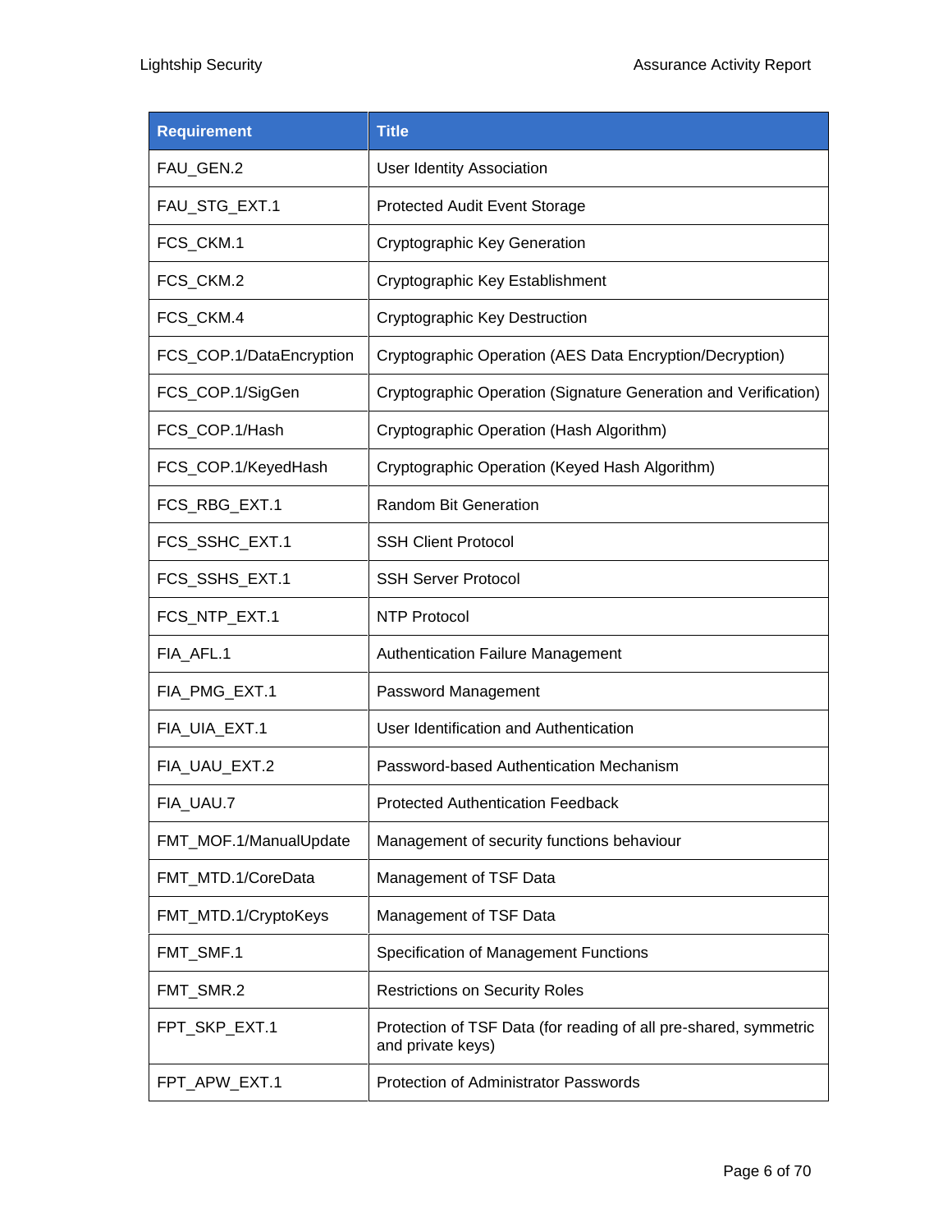| Requirement | Title |
| --- | --- |
| FAU_GEN.2 | User Identity Association |
| FAU_STG_EXT.1 | Protected Audit Event Storage |
| FCS_CKM.1 | Cryptographic Key Generation |
| FCS_CKM.2 | Cryptographic Key Establishment |
| FCS_CKM.4 | Cryptographic Key Destruction |
| FCS_COP.1/DataEncryption | Cryptographic Operation (AES Data Encryption/Decryption) |
| FCS_COP.1/SigGen | Cryptographic Operation (Signature Generation and Verification) |
| FCS_COP.1/Hash | Cryptographic Operation (Hash Algorithm) |
| FCS_COP.1/KeyedHash | Cryptographic Operation (Keyed Hash Algorithm) |
| FCS_RBG_EXT.1 | Random Bit Generation |
| FCS_SSHC_EXT.1 | SSH Client Protocol |
| FCS_SSHS_EXT.1 | SSH Server Protocol |
| FCS_NTP_EXT.1 | NTP Protocol |
| FIA_AFL.1 | Authentication Failure Management |
| FIA_PMG_EXT.1 | Password Management |
| FIA_UIA_EXT.1 | User Identification and Authentication |
| FIA_UAU_EXT.2 | Password-based Authentication Mechanism |
| FIA_UAU.7 | Protected Authentication Feedback |
| FMT_MOF.1/ManualUpdate | Management of security functions behaviour |
| FMT_MTD.1/CoreData | Management of TSF Data |
| FMT_MTD.1/CryptoKeys | Management of TSF Data |
| FMT_SMF.1 | Specification of Management Functions |
| FMT_SMR.2 | Restrictions on Security Roles |
| FPT_SKP_EXT.1 | Protection of TSF Data (for reading of all pre-shared, symmetric and private keys) |
| FPT_APW_EXT.1 | Protection of Administrator Passwords |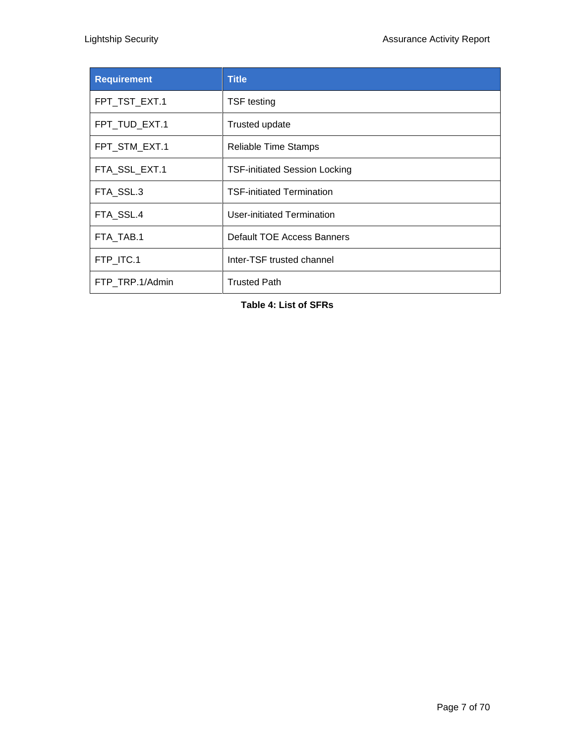| Requirement | Title |
| --- | --- |
| FPT_TST_EXT.1 | TSF testing |
| FPT_TUD_EXT.1 | Trusted update |
| FPT_STM_EXT.1 | Reliable Time Stamps |
| FTA_SSL_EXT.1 | TSF-initiated Session Locking |
| FTA_SSL.3 | TSF-initiated Termination |
| FTA_SSL.4 | User-initiated Termination |
| FTA_TAB.1 | Default TOE Access Banners |
| FTP_ITC.1 | Inter-TSF trusted channel |
| FTP_TRP.1/Admin | Trusted Path |

**Table 4: List of SFRs**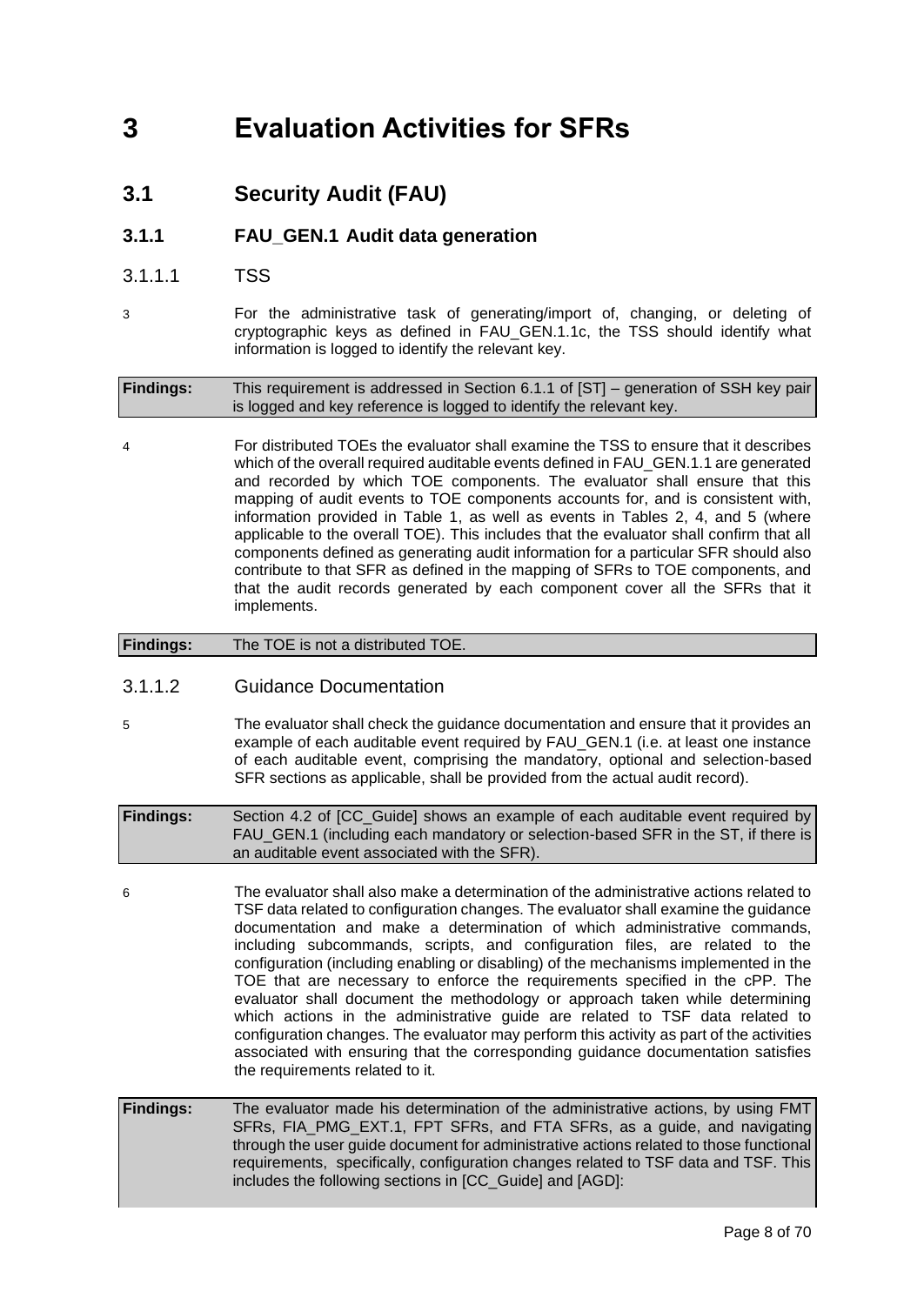# 3 Evaluation Activities for SFRs

## 3.1 Security Audit (FAU)

### 3.1.1 FAU_GEN.1 Audit data generation

#### 3.1.1.1 TSS

3 For the administrative task of generating/import of, changing, or deleting of cryptographic keys as defined in FAU_GEN.1.1c, the TSS should identify what information is logged to identify the relevant key.

**Findings:** This requirement is addressed in Section 6.1.1 of [ST] – generation of SSH key pair is logged and key reference is logged to identify the relevant key.

4 For distributed TOEs the evaluator shall examine the TSS to ensure that it describes which of the overall required auditable events defined in FAU_GEN.1.1 are generated and recorded by which TOE components. The evaluator shall ensure that this mapping of audit events to TOE components accounts for, and is consistent with, information provided in Table 1, as well as events in Tables 2, 4, and 5 (where applicable to the overall TOE). This includes that the evaluator shall confirm that all components defined as generating audit information for a particular SFR should also contribute to that SFR as defined in the mapping of SFRs to TOE components, and that the audit records generated by each component cover all the SFRs that it implements.

**Findings:** The TOE is not a distributed TOE.

#### 3.1.1.2 Guidance Documentation

5 The evaluator shall check the guidance documentation and ensure that it provides an example of each auditable event required by FAU_GEN.1 (i.e. at least one instance of each auditable event, comprising the mandatory, optional and selection-based SFR sections as applicable, shall be provided from the actual audit record).

**Findings:** Section 4.2 of [CC_Guide] shows an example of each auditable event required by FAU_GEN.1 (including each mandatory or selection-based SFR in the ST, if there is an auditable event associated with the SFR).

6 The evaluator shall also make a determination of the administrative actions related to TSF data related to configuration changes. The evaluator shall examine the guidance documentation and make a determination of which administrative commands, including subcommands, scripts, and configuration files, are related to the configuration (including enabling or disabling) of the mechanisms implemented in the TOE that are necessary to enforce the requirements specified in the cPP. The evaluator shall document the methodology or approach taken while determining which actions in the administrative guide are related to TSF data related to configuration changes. The evaluator may perform this activity as part of the activities associated with ensuring that the corresponding guidance documentation satisfies the requirements related to it.

**Findings:** The evaluator made his determination of the administrative actions, by using FMT SFRs, FIA_PMG_EXT.1, FPT SFRs, and FTA SFRs, as a guide, and navigating through the user guide document for administrative actions related to those functional requirements, specifically, configuration changes related to TSF data and TSF. This includes the following sections in [CC_Guide] and [AGD]: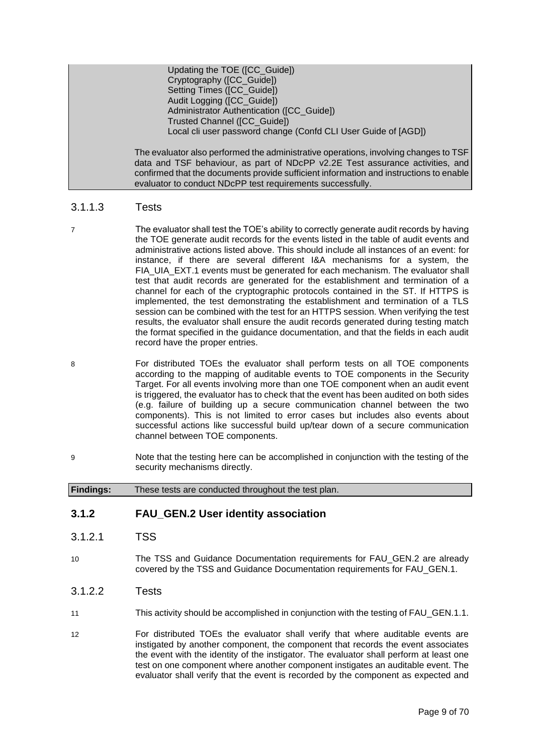Updating the TOE ([CC_Guide])
Cryptography ([CC_Guide])
Setting Times ([CC_Guide])
Audit Logging ([CC_Guide])
Administrator Authentication ([CC_Guide])
Trusted Channel ([CC_Guide])
Local cli user password change (Confd CLI User Guide of [AGD])

The evaluator also performed the administrative operations, involving changes to TSF data and TSF behaviour, as part of NDcPP v2.2E Test assurance activities, and confirmed that the documents provide sufficient information and instructions to enable evaluator to conduct NDcPP test requirements successfully.

#### 3.1.1.3 Tests

7 The evaluator shall test the TOE's ability to correctly generate audit records by having the TOE generate audit records for the events listed in the table of audit events and administrative actions listed above. This should include all instances of an event: for instance, if there are several different I&A mechanisms for a system, the FIA_UIA_EXT.1 events must be generated for each mechanism. The evaluator shall test that audit records are generated for the establishment and termination of a channel for each of the cryptographic protocols contained in the ST. If HTTPS is implemented, the test demonstrating the establishment and termination of a TLS session can be combined with the test for an HTTPS session. When verifying the test results, the evaluator shall ensure the audit records generated during testing match the format specified in the guidance documentation, and that the fields in each audit record have the proper entries.

8 For distributed TOEs the evaluator shall perform tests on all TOE components according to the mapping of auditable events to TOE components in the Security Target. For all events involving more than one TOE component when an audit event is triggered, the evaluator has to check that the event has been audited on both sides (e.g. failure of building up a secure communication channel between the two components). This is not limited to error cases but includes also events about successful actions like successful build up/tear down of a secure communication channel between TOE components.

9 Note that the testing here can be accomplished in conjunction with the testing of the security mechanisms directly.

**Findings:** These tests are conducted throughout the test plan.

### 3.1.2 FAU_GEN.2 User identity association

#### 3.1.2.1 TSS

10 The TSS and Guidance Documentation requirements for FAU_GEN.2 are already covered by the TSS and Guidance Documentation requirements for FAU_GEN.1.

#### 3.1.2.2 Tests

11 This activity should be accomplished in conjunction with the testing of FAU_GEN.1.1.

12 For distributed TOEs the evaluator shall verify that where auditable events are instigated by another component, the component that records the event associates the event with the identity of the instigator. The evaluator shall perform at least one test on one component where another component instigates an auditable event. The evaluator shall verify that the event is recorded by the component as expected and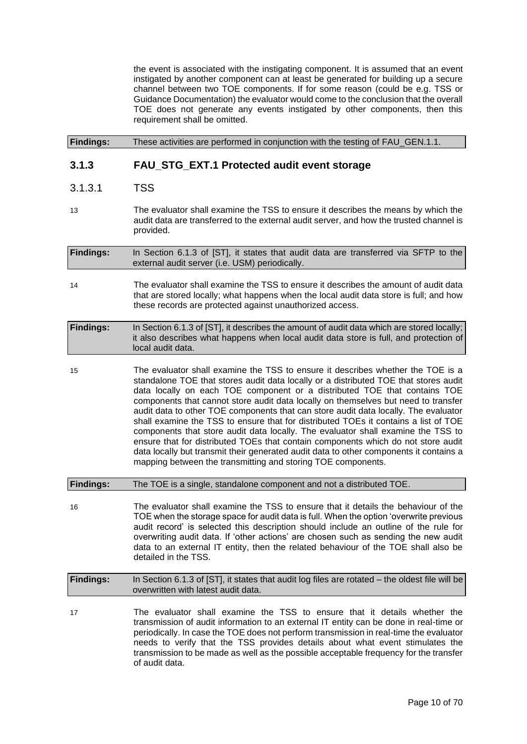the event is associated with the instigating component. It is assumed that an event instigated by another component can at least be generated for building up a secure channel between two TOE components. If for some reason (could be e.g. TSS or Guidance Documentation) the evaluator would come to the conclusion that the overall TOE does not generate any events instigated by other components, then this requirement shall be omitted.

**Findings:** These activities are performed in conjunction with the testing of FAU_GEN.1.1.

## 3.1.3 FAU_STG_EXT.1 Protected audit event storage

### 3.1.3.1 TSS

13 The evaluator shall examine the TSS to ensure it describes the means by which the audit data are transferred to the external audit server, and how the trusted channel is provided.

**Findings:** In Section 6.1.3 of [ST], it states that audit data are transferred via SFTP to the external audit server (i.e. USM) periodically.

14 The evaluator shall examine the TSS to ensure it describes the amount of audit data that are stored locally; what happens when the local audit data store is full; and how these records are protected against unauthorized access.

**Findings:** In Section 6.1.3 of [ST], it describes the amount of audit data which are stored locally; it also describes what happens when local audit data store is full, and protection of local audit data.

15 The evaluator shall examine the TSS to ensure it describes whether the TOE is a standalone TOE that stores audit data locally or a distributed TOE that stores audit data locally on each TOE component or a distributed TOE that contains TOE components that cannot store audit data locally on themselves but need to transfer audit data to other TOE components that can store audit data locally. The evaluator shall examine the TSS to ensure that for distributed TOEs it contains a list of TOE components that store audit data locally. The evaluator shall examine the TSS to ensure that for distributed TOEs that contain components which do not store audit data locally but transmit their generated audit data to other components it contains a mapping between the transmitting and storing TOE components.

**Findings:** The TOE is a single, standalone component and not a distributed TOE.

16 The evaluator shall examine the TSS to ensure that it details the behaviour of the TOE when the storage space for audit data is full. When the option 'overwrite previous audit record' is selected this description should include an outline of the rule for overwriting audit data. If 'other actions' are chosen such as sending the new audit data to an external IT entity, then the related behaviour of the TOE shall also be detailed in the TSS.

**Findings:** In Section 6.1.3 of [ST], it states that audit log files are rotated – the oldest file will be overwritten with latest audit data.

17 The evaluator shall examine the TSS to ensure that it details whether the transmission of audit information to an external IT entity can be done in real-time or periodically. In case the TOE does not perform transmission in real-time the evaluator needs to verify that the TSS provides details about what event stimulates the transmission to be made as well as the possible acceptable frequency for the transfer of audit data.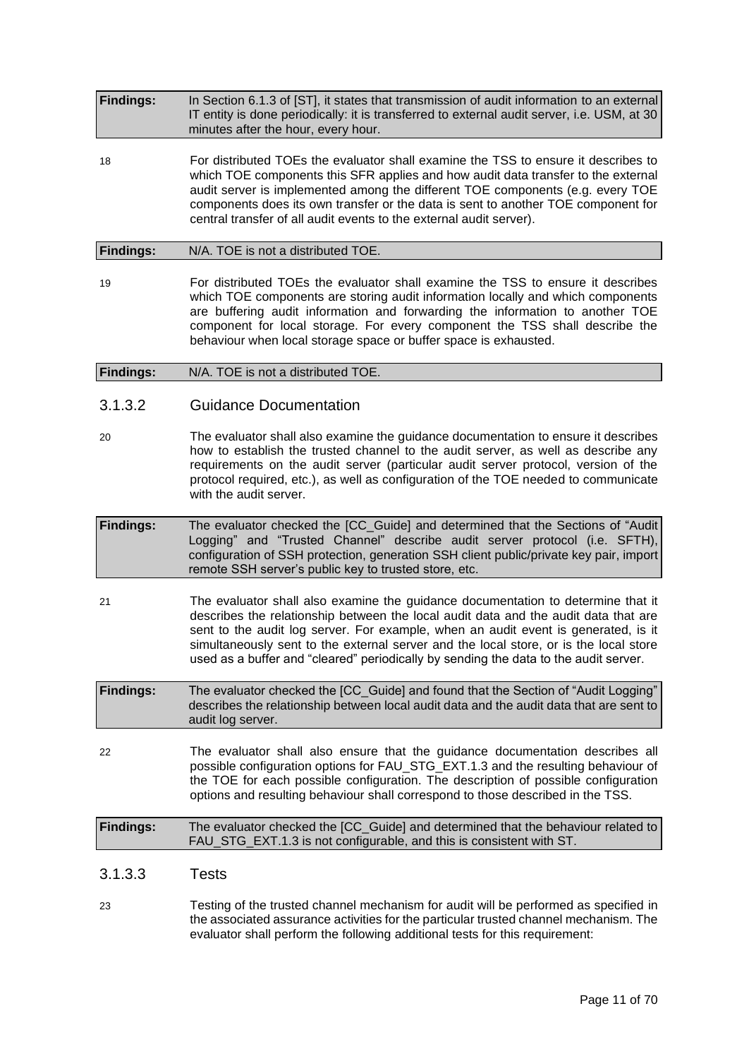| **Findings:** | In Section 6.1.3 of [ST], it states that transmission of audit information to an external IT entity is done periodically: it is transferred to external audit server, i.e. USM, at 30 minutes after the hour, every hour. |
|---|---|

18 For distributed TOEs the evaluator shall examine the TSS to ensure it describes to which TOE components this SFR applies and how audit data transfer to the external audit server is implemented among the different TOE components (e.g. every TOE components does its own transfer or the data is sent to another TOE component for central transfer of all audit events to the external audit server).

| **Findings:** | N/A. TOE is not a distributed TOE. |
|---|---|

19 For distributed TOEs the evaluator shall examine the TSS to ensure it describes which TOE components are storing audit information locally and which components are buffering audit information and forwarding the information to another TOE component for local storage. For every component the TSS shall describe the behaviour when local storage space or buffer space is exhausted.

| **Findings:** | N/A. TOE is not a distributed TOE. |
|---|---|

### 3.1.3.2 Guidance Documentation

20 The evaluator shall also examine the guidance documentation to ensure it describes how to establish the trusted channel to the audit server, as well as describe any requirements on the audit server (particular audit server protocol, version of the protocol required, etc.), as well as configuration of the TOE needed to communicate with the audit server.

| **Findings:** | The evaluator checked the [CC_Guide] and determined that the Sections of "Audit Logging" and "Trusted Channel" describe audit server protocol (i.e. SFTH), configuration of SSH protection, generation SSH client public/private key pair, import remote SSH server's public key to trusted store, etc. |
|---|---|

21 The evaluator shall also examine the guidance documentation to determine that it describes the relationship between the local audit data and the audit data that are sent to the audit log server. For example, when an audit event is generated, is it simultaneously sent to the external server and the local store, or is the local store used as a buffer and "cleared" periodically by sending the data to the audit server.

| **Findings:** | The evaluator checked the [CC_Guide] and found that the Section of "Audit Logging" describes the relationship between local audit data and the audit data that are sent to audit log server. |
|---|---|

22 The evaluator shall also ensure that the guidance documentation describes all possible configuration options for FAU_STG_EXT.1.3 and the resulting behaviour of the TOE for each possible configuration. The description of possible configuration options and resulting behaviour shall correspond to those described in the TSS.

| **Findings:** | The evaluator checked the [CC_Guide] and determined that the behaviour related to FAU_STG_EXT.1.3 is not configurable, and this is consistent with ST. |
|---|---|

### 3.1.3.3 Tests

23 Testing of the trusted channel mechanism for audit will be performed as specified in the associated assurance activities for the particular trusted channel mechanism. The evaluator shall perform the following additional tests for this requirement: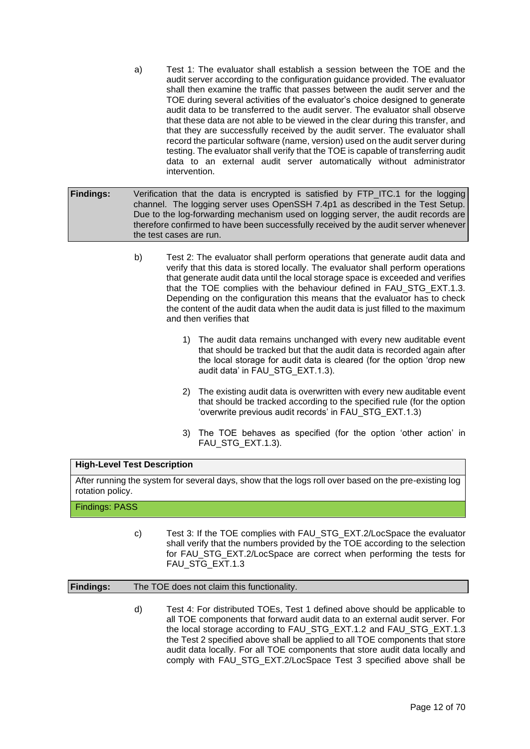a) Test 1: The evaluator shall establish a session between the TOE and the audit server according to the configuration guidance provided. The evaluator shall then examine the traffic that passes between the audit server and the TOE during several activities of the evaluator's choice designed to generate audit data to be transferred to the audit server. The evaluator shall observe that these data are not able to be viewed in the clear during this transfer, and that they are successfully received by the audit server. The evaluator shall record the particular software (name, version) used on the audit server during testing. The evaluator shall verify that the TOE is capable of transferring audit data to an external audit server automatically without administrator intervention.

| **Findings:** | Verification that the data is encrypted is satisfied by FTP_ITC.1 for the logging channel. The logging server uses OpenSSH 7.4p1 as described in the Test Setup. Due to the log-forwarding mechanism used on logging server, the audit records are therefore confirmed to have been successfully received by the audit server whenever the test cases are run. |
|---|---|

b) Test 2: The evaluator shall perform operations that generate audit data and verify that this data is stored locally. The evaluator shall perform operations that generate audit data until the local storage space is exceeded and verifies that the TOE complies with the behaviour defined in FAU_STG_EXT.1.3. Depending on the configuration this means that the evaluator has to check the content of the audit data when the audit data is just filled to the maximum and then verifies that

1) The audit data remains unchanged with every new auditable event that should be tracked but that the audit data is recorded again after the local storage for audit data is cleared (for the option 'drop new audit data' in FAU_STG_EXT.1.3).

2) The existing audit data is overwritten with every new auditable event that should be tracked according to the specified rule (for the option 'overwrite previous audit records' in FAU_STG_EXT.1.3)

3) The TOE behaves as specified (for the option 'other action' in FAU_STG_EXT.1.3).

| **High-Level Test Description** |
|---|
| After running the system for several days, show that the logs roll over based on the pre-existing log rotation policy. |
| Findings: PASS |

c) Test 3: If the TOE complies with FAU_STG_EXT.2/LocSpace the evaluator shall verify that the numbers provided by the TOE according to the selection for FAU_STG_EXT.2/LocSpace are correct when performing the tests for FAU_STG_EXT.1.3

| **Findings:** | The TOE does not claim this functionality. |
|---|---|

d) Test 4: For distributed TOEs, Test 1 defined above should be applicable to all TOE components that forward audit data to an external audit server. For the local storage according to FAU_STG_EXT.1.2 and FAU_STG_EXT.1.3 the Test 2 specified above shall be applied to all TOE components that store audit data locally. For all TOE components that store audit data locally and comply with FAU_STG_EXT.2/LocSpace Test 3 specified above shall be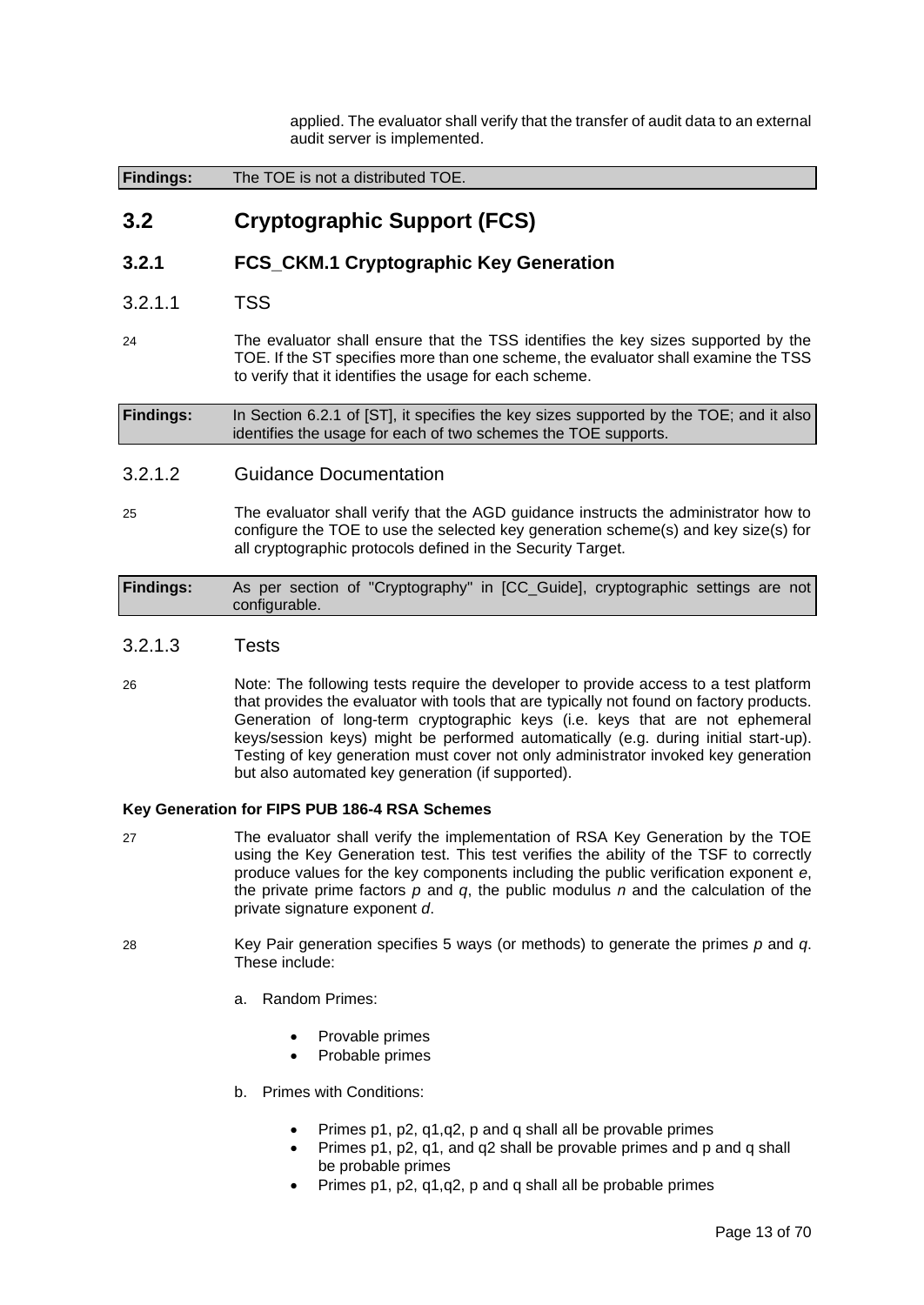applied. The evaluator shall verify that the transfer of audit data to an external audit server is implemented.

| **Findings:** | The TOE is not a distributed TOE. |
|---|---|

## 3.2 Cryptographic Support (FCS)

### 3.2.1 FCS_CKM.1 Cryptographic Key Generation

#### 3.2.1.1 TSS

24 The evaluator shall ensure that the TSS identifies the key sizes supported by the TOE. If the ST specifies more than one scheme, the evaluator shall examine the TSS to verify that it identifies the usage for each scheme.

| **Findings:** | In Section 6.2.1 of [ST], it specifies the key sizes supported by the TOE; and it also identifies the usage for each of two schemes the TOE supports. |
|---|---|

#### 3.2.1.2 Guidance Documentation

25 The evaluator shall verify that the AGD guidance instructs the administrator how to configure the TOE to use the selected key generation scheme(s) and key size(s) for all cryptographic protocols defined in the Security Target.

| **Findings:** | As per section of "Cryptography" in [CC_Guide], cryptographic settings are not configurable. |
|---|---|

#### 3.2.1.3 Tests

26 Note: The following tests require the developer to provide access to a test platform that provides the evaluator with tools that are typically not found on factory products. Generation of long-term cryptographic keys (i.e. keys that are not ephemeral keys/session keys) might be performed automatically (e.g. during initial start-up). Testing of key generation must cover not only administrator invoked key generation but also automated key generation (if supported).

**Key Generation for FIPS PUB 186-4 RSA Schemes**

27 The evaluator shall verify the implementation of RSA Key Generation by the TOE using the Key Generation test. This test verifies the ability of the TSF to correctly produce values for the key components including the public verification exponent *e*, the private prime factors *p* and *q*, the public modulus *n* and the calculation of the private signature exponent *d*.

28 Key Pair generation specifies 5 ways (or methods) to generate the primes *p* and *q*. These include:

a. Random Primes:

- Provable primes
- Probable primes

b. Primes with Conditions:

- Primes p1, p2, q1,q2, p and q shall all be provable primes
- Primes p1, p2, q1, and q2 shall be provable primes and p and q shall be probable primes
- Primes p1, p2, q1,q2, p and q shall all be probable primes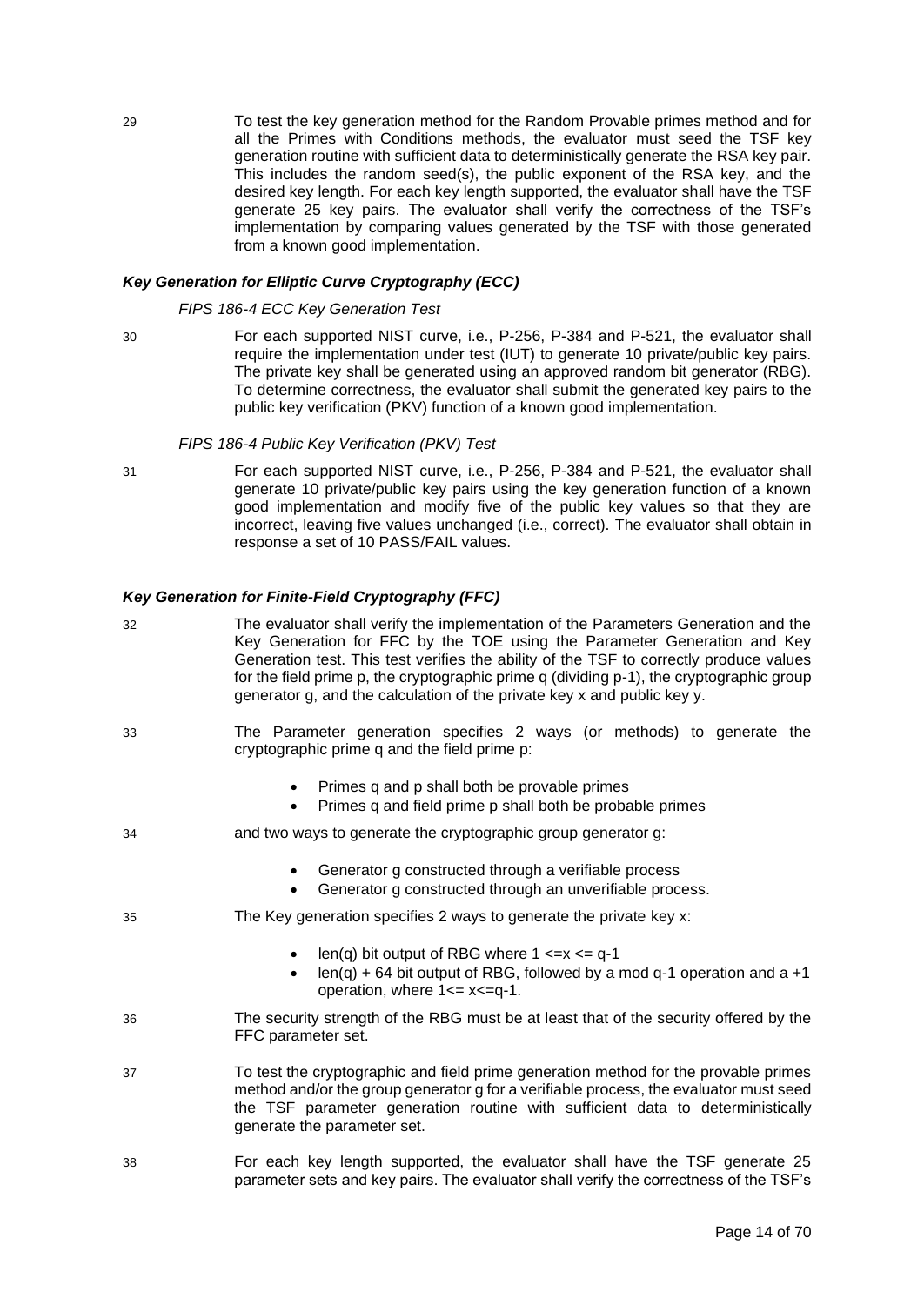29 To test the key generation method for the Random Provable primes method and for all the Primes with Conditions methods, the evaluator must seed the TSF key generation routine with sufficient data to deterministically generate the RSA key pair. This includes the random seed(s), the public exponent of the RSA key, and the desired key length. For each key length supported, the evaluator shall have the TSF generate 25 key pairs. The evaluator shall verify the correctness of the TSF's implementation by comparing values generated by the TSF with those generated from a known good implementation.

***Key Generation for Elliptic Curve Cryptography (ECC)***

*FIPS 186-4 ECC Key Generation Test*

30 For each supported NIST curve, i.e., P-256, P-384 and P-521, the evaluator shall require the implementation under test (IUT) to generate 10 private/public key pairs. The private key shall be generated using an approved random bit generator (RBG). To determine correctness, the evaluator shall submit the generated key pairs to the public key verification (PKV) function of a known good implementation.

*FIPS 186-4 Public Key Verification (PKV) Test*

31 For each supported NIST curve, i.e., P-256, P-384 and P-521, the evaluator shall generate 10 private/public key pairs using the key generation function of a known good implementation and modify five of the public key values so that they are incorrect, leaving five values unchanged (i.e., correct). The evaluator shall obtain in response a set of 10 PASS/FAIL values.

***Key Generation for Finite-Field Cryptography (FFC)***

32 The evaluator shall verify the implementation of the Parameters Generation and the Key Generation for FFC by the TOE using the Parameter Generation and Key Generation test. This test verifies the ability of the TSF to correctly produce values for the field prime p, the cryptographic prime q (dividing p-1), the cryptographic group generator g, and the calculation of the private key x and public key y.

33 The Parameter generation specifies 2 ways (or methods) to generate the cryptographic prime q and the field prime p:

- Primes q and p shall both be provable primes
- Primes q and field prime p shall both be probable primes

34 and two ways to generate the cryptographic group generator g:

- Generator g constructed through a verifiable process
- Generator g constructed through an unverifiable process.

35 The Key generation specifies 2 ways to generate the private key x:

- len(q) bit output of RBG where $1 <= x <= q-1$
- len(q) + 64 bit output of RBG, followed by a mod q-1 operation and a +1 operation, where $1 <= x <= q-1$.

36 The security strength of the RBG must be at least that of the security offered by the FFC parameter set.

37 To test the cryptographic and field prime generation method for the provable primes method and/or the group generator g for a verifiable process, the evaluator must seed the TSF parameter generation routine with sufficient data to deterministically generate the parameter set.

38 For each key length supported, the evaluator shall have the TSF generate 25 parameter sets and key pairs. The evaluator shall verify the correctness of the TSF's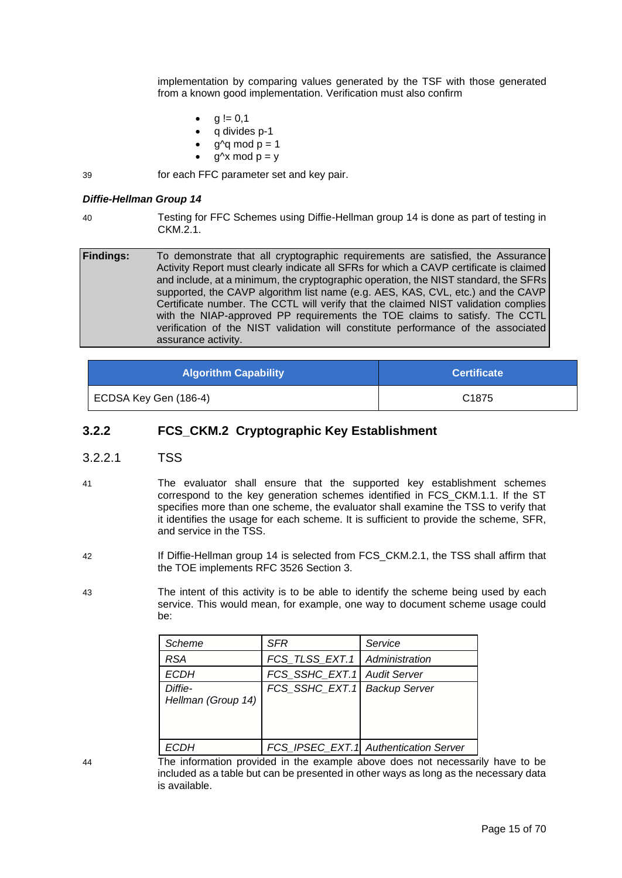implementation by comparing values generated by the TSF with those generated from a known good implementation. Verification must also confirm

- g != 0,1
- q divides p-1
- g^q mod p = 1
- g^x mod p = y

39 for each FFC parameter set and key pair.

***Diffie-Hellman Group 14***

40 Testing for FFC Schemes using Diffie-Hellman group 14 is done as part of testing in CKM.2.1.

| **Findings:** | To demonstrate that all cryptographic requirements are satisfied, the Assurance Activity Report must clearly indicate all SFRs for which a CAVP certificate is claimed and include, at a minimum, the cryptographic operation, the NIST standard, the SFRs supported, the CAVP algorithm list name (e.g. AES, KAS, CVL, etc.) and the CAVP Certificate number. The CCTL will verify that the claimed NIST validation complies with the NIAP-approved PP requirements the TOE claims to satisfy. The CCTL verification of the NIST validation will constitute performance of the associated assurance activity. |
|---|---|

| Algorithm Capability | Certificate |
|---|---|
| ECDSA Key Gen (186-4) | C1875 |

## 3.2.2 FCS_CKM.2 Cryptographic Key Establishment

### 3.2.2.1 TSS

41 The evaluator shall ensure that the supported key establishment schemes correspond to the key generation schemes identified in FCS_CKM.1.1. If the ST specifies more than one scheme, the evaluator shall examine the TSS to verify that it identifies the usage for each scheme. It is sufficient to provide the scheme, SFR, and service in the TSS.

42 If Diffie-Hellman group 14 is selected from FCS_CKM.2.1, the TSS shall affirm that the TOE implements RFC 3526 Section 3.

43 The intent of this activity is to be able to identify the scheme being used by each service. This would mean, for example, one way to document scheme usage could be:

| *Scheme* | *SFR* | *Service* |
|---|---|---|
| *RSA* | *FCS_TLSS_EXT.1* | *Administration* |
| *ECDH* | *FCS_SSHC_EXT.1* | *Audit Server* |
| *Diffie-Hellman (Group 14)* | *FCS_SSHC_EXT.1* | *Backup Server* |
| *ECDH* | *FCS_IPSEC_EXT.1* | *Authentication Server* |

44 The information provided in the example above does not necessarily have to be included as a table but can be presented in other ways as long as the necessary data is available.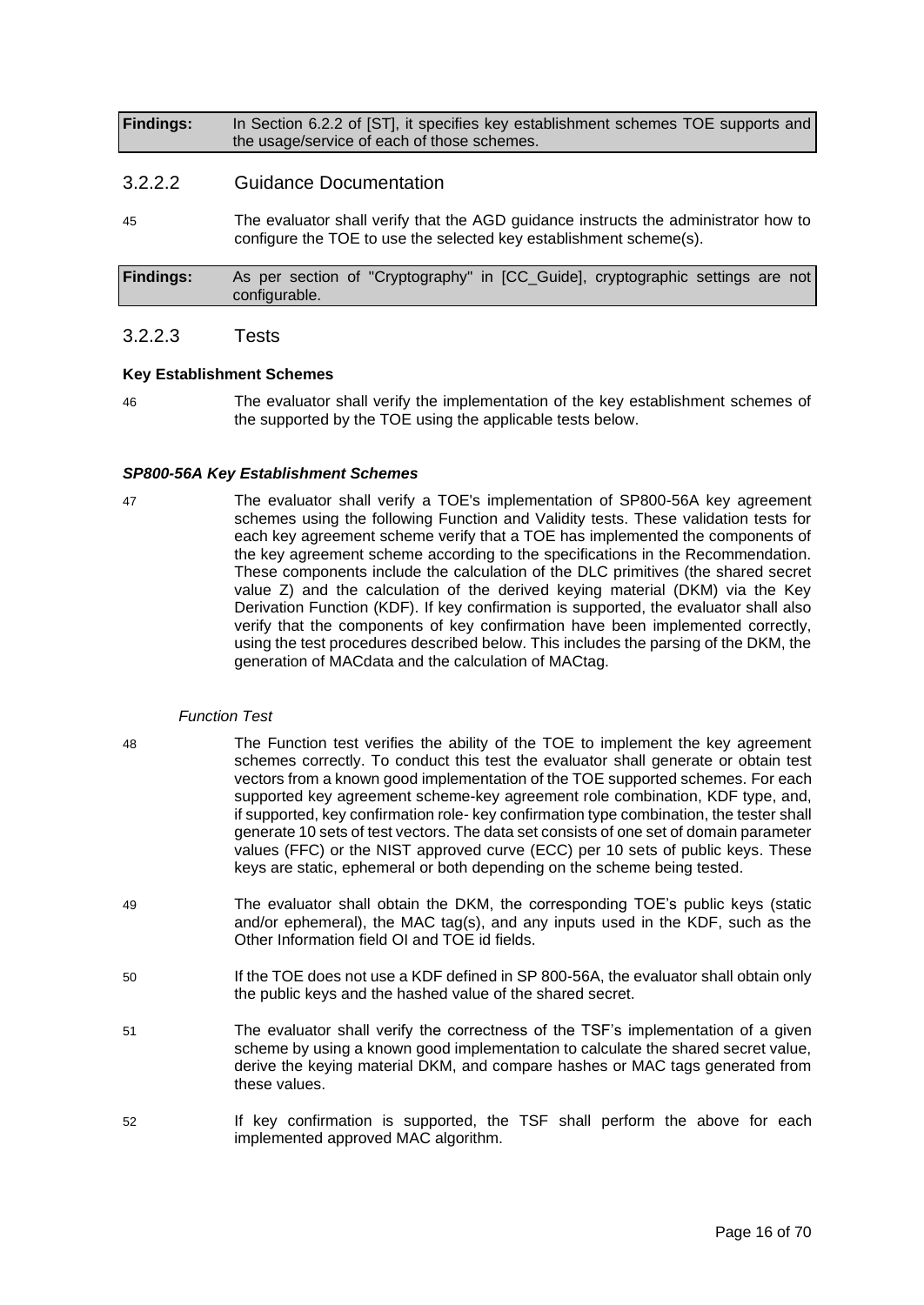| Findings: | In Section 6.2.2 of [ST], it specifies key establishment schemes TOE supports and the usage/service of each of those schemes. |
|---|---|

### 3.2.2.2 Guidance Documentation

45 The evaluator shall verify that the AGD guidance instructs the administrator how to configure the TOE to use the selected key establishment scheme(s).

| Findings: | As per section of "Cryptography" in [CC_Guide], cryptographic settings are not configurable. |
|---|---|

### 3.2.2.3 Tests

**Key Establishment Schemes**

46 The evaluator shall verify the implementation of the key establishment schemes of the supported by the TOE using the applicable tests below.

***SP800-56A Key Establishment Schemes***

47 The evaluator shall verify a TOE's implementation of SP800-56A key agreement schemes using the following Function and Validity tests. These validation tests for each key agreement scheme verify that a TOE has implemented the components of the key agreement scheme according to the specifications in the Recommendation. These components include the calculation of the DLC primitives (the shared secret value Z) and the calculation of the derived keying material (DKM) via the Key Derivation Function (KDF). If key confirmation is supported, the evaluator shall also verify that the components of key confirmation have been implemented correctly, using the test procedures described below. This includes the parsing of the DKM, the generation of MACdata and the calculation of MACtag.

*Function Test*

48 The Function test verifies the ability of the TOE to implement the key agreement schemes correctly. To conduct this test the evaluator shall generate or obtain test vectors from a known good implementation of the TOE supported schemes. For each supported key agreement scheme-key agreement role combination, KDF type, and, if supported, key confirmation role- key confirmation type combination, the tester shall generate 10 sets of test vectors. The data set consists of one set of domain parameter values (FFC) or the NIST approved curve (ECC) per 10 sets of public keys. These keys are static, ephemeral or both depending on the scheme being tested.

49 The evaluator shall obtain the DKM, the corresponding TOE's public keys (static and/or ephemeral), the MAC tag(s), and any inputs used in the KDF, such as the Other Information field OI and TOE id fields.

50 If the TOE does not use a KDF defined in SP 800-56A, the evaluator shall obtain only the public keys and the hashed value of the shared secret.

51 The evaluator shall verify the correctness of the TSF's implementation of a given scheme by using a known good implementation to calculate the shared secret value, derive the keying material DKM, and compare hashes or MAC tags generated from these values.

52 If key confirmation is supported, the TSF shall perform the above for each implemented approved MAC algorithm.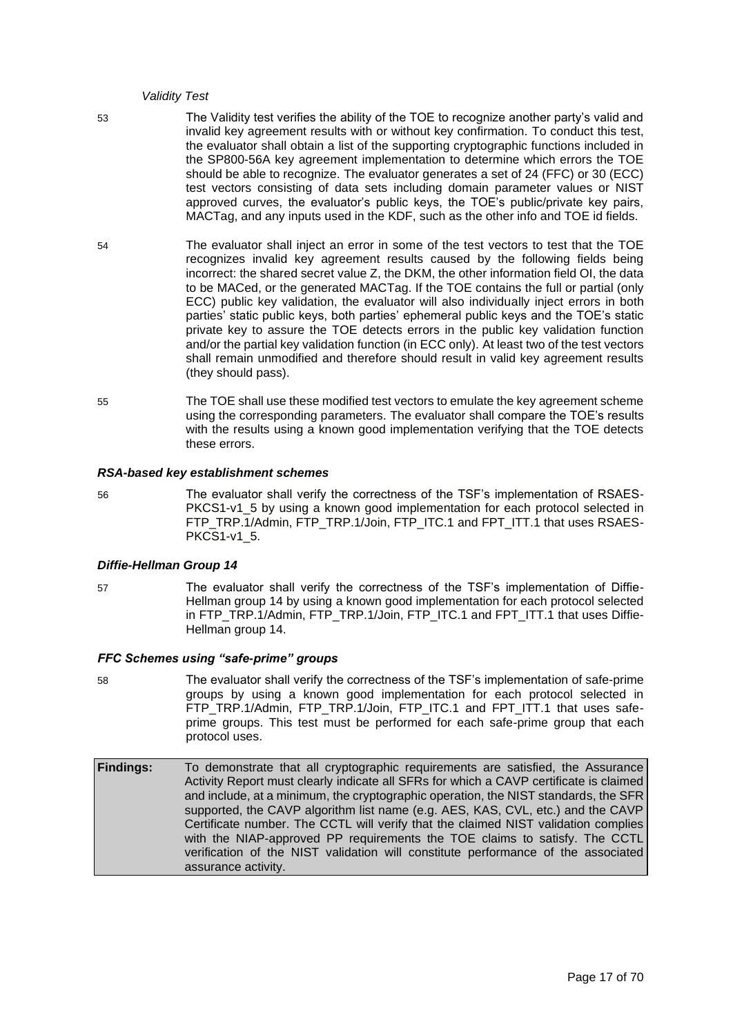*Validity Test*

53 The Validity test verifies the ability of the TOE to recognize another party's valid and invalid key agreement results with or without key confirmation. To conduct this test, the evaluator shall obtain a list of the supporting cryptographic functions included in the SP800-56A key agreement implementation to determine which errors the TOE should be able to recognize. The evaluator generates a set of 24 (FFC) or 30 (ECC) test vectors consisting of data sets including domain parameter values or NIST approved curves, the evaluator's public keys, the TOE's public/private key pairs, MACTag, and any inputs used in the KDF, such as the other info and TOE id fields.

54 The evaluator shall inject an error in some of the test vectors to test that the TOE recognizes invalid key agreement results caused by the following fields being incorrect: the shared secret value Z, the DKM, the other information field OI, the data to be MACed, or the generated MACTag. If the TOE contains the full or partial (only ECC) public key validation, the evaluator will also individually inject errors in both parties' static public keys, both parties' ephemeral public keys and the TOE's static private key to assure the TOE detects errors in the public key validation function and/or the partial key validation function (in ECC only). At least two of the test vectors shall remain unmodified and therefore should result in valid key agreement results (they should pass).

55 The TOE shall use these modified test vectors to emulate the key agreement scheme using the corresponding parameters. The evaluator shall compare the TOE's results with the results using a known good implementation verifying that the TOE detects these errors.

### *RSA-based key establishment schemes*

56 The evaluator shall verify the correctness of the TSF's implementation of RSAES-PKCS1-v1_5 by using a known good implementation for each protocol selected in FTP_TRP.1/Admin, FTP_TRP.1/Join, FTP_ITC.1 and FPT_ITT.1 that uses RSAES-PKCS1-v1_5.

### *Diffie-Hellman Group 14*

57 The evaluator shall verify the correctness of the TSF's implementation of Diffie-Hellman group 14 by using a known good implementation for each protocol selected in FTP_TRP.1/Admin, FTP_TRP.1/Join, FTP_ITC.1 and FPT_ITT.1 that uses Diffie-Hellman group 14.

### *FFC Schemes using "safe-prime" groups*

58 The evaluator shall verify the correctness of the TSF's implementation of safe-prime groups by using a known good implementation for each protocol selected in FTP_TRP.1/Admin, FTP_TRP.1/Join, FTP_ITC.1 and FPT_ITT.1 that uses safe-prime groups. This test must be performed for each safe-prime group that each protocol uses.

| **Findings:** | To demonstrate that all cryptographic requirements are satisfied, the Assurance Activity Report must clearly indicate all SFRs for which a CAVP certificate is claimed and include, at a minimum, the cryptographic operation, the NIST standards, the SFR supported, the CAVP algorithm list name (e.g. AES, KAS, CVL, etc.) and the CAVP Certificate number. The CCTL will verify that the claimed NIST validation complies with the NIAP-approved PP requirements the TOE claims to satisfy. The CCTL verification of the NIST validation will constitute performance of the associated assurance activity. |
|---|---|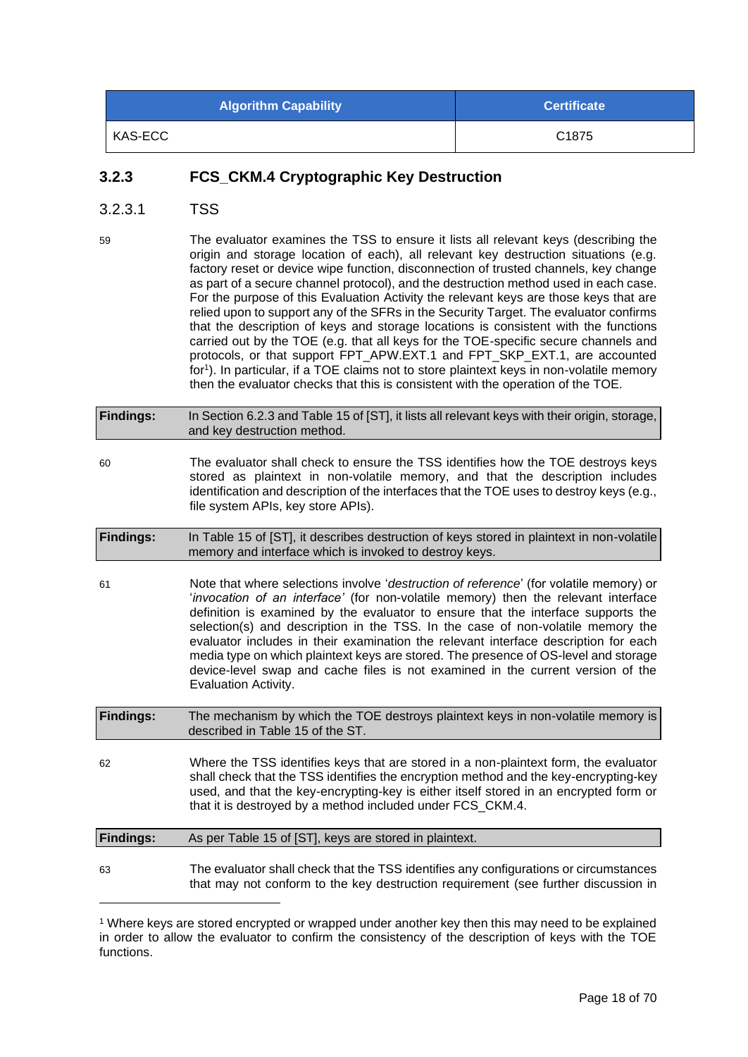| Algorithm Capability | Certificate |
| --- | --- |
| KAS-ECC | C1875 |

### 3.2.3 FCS_CKM.4 Cryptographic Key Destruction

#### 3.2.3.1 TSS

59 The evaluator examines the TSS to ensure it lists all relevant keys (describing the origin and storage location of each), all relevant key destruction situations (e.g. factory reset or device wipe function, disconnection of trusted channels, key change as part of a secure channel protocol), and the destruction method used in each case. For the purpose of this Evaluation Activity the relevant keys are those keys that are relied upon to support any of the SFRs in the Security Target. The evaluator confirms that the description of keys and storage locations is consistent with the functions carried out by the TOE (e.g. that all keys for the TOE-specific secure channels and protocols, or that support FPT_APW.EXT.1 and FPT_SKP_EXT.1, are accounted for[1]). In particular, if a TOE claims not to store plaintext keys in non-volatile memory then the evaluator checks that this is consistent with the operation of the TOE.

| **Findings:** | In Section 6.2.3 and Table 15 of [ST], it lists all relevant keys with their origin, storage, and key destruction method. |
| --- | --- |

60 The evaluator shall check to ensure the TSS identifies how the TOE destroys keys stored as plaintext in non-volatile memory, and that the description includes identification and description of the interfaces that the TOE uses to destroy keys (e.g., file system APIs, key store APIs).

| **Findings:** | In Table 15 of [ST], it describes destruction of keys stored in plaintext in non-volatile memory and interface which is invoked to destroy keys. |
| --- | --- |

61 Note that where selections involve '*destruction of reference*' (for volatile memory) or '*invocation of an interface'* (for non-volatile memory) then the relevant interface definition is examined by the evaluator to ensure that the interface supports the selection(s) and description in the TSS. In the case of non-volatile memory the evaluator includes in their examination the relevant interface description for each media type on which plaintext keys are stored. The presence of OS-level and storage device-level swap and cache files is not examined in the current version of the Evaluation Activity.

| **Findings:** | The mechanism by which the TOE destroys plaintext keys in non-volatile memory is described in Table 15 of the ST. |
| --- | --- |

62 Where the TSS identifies keys that are stored in a non-plaintext form, the evaluator shall check that the TSS identifies the encryption method and the key-encrypting-key used, and that the key-encrypting-key is either itself stored in an encrypted form or that it is destroyed by a method included under FCS_CKM.4.

| **Findings:** | As per Table 15 of [ST], keys are stored in plaintext. |
| --- | --- |

63 The evaluator shall check that the TSS identifies any configurations or circumstances that may not conform to the key destruction requirement (see further discussion in

[1] Where keys are stored encrypted or wrapped under another key then this may need to be explained in order to allow the evaluator to confirm the consistency of the description of keys with the TOE functions.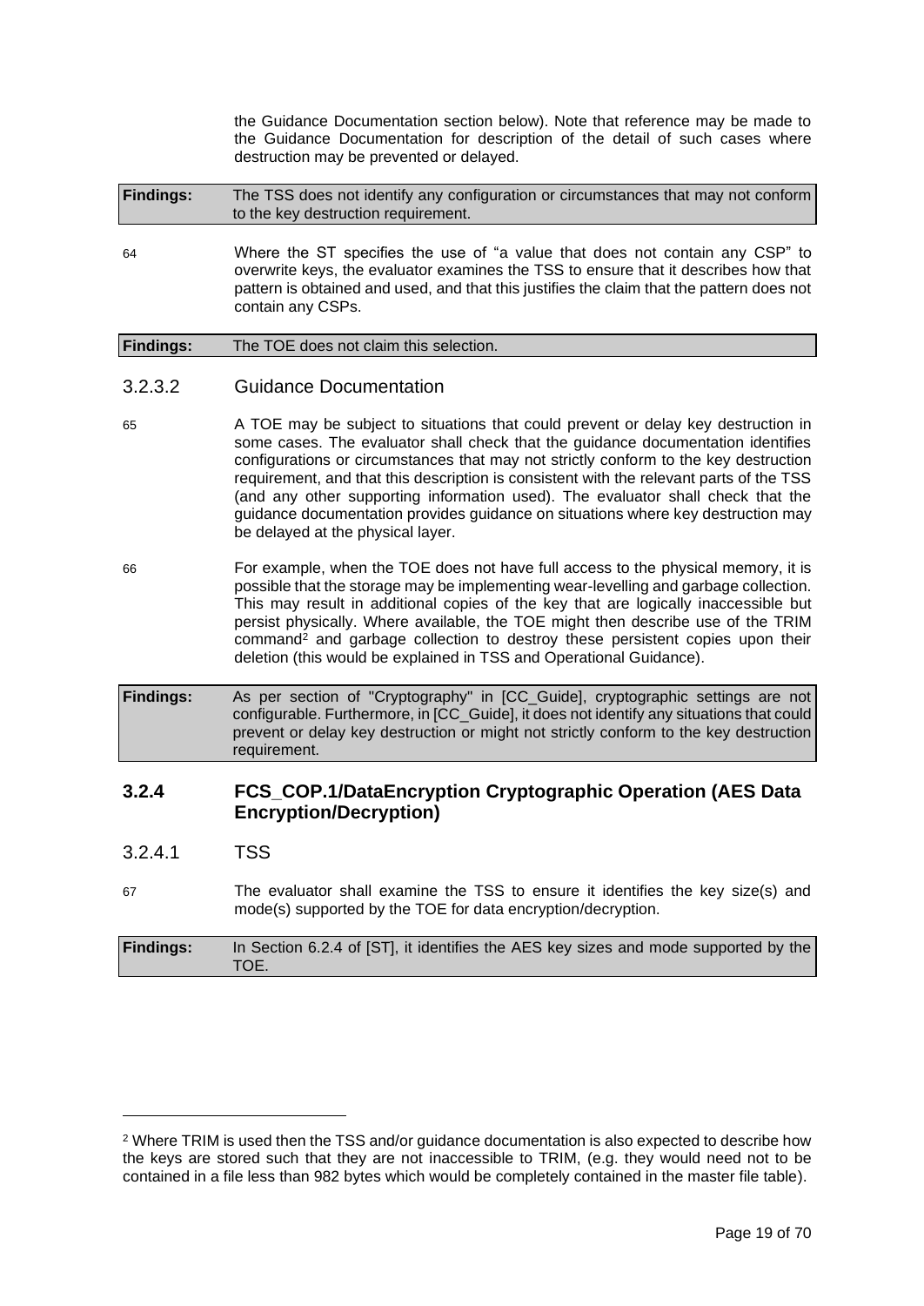the Guidance Documentation section below). Note that reference may be made to the Guidance Documentation for description of the detail of such cases where destruction may be prevented or delayed.

**Findings:** The TSS does not identify any configuration or circumstances that may not conform to the key destruction requirement.

64 Where the ST specifies the use of "a value that does not contain any CSP" to overwrite keys, the evaluator examines the TSS to ensure that it describes how that pattern is obtained and used, and that this justifies the claim that the pattern does not contain any CSPs.

**Findings:** The TOE does not claim this selection.

#### 3.2.3.2 Guidance Documentation

65 A TOE may be subject to situations that could prevent or delay key destruction in some cases. The evaluator shall check that the guidance documentation identifies configurations or circumstances that may not strictly conform to the key destruction requirement, and that this description is consistent with the relevant parts of the TSS (and any other supporting information used). The evaluator shall check that the guidance documentation provides guidance on situations where key destruction may be delayed at the physical layer.

66 For example, when the TOE does not have full access to the physical memory, it is possible that the storage may be implementing wear-levelling and garbage collection. This may result in additional copies of the key that are logically inaccessible but persist physically. Where available, the TOE might then describe use of the TRIM command[2] and garbage collection to destroy these persistent copies upon their deletion (this would be explained in TSS and Operational Guidance).

**Findings:** As per section of "Cryptography" in [CC_Guide], cryptographic settings are not configurable. Furthermore, in [CC_Guide], it does not identify any situations that could prevent or delay key destruction or might not strictly conform to the key destruction requirement.

### 3.2.4 FCS_COP.1/DataEncryption Cryptographic Operation (AES Data Encryption/Decryption)

#### 3.2.4.1 TSS

67 The evaluator shall examine the TSS to ensure it identifies the key size(s) and mode(s) supported by the TOE for data encryption/decryption.

**Findings:** In Section 6.2.4 of [ST], it identifies the AES key sizes and mode supported by the TOE.

---

[2] Where TRIM is used then the TSS and/or guidance documentation is also expected to describe how the keys are stored such that they are not inaccessible to TRIM, (e.g. they would need not to be contained in a file less than 982 bytes which would be completely contained in the master file table).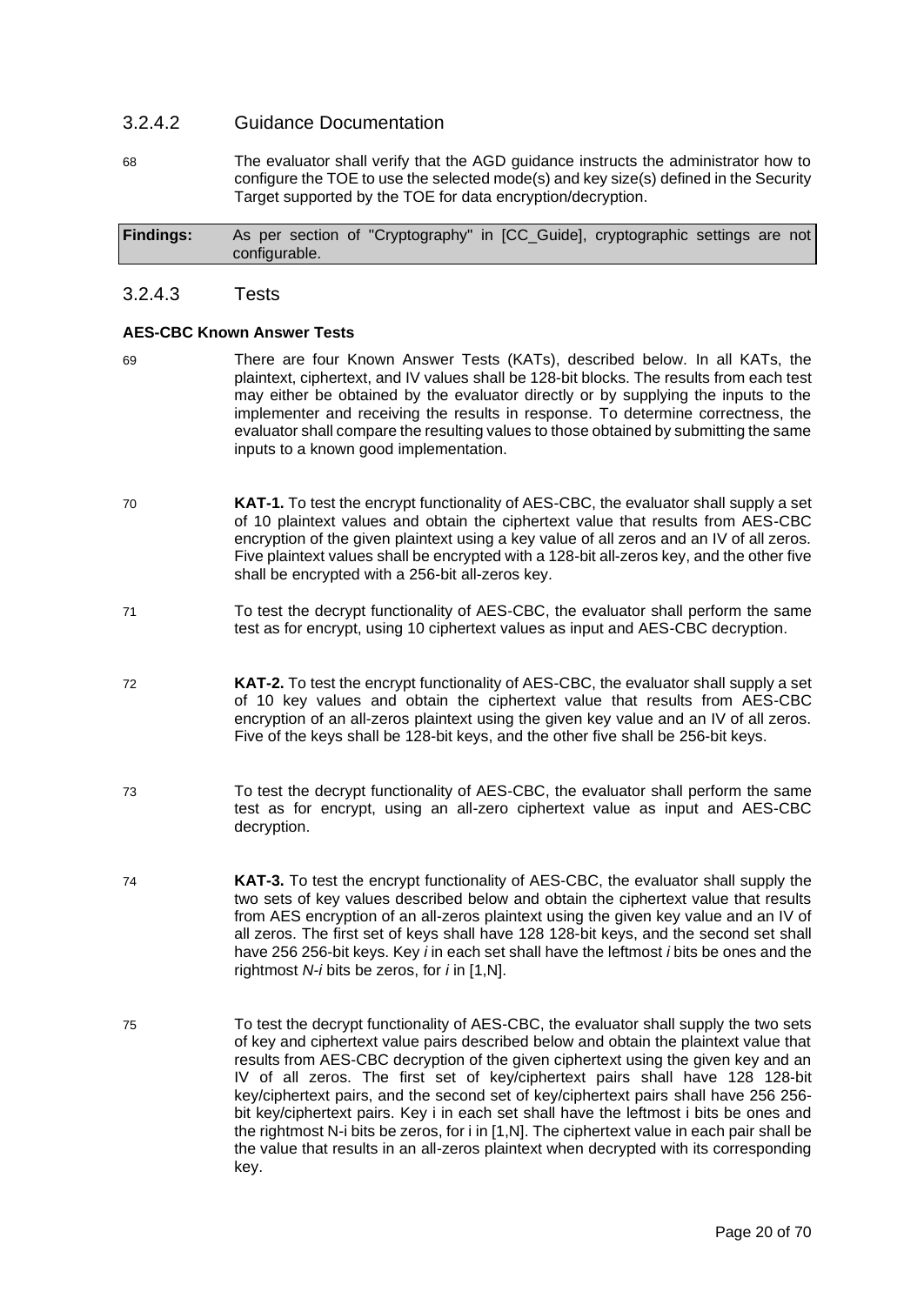### 3.2.4.2 Guidance Documentation

68 The evaluator shall verify that the AGD guidance instructs the administrator how to configure the TOE to use the selected mode(s) and key size(s) defined in the Security Target supported by the TOE for data encryption/decryption.

| **Findings:** | As per section of "Cryptography" in [CC_Guide], cryptographic settings are not configurable. |
|---|---|

### 3.2.4.3 Tests

**AES-CBC Known Answer Tests**

69 There are four Known Answer Tests (KATs), described below. In all KATs, the plaintext, ciphertext, and IV values shall be 128-bit blocks. The results from each test may either be obtained by the evaluator directly or by supplying the inputs to the implementer and receiving the results in response. To determine correctness, the evaluator shall compare the resulting values to those obtained by submitting the same inputs to a known good implementation.

70 **KAT-1.** To test the encrypt functionality of AES-CBC, the evaluator shall supply a set of 10 plaintext values and obtain the ciphertext value that results from AES-CBC encryption of the given plaintext using a key value of all zeros and an IV of all zeros. Five plaintext values shall be encrypted with a 128-bit all-zeros key, and the other five shall be encrypted with a 256-bit all-zeros key.

71 To test the decrypt functionality of AES-CBC, the evaluator shall perform the same test as for encrypt, using 10 ciphertext values as input and AES-CBC decryption.

72 **KAT-2.** To test the encrypt functionality of AES-CBC, the evaluator shall supply a set of 10 key values and obtain the ciphertext value that results from AES-CBC encryption of an all-zeros plaintext using the given key value and an IV of all zeros. Five of the keys shall be 128-bit keys, and the other five shall be 256-bit keys.

73 To test the decrypt functionality of AES-CBC, the evaluator shall perform the same test as for encrypt, using an all-zero ciphertext value as input and AES-CBC decryption.

74 **KAT-3.** To test the encrypt functionality of AES-CBC, the evaluator shall supply the two sets of key values described below and obtain the ciphertext value that results from AES encryption of an all-zeros plaintext using the given key value and an IV of all zeros. The first set of keys shall have 128 128-bit keys, and the second set shall have 256 256-bit keys. Key *i* in each set shall have the leftmost *i* bits be ones and the rightmost *N-i* bits be zeros, for *i* in [1,N].

75 To test the decrypt functionality of AES-CBC, the evaluator shall supply the two sets of key and ciphertext value pairs described below and obtain the plaintext value that results from AES-CBC decryption of the given ciphertext using the given key and an IV of all zeros. The first set of key/ciphertext pairs shall have 128 128-bit key/ciphertext pairs, and the second set of key/ciphertext pairs shall have 256 256-bit key/ciphertext pairs. Key i in each set shall have the leftmost i bits be ones and the rightmost N-i bits be zeros, for i in [1,N]. The ciphertext value in each pair shall be the value that results in an all-zeros plaintext when decrypted with its corresponding key.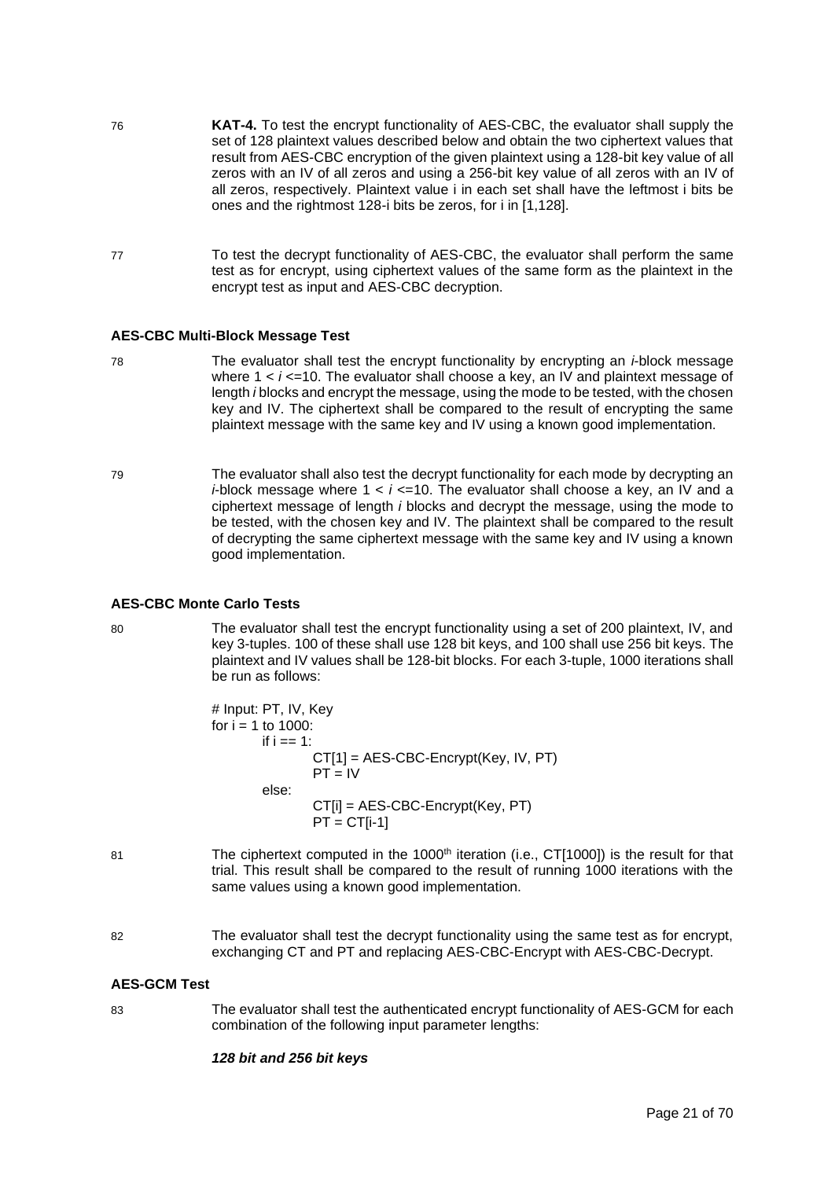76 **KAT-4.** To test the encrypt functionality of AES-CBC, the evaluator shall supply the set of 128 plaintext values described below and obtain the two ciphertext values that result from AES-CBC encryption of the given plaintext using a 128-bit key value of all zeros with an IV of all zeros and using a 256-bit key value of all zeros with an IV of all zeros, respectively. Plaintext value i in each set shall have the leftmost i bits be ones and the rightmost 128-i bits be zeros, for i in [1,128].

77 To test the decrypt functionality of AES-CBC, the evaluator shall perform the same test as for encrypt, using ciphertext values of the same form as the plaintext in the encrypt test as input and AES-CBC decryption.

### AES-CBC Multi-Block Message Test

78 The evaluator shall test the encrypt functionality by encrypting an *i*-block message where $1 < i \leq 10$. The evaluator shall choose a key, an IV and plaintext message of length *i* blocks and encrypt the message, using the mode to be tested, with the chosen key and IV. The ciphertext shall be compared to the result of encrypting the same plaintext message with the same key and IV using a known good implementation.

79 The evaluator shall also test the decrypt functionality for each mode by decrypting an *i*-block message where $1 < i \leq 10$. The evaluator shall choose a key, an IV and a ciphertext message of length *i* blocks and decrypt the message, using the mode to be tested, with the chosen key and IV. The plaintext shall be compared to the result of decrypting the same ciphertext message with the same key and IV using a known good implementation.

### AES-CBC Monte Carlo Tests

80 The evaluator shall test the encrypt functionality using a set of 200 plaintext, IV, and key 3-tuples. 100 of these shall use 128 bit keys, and 100 shall use 256 bit keys. The plaintext and IV values shall be 128-bit blocks. For each 3-tuple, 1000 iterations shall be run as follows:

```
# Input: PT, IV, Key
for i = 1 to 1000:
    if i == 1:
        CT[1] = AES-CBC-Encrypt(Key, IV, PT)
        PT = IV
    else:
        CT[i] = AES-CBC-Encrypt(Key, PT)
        PT = CT[i-1]
```

81 The ciphertext computed in the 1000th iteration (i.e., CT[1000]) is the result for that trial. This result shall be compared to the result of running 1000 iterations with the same values using a known good implementation.

82 The evaluator shall test the decrypt functionality using the same test as for encrypt, exchanging CT and PT and replacing AES-CBC-Encrypt with AES-CBC-Decrypt.

### AES-GCM Test

83 The evaluator shall test the authenticated encrypt functionality of AES-GCM for each combination of the following input parameter lengths:

***128 bit and 256 bit keys***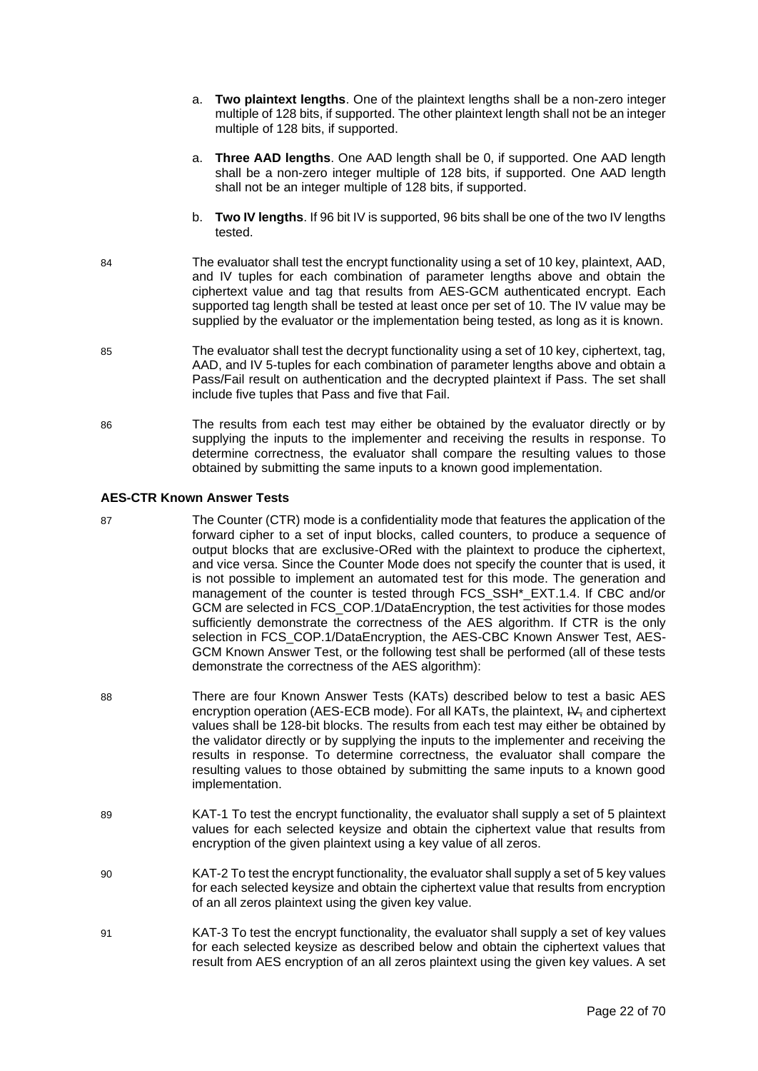a. **Two plaintext lengths**. One of the plaintext lengths shall be a non-zero integer multiple of 128 bits, if supported. The other plaintext length shall not be an integer multiple of 128 bits, if supported.

a. **Three AAD lengths**. One AAD length shall be 0, if supported. One AAD length shall be a non-zero integer multiple of 128 bits, if supported. One AAD length shall not be an integer multiple of 128 bits, if supported.

b. **Two IV lengths**. If 96 bit IV is supported, 96 bits shall be one of the two IV lengths tested.

84 The evaluator shall test the encrypt functionality using a set of 10 key, plaintext, AAD, and IV tuples for each combination of parameter lengths above and obtain the ciphertext value and tag that results from AES-GCM authenticated encrypt. Each supported tag length shall be tested at least once per set of 10. The IV value may be supplied by the evaluator or the implementation being tested, as long as it is known.

85 The evaluator shall test the decrypt functionality using a set of 10 key, ciphertext, tag, AAD, and IV 5-tuples for each combination of parameter lengths above and obtain a Pass/Fail result on authentication and the decrypted plaintext if Pass. The set shall include five tuples that Pass and five that Fail.

86 The results from each test may either be obtained by the evaluator directly or by supplying the inputs to the implementer and receiving the results in response. To determine correctness, the evaluator shall compare the resulting values to those obtained by submitting the same inputs to a known good implementation.

**AES-CTR Known Answer Tests**

87 The Counter (CTR) mode is a confidentiality mode that features the application of the forward cipher to a set of input blocks, called counters, to produce a sequence of output blocks that are exclusive-ORed with the plaintext to produce the ciphertext, and vice versa. Since the Counter Mode does not specify the counter that is used, it is not possible to implement an automated test for this mode. The generation and management of the counter is tested through FCS_SSH*_EXT.1.4. If CBC and/or GCM are selected in FCS_COP.1/DataEncryption, the test activities for those modes sufficiently demonstrate the correctness of the AES algorithm. If CTR is the only selection in FCS_COP.1/DataEncryption, the AES-CBC Known Answer Test, AES-GCM Known Answer Test, or the following test shall be performed (all of these tests demonstrate the correctness of the AES algorithm):

88 There are four Known Answer Tests (KATs) described below to test a basic AES encryption operation (AES-ECB mode). For all KATs, the plaintext, ~~IV,~~ and ciphertext values shall be 128-bit blocks. The results from each test may either be obtained by the validator directly or by supplying the inputs to the implementer and receiving the results in response. To determine correctness, the evaluator shall compare the resulting values to those obtained by submitting the same inputs to a known good implementation.

89 KAT-1 To test the encrypt functionality, the evaluator shall supply a set of 5 plaintext values for each selected keysize and obtain the ciphertext value that results from encryption of the given plaintext using a key value of all zeros.

90 KAT-2 To test the encrypt functionality, the evaluator shall supply a set of 5 key values for each selected keysize and obtain the ciphertext value that results from encryption of an all zeros plaintext using the given key value.

91 KAT-3 To test the encrypt functionality, the evaluator shall supply a set of key values for each selected keysize as described below and obtain the ciphertext values that result from AES encryption of an all zeros plaintext using the given key values. A set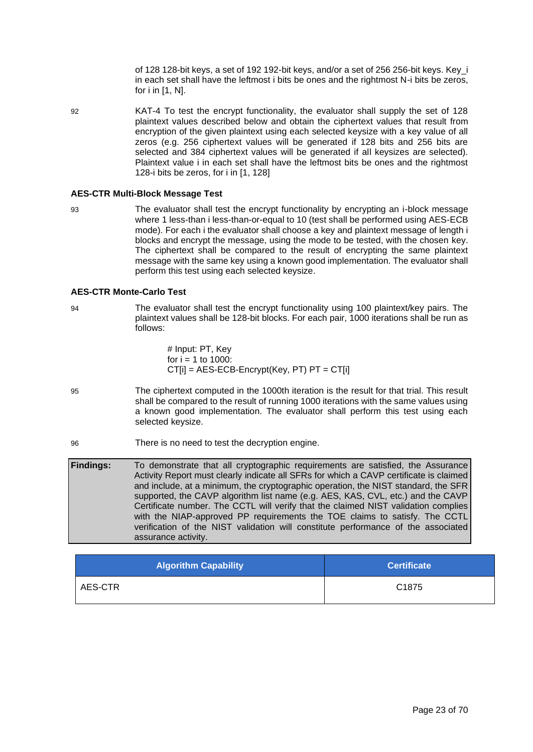of 128 128-bit keys, a set of 192 192-bit keys, and/or a set of 256 256-bit keys. Key_i in each set shall have the leftmost i bits be ones and the rightmost N-i bits be zeros, for i in [1, N].

92 KAT-4 To test the encrypt functionality, the evaluator shall supply the set of 128 plaintext values described below and obtain the ciphertext values that result from encryption of the given plaintext using each selected keysize with a key value of all zeros (e.g. 256 ciphertext values will be generated if 128 bits and 256 bits are selected and 384 ciphertext values will be generated if all keysizes are selected). Plaintext value i in each set shall have the leftmost bits be ones and the rightmost 128-i bits be zeros, for i in [1, 128]

### AES-CTR Multi-Block Message Test

93 The evaluator shall test the encrypt functionality by encrypting an i-block message where 1 less-than i less-than-or-equal to 10 (test shall be performed using AES-ECB mode). For each i the evaluator shall choose a key and plaintext message of length i blocks and encrypt the message, using the mode to be tested, with the chosen key. The ciphertext shall be compared to the result of encrypting the same plaintext message with the same key using a known good implementation. The evaluator shall perform this test using each selected keysize.

### AES-CTR Monte-Carlo Test

94 The evaluator shall test the encrypt functionality using 100 plaintext/key pairs. The plaintext values shall be 128-bit blocks. For each pair, 1000 iterations shall be run as follows:

```
# Input: PT, Key
for i = 1 to 1000:
CT[i] = AES-ECB-Encrypt(Key, PT) PT = CT[i]
```

95 The ciphertext computed in the 1000th iteration is the result for that trial. This result shall be compared to the result of running 1000 iterations with the same values using a known good implementation. The evaluator shall perform this test using each selected keysize.

96 There is no need to test the decryption engine.

| **Findings:** | To demonstrate that all cryptographic requirements are satisfied, the Assurance Activity Report must clearly indicate all SFRs for which a CAVP certificate is claimed and include, at a minimum, the cryptographic operation, the NIST standard, the SFR supported, the CAVP algorithm list name (e.g. AES, KAS, CVL, etc.) and the CAVP Certificate number. The CCTL will verify that the claimed NIST validation complies with the NIAP-approved PP requirements the TOE claims to satisfy. The CCTL verification of the NIST validation will constitute performance of the associated assurance activity. |
|---|---|

| Algorithm Capability | Certificate |
|---|---|
| AES-CTR | C1875 |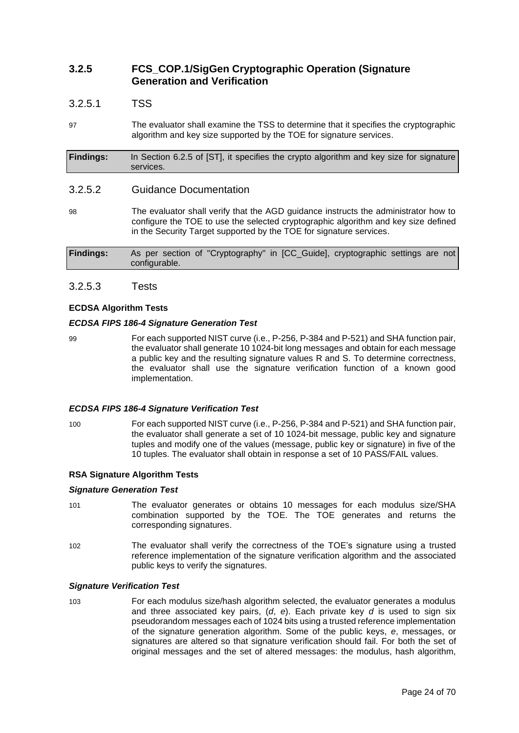### 3.2.5 FCS_COP.1/SigGen Cryptographic Operation (Signature Generation and Verification

#### 3.2.5.1 TSS

97 The evaluator shall examine the TSS to determine that it specifies the cryptographic algorithm and key size supported by the TOE for signature services.

| **Findings:** | In Section 6.2.5 of [ST], it specifies the crypto algorithm and key size for signature services. |
|---|---|

#### 3.2.5.2 Guidance Documentation

98 The evaluator shall verify that the AGD guidance instructs the administrator how to configure the TOE to use the selected cryptographic algorithm and key size defined in the Security Target supported by the TOE for signature services.

| **Findings:** | As per section of "Cryptography" in [CC_Guide], cryptographic settings are not configurable. |
|---|---|

#### 3.2.5.3 Tests

**ECDSA Algorithm Tests**

***ECDSA FIPS 186-4 Signature Generation Test***

99 For each supported NIST curve (i.e., P-256, P-384 and P-521) and SHA function pair, the evaluator shall generate 10 1024-bit long messages and obtain for each message a public key and the resulting signature values R and S. To determine correctness, the evaluator shall use the signature verification function of a known good implementation.

***ECDSA FIPS 186-4 Signature Verification Test***

100 For each supported NIST curve (i.e., P-256, P-384 and P-521) and SHA function pair, the evaluator shall generate a set of 10 1024-bit message, public key and signature tuples and modify one of the values (message, public key or signature) in five of the 10 tuples. The evaluator shall obtain in response a set of 10 PASS/FAIL values.

**RSA Signature Algorithm Tests**

***Signature Generation Test***

101 The evaluator generates or obtains 10 messages for each modulus size/SHA combination supported by the TOE. The TOE generates and returns the corresponding signatures.

102 The evaluator shall verify the correctness of the TOE's signature using a trusted reference implementation of the signature verification algorithm and the associated public keys to verify the signatures.

***Signature Verification Test***

103 For each modulus size/hash algorithm selected, the evaluator generates a modulus and three associated key pairs, ($d$, $e$). Each private key $d$ is used to sign six pseudorandom messages each of 1024 bits using a trusted reference implementation of the signature generation algorithm. Some of the public keys, $e$, messages, or signatures are altered so that signature verification should fail. For both the set of original messages and the set of altered messages: the modulus, hash algorithm,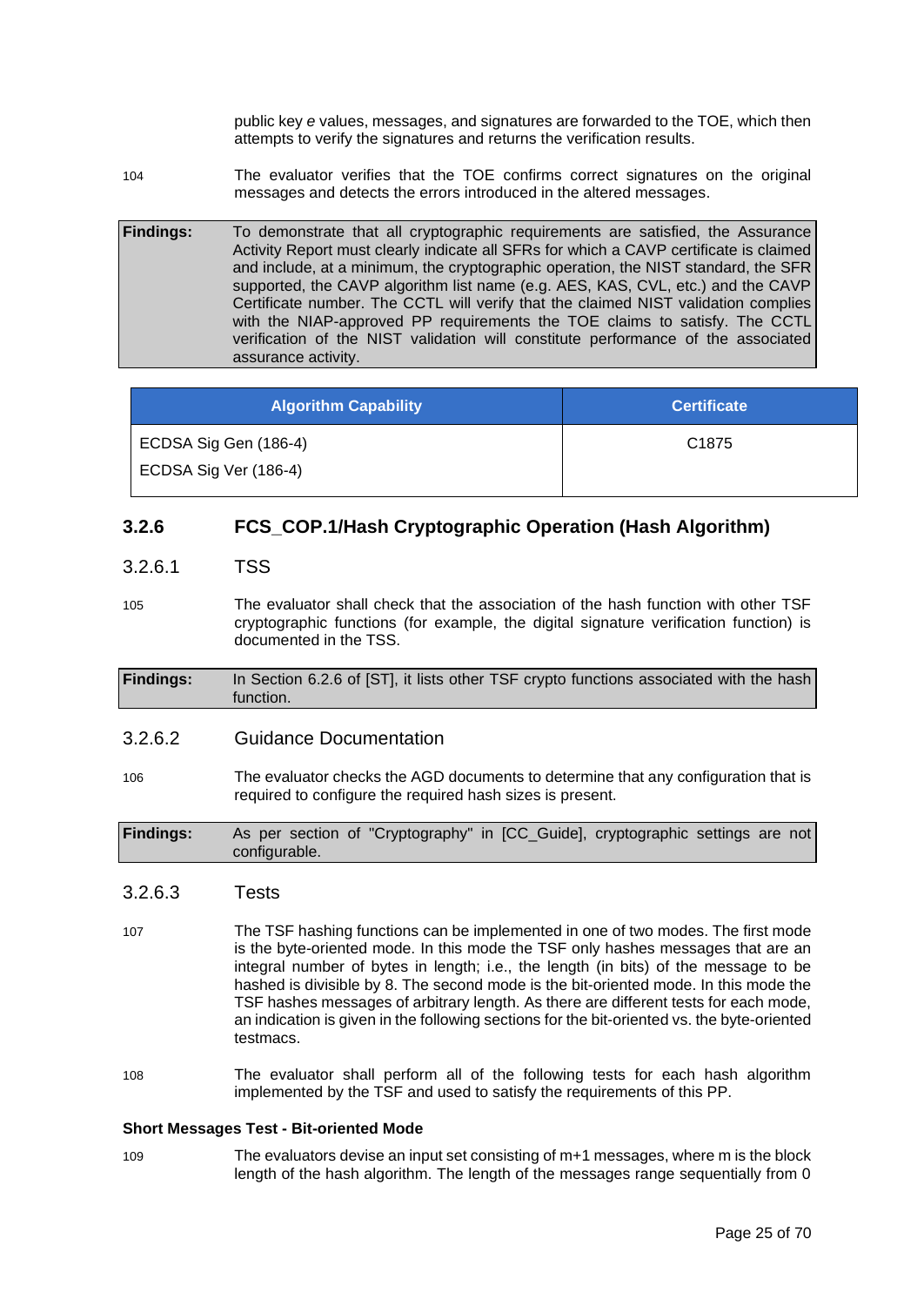public key *e* values, messages, and signatures are forwarded to the TOE, which then attempts to verify the signatures and returns the verification results.

104 The evaluator verifies that the TOE confirms correct signatures on the original messages and detects the errors introduced in the altered messages.

| **Findings:** | To demonstrate that all cryptographic requirements are satisfied, the Assurance Activity Report must clearly indicate all SFRs for which a CAVP certificate is claimed and include, at a minimum, the cryptographic operation, the NIST standard, the SFR supported, the CAVP algorithm list name (e.g. AES, KAS, CVL, etc.) and the CAVP Certificate number. The CCTL will verify that the claimed NIST validation complies with the NIAP-approved PP requirements the TOE claims to satisfy. The CCTL verification of the NIST validation will constitute performance of the associated assurance activity. |
|---|---|

| Algorithm Capability | Certificate |
|---|---|
| ECDSA Sig Gen (186-4)<br>ECDSA Sig Ver (186-4) | C1875 |

### 3.2.6 FCS_COP.1/Hash Cryptographic Operation (Hash Algorithm)

#### 3.2.6.1 TSS

105 The evaluator shall check that the association of the hash function with other TSF cryptographic functions (for example, the digital signature verification function) is documented in the TSS.

| **Findings:** | In Section 6.2.6 of [ST], it lists other TSF crypto functions associated with the hash function. |
|---|---|

#### 3.2.6.2 Guidance Documentation

106 The evaluator checks the AGD documents to determine that any configuration that is required to configure the required hash sizes is present.

| **Findings:** | As per section of "Cryptography" in [CC_Guide], cryptographic settings are not configurable. |
|---|---|

#### 3.2.6.3 Tests

107 The TSF hashing functions can be implemented in one of two modes. The first mode is the byte-oriented mode. In this mode the TSF only hashes messages that are an integral number of bytes in length; i.e., the length (in bits) of the message to be hashed is divisible by 8. The second mode is the bit-oriented mode. In this mode the TSF hashes messages of arbitrary length. As there are different tests for each mode, an indication is given in the following sections for the bit-oriented vs. the byte-oriented testmacs.

108 The evaluator shall perform all of the following tests for each hash algorithm implemented by the TSF and used to satisfy the requirements of this PP.

**Short Messages Test - Bit-oriented Mode**

109 The evaluators devise an input set consisting of m+1 messages, where m is the block length of the hash algorithm. The length of the messages range sequentially from 0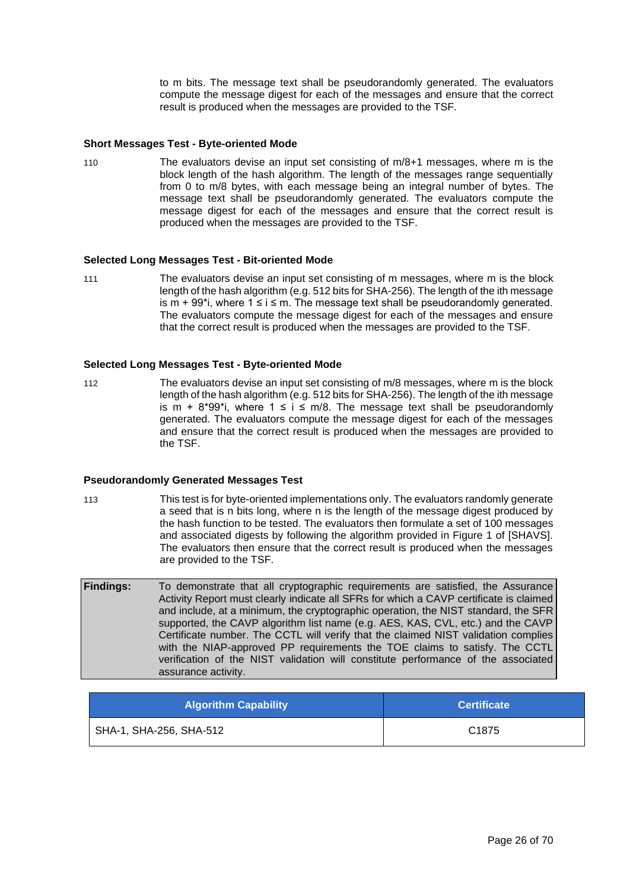to m bits. The message text shall be pseudorandomly generated. The evaluators compute the message digest for each of the messages and ensure that the correct result is produced when the messages are provided to the TSF.

**Short Messages Test - Byte-oriented Mode**

110 The evaluators devise an input set consisting of m/8+1 messages, where m is the block length of the hash algorithm. The length of the messages range sequentially from 0 to m/8 bytes, with each message being an integral number of bytes. The message text shall be pseudorandomly generated. The evaluators compute the message digest for each of the messages and ensure that the correct result is produced when the messages are provided to the TSF.

**Selected Long Messages Test - Bit-oriented Mode**

111 The evaluators devise an input set consisting of m messages, where m is the block length of the hash algorithm (e.g. 512 bits for SHA-256). The length of the ith message is m + 99*i, where 1 ≤ i ≤ m. The message text shall be pseudorandomly generated. The evaluators compute the message digest for each of the messages and ensure that the correct result is produced when the messages are provided to the TSF.

**Selected Long Messages Test - Byte-oriented Mode**

112 The evaluators devise an input set consisting of m/8 messages, where m is the block length of the hash algorithm (e.g. 512 bits for SHA-256). The length of the ith message is m + 8*99*i, where 1 ≤ i ≤ m/8. The message text shall be pseudorandomly generated. The evaluators compute the message digest for each of the messages and ensure that the correct result is produced when the messages are provided to the TSF.

**Pseudorandomly Generated Messages Test**

113 This test is for byte-oriented implementations only. The evaluators randomly generate a seed that is n bits long, where n is the length of the message digest produced by the hash function to be tested. The evaluators then formulate a set of 100 messages and associated digests by following the algorithm provided in Figure 1 of [SHAVS]. The evaluators then ensure that the correct result is produced when the messages are provided to the TSF.

**Findings:** To demonstrate that all cryptographic requirements are satisfied, the Assurance Activity Report must clearly indicate all SFRs for which a CAVP certificate is claimed and include, at a minimum, the cryptographic operation, the NIST standard, the SFR supported, the CAVP algorithm list name (e.g. AES, KAS, CVL, etc.) and the CAVP Certificate number. The CCTL will verify that the claimed NIST validation complies with the NIAP-approved PP requirements the TOE claims to satisfy. The CCTL verification of the NIST validation will constitute performance of the associated assurance activity.

| Algorithm Capability | Certificate |
|---|---|
| SHA-1, SHA-256, SHA-512 | C1875 |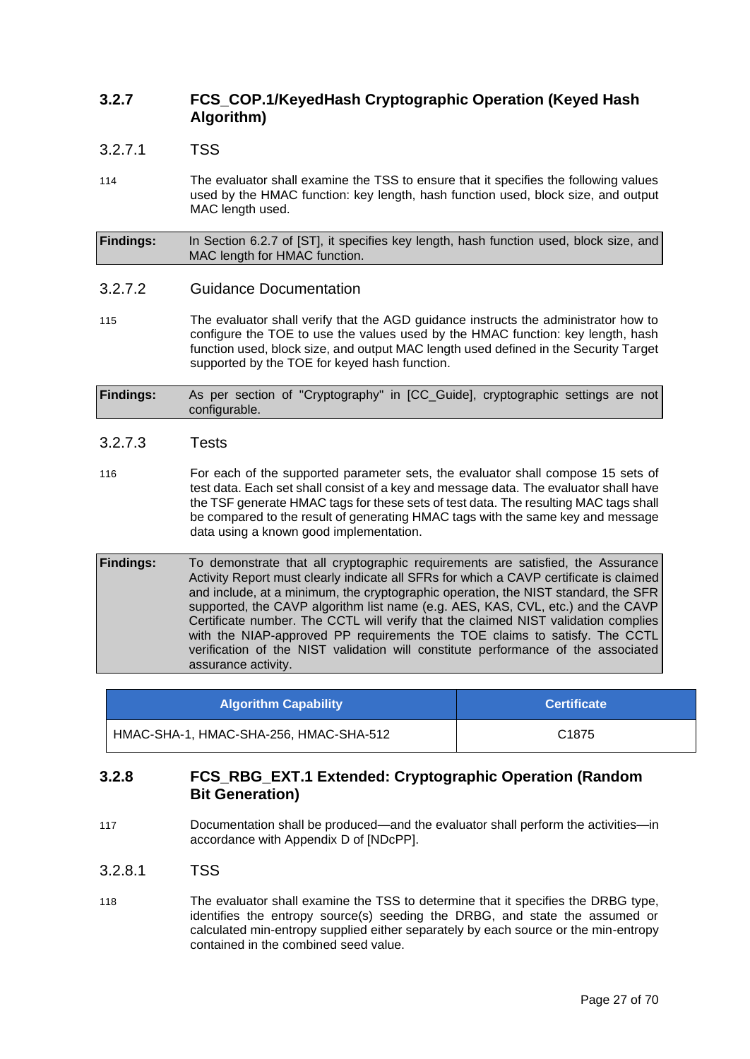### 3.2.7 FCS_COP.1/KeyedHash Cryptographic Operation (Keyed Hash Algorithm)

#### 3.2.7.1 TSS

114 The evaluator shall examine the TSS to ensure that it specifies the following values used by the HMAC function: key length, hash function used, block size, and output MAC length used.

| **Findings:** | In Section 6.2.7 of [ST], it specifies key length, hash function used, block size, and MAC length for HMAC function. |
|---|---|

#### 3.2.7.2 Guidance Documentation

115 The evaluator shall verify that the AGD guidance instructs the administrator how to configure the TOE to use the values used by the HMAC function: key length, hash function used, block size, and output MAC length used defined in the Security Target supported by the TOE for keyed hash function.

| **Findings:** | As per section of "Cryptography" in [CC_Guide], cryptographic settings are not configurable. |
|---|---|

#### 3.2.7.3 Tests

116 For each of the supported parameter sets, the evaluator shall compose 15 sets of test data. Each set shall consist of a key and message data. The evaluator shall have the TSF generate HMAC tags for these sets of test data. The resulting MAC tags shall be compared to the result of generating HMAC tags with the same key and message data using a known good implementation.

| **Findings:** | To demonstrate that all cryptographic requirements are satisfied, the Assurance Activity Report must clearly indicate all SFRs for which a CAVP certificate is claimed and include, at a minimum, the cryptographic operation, the NIST standard, the SFR supported, the CAVP algorithm list name (e.g. AES, KAS, CVL, etc.) and the CAVP Certificate number. The CCTL will verify that the claimed NIST validation complies with the NIAP-approved PP requirements the TOE claims to satisfy. The CCTL verification of the NIST validation will constitute performance of the associated assurance activity. |
|---|---|

| Algorithm Capability | Certificate |
|---|---|
| HMAC-SHA-1, HMAC-SHA-256, HMAC-SHA-512 | C1875 |

### 3.2.8 FCS_RBG_EXT.1 Extended: Cryptographic Operation (Random Bit Generation)

117 Documentation shall be produced—and the evaluator shall perform the activities—in accordance with Appendix D of [NDcPP].

#### 3.2.8.1 TSS

118 The evaluator shall examine the TSS to determine that it specifies the DRBG type, identifies the entropy source(s) seeding the DRBG, and state the assumed or calculated min-entropy supplied either separately by each source or the min-entropy contained in the combined seed value.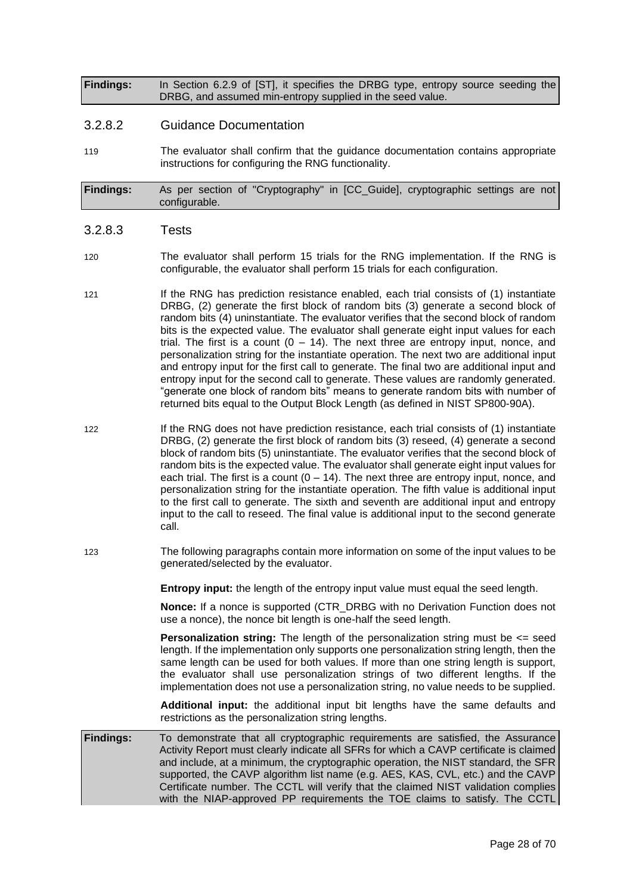| **Findings:** | In Section 6.2.9 of [ST], it specifies the DRBG type, entropy source seeding the DRBG, and assumed min-entropy supplied in the seed value. |
|---|---|

### 3.2.8.2 Guidance Documentation

119 The evaluator shall confirm that the guidance documentation contains appropriate instructions for configuring the RNG functionality.

| **Findings:** | As per section of "Cryptography" in [CC_Guide], cryptographic settings are not configurable. |
|---|---|

### 3.2.8.3 Tests

120 The evaluator shall perform 15 trials for the RNG implementation. If the RNG is configurable, the evaluator shall perform 15 trials for each configuration.

121 If the RNG has prediction resistance enabled, each trial consists of (1) instantiate DRBG, (2) generate the first block of random bits (3) generate a second block of random bits (4) uninstantiate. The evaluator verifies that the second block of random bits is the expected value. The evaluator shall generate eight input values for each trial. The first is a count (0 – 14). The next three are entropy input, nonce, and personalization string for the instantiate operation. The next two are additional input and entropy input for the first call to generate. The final two are additional input and entropy input for the second call to generate. These values are randomly generated. "generate one block of random bits" means to generate random bits with number of returned bits equal to the Output Block Length (as defined in NIST SP800-90A).

122 If the RNG does not have prediction resistance, each trial consists of (1) instantiate DRBG, (2) generate the first block of random bits (3) reseed, (4) generate a second block of random bits (5) uninstantiate. The evaluator verifies that the second block of random bits is the expected value. The evaluator shall generate eight input values for each trial. The first is a count (0 – 14). The next three are entropy input, nonce, and personalization string for the instantiate operation. The fifth value is additional input to the first call to generate. The sixth and seventh are additional input and entropy input to the call to reseed. The final value is additional input to the second generate call.

123 The following paragraphs contain more information on some of the input values to be generated/selected by the evaluator.

**Entropy input:** the length of the entropy input value must equal the seed length.

**Nonce:** If a nonce is supported (CTR_DRBG with no Derivation Function does not use a nonce), the nonce bit length is one-half the seed length.

**Personalization string:** The length of the personalization string must be <= seed length. If the implementation only supports one personalization string length, then the same length can be used for both values. If more than one string length is support, the evaluator shall use personalization strings of two different lengths. If the implementation does not use a personalization string, no value needs to be supplied.

**Additional input:** the additional input bit lengths have the same defaults and restrictions as the personalization string lengths.

| **Findings:** | To demonstrate that all cryptographic requirements are satisfied, the Assurance Activity Report must clearly indicate all SFRs for which a CAVP certificate is claimed and include, at a minimum, the cryptographic operation, the NIST standard, the SFR supported, the CAVP algorithm list name (e.g. AES, KAS, CVL, etc.) and the CAVP Certificate number. The CCTL will verify that the claimed NIST validation complies with the NIAP-approved PP requirements the TOE claims to satisfy. The CCTL |
|---|---|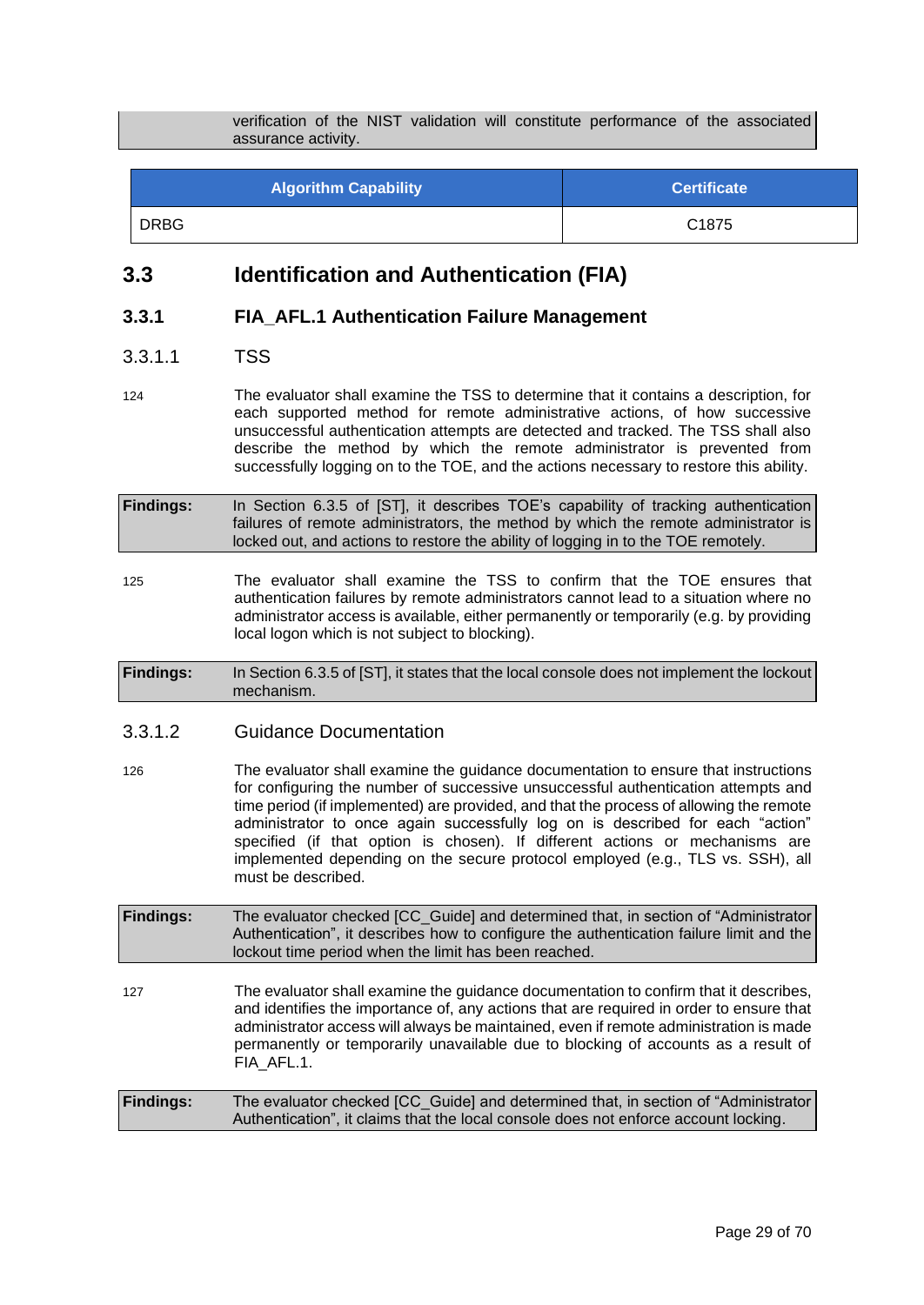verification of the NIST validation will constitute performance of the associated assurance activity.

| Algorithm Capability | Certificate |
|---|---|
| DRBG | C1875 |

## 3.3 Identification and Authentication (FIA)

### 3.3.1 FIA_AFL.1 Authentication Failure Management

#### 3.3.1.1 TSS

124 The evaluator shall examine the TSS to determine that it contains a description, for each supported method for remote administrative actions, of how successive unsuccessful authentication attempts are detected and tracked. The TSS shall also describe the method by which the remote administrator is prevented from successfully logging on to the TOE, and the actions necessary to restore this ability.

**Findings:** In Section 6.3.5 of [ST], it describes TOE's capability of tracking authentication failures of remote administrators, the method by which the remote administrator is locked out, and actions to restore the ability of logging in to the TOE remotely.

125 The evaluator shall examine the TSS to confirm that the TOE ensures that authentication failures by remote administrators cannot lead to a situation where no administrator access is available, either permanently or temporarily (e.g. by providing local logon which is not subject to blocking).

**Findings:** In Section 6.3.5 of [ST], it states that the local console does not implement the lockout mechanism.

#### 3.3.1.2 Guidance Documentation

126 The evaluator shall examine the guidance documentation to ensure that instructions for configuring the number of successive unsuccessful authentication attempts and time period (if implemented) are provided, and that the process of allowing the remote administrator to once again successfully log on is described for each "action" specified (if that option is chosen). If different actions or mechanisms are implemented depending on the secure protocol employed (e.g., TLS vs. SSH), all must be described.

**Findings:** The evaluator checked [CC_Guide] and determined that, in section of "Administrator Authentication", it describes how to configure the authentication failure limit and the lockout time period when the limit has been reached.

127 The evaluator shall examine the guidance documentation to confirm that it describes, and identifies the importance of, any actions that are required in order to ensure that administrator access will always be maintained, even if remote administration is made permanently or temporarily unavailable due to blocking of accounts as a result of FIA_AFL.1.

**Findings:** The evaluator checked [CC_Guide] and determined that, in section of "Administrator Authentication", it claims that the local console does not enforce account locking.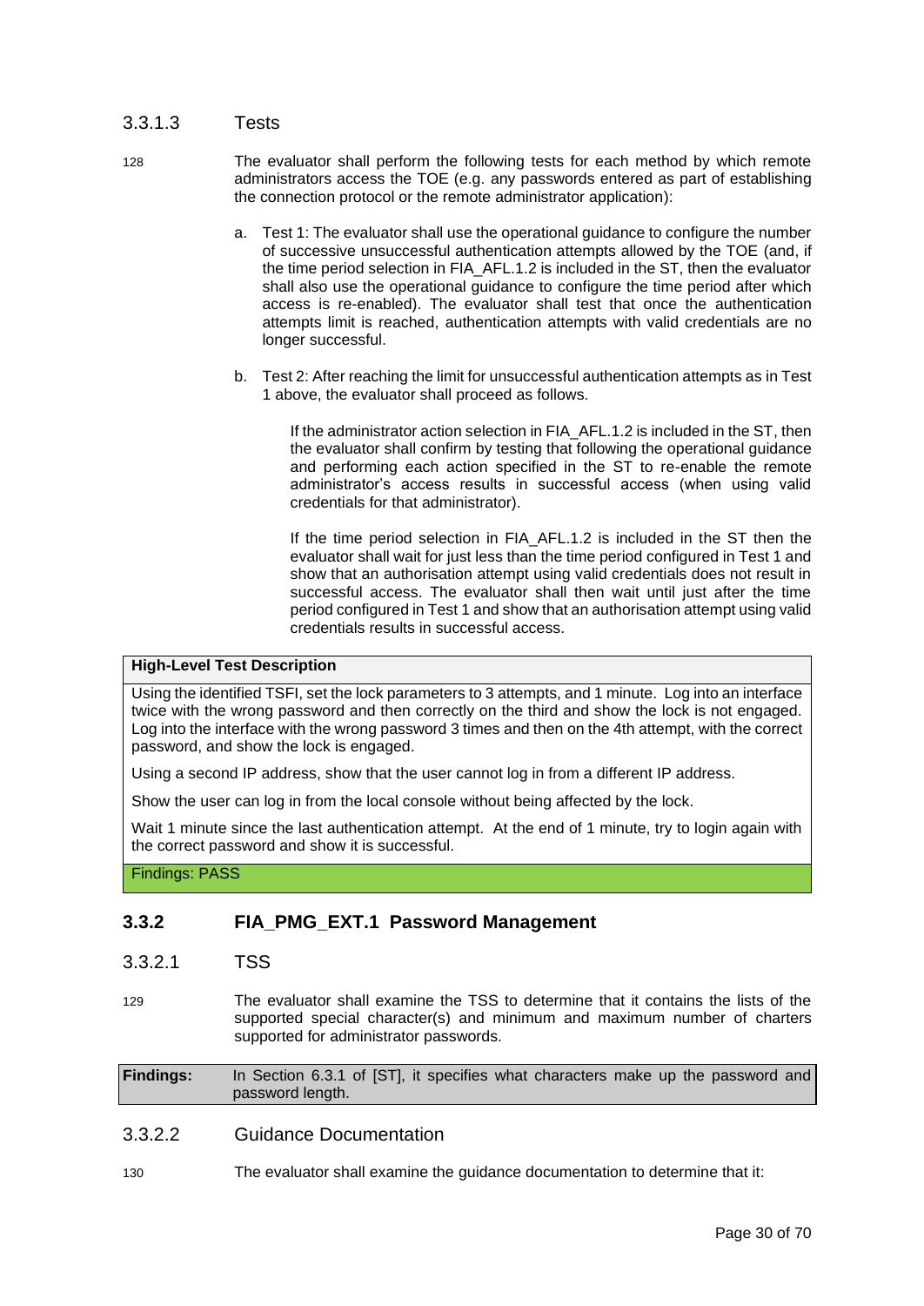#### 3.3.1.3 Tests

128 The evaluator shall perform the following tests for each method by which remote administrators access the TOE (e.g. any passwords entered as part of establishing the connection protocol or the remote administrator application):

a. Test 1: The evaluator shall use the operational guidance to configure the number of successive unsuccessful authentication attempts allowed by the TOE (and, if the time period selection in FIA_AFL.1.2 is included in the ST, then the evaluator shall also use the operational guidance to configure the time period after which access is re-enabled). The evaluator shall test that once the authentication attempts limit is reached, authentication attempts with valid credentials are no longer successful.

b. Test 2: After reaching the limit for unsuccessful authentication attempts as in Test 1 above, the evaluator shall proceed as follows.

   If the administrator action selection in FIA_AFL.1.2 is included in the ST, then the evaluator shall confirm by testing that following the operational guidance and performing each action specified in the ST to re-enable the remote administrator's access results in successful access (when using valid credentials for that administrator).

   If the time period selection in FIA_AFL.1.2 is included in the ST then the evaluator shall wait for just less than the time period configured in Test 1 and show that an authorisation attempt using valid credentials does not result in successful access. The evaluator shall then wait until just after the time period configured in Test 1 and show that an authorisation attempt using valid credentials results in successful access.

| **High-Level Test Description** |
|---|
| Using the identified TSFI, set the lock parameters to 3 attempts, and 1 minute. Log into an interface twice with the wrong password and then correctly on the third and show the lock is not engaged. Log into the interface with the wrong password 3 times and then on the 4th attempt, with the correct password, and show the lock is engaged.<br><br>Using a second IP address, show that the user cannot log in from a different IP address.<br><br>Show the user can log in from the local console without being affected by the lock.<br><br>Wait 1 minute since the last authentication attempt. At the end of 1 minute, try to login again with the correct password and show it is successful. |
| Findings: PASS |

### 3.3.2 FIA_PMG_EXT.1 Password Management

#### 3.3.2.1 TSS

129 The evaluator shall examine the TSS to determine that it contains the lists of the supported special character(s) and minimum and maximum number of charters supported for administrator passwords.

| **Findings:** | In Section 6.3.1 of [ST], it specifies what characters make up the password and password length. |
|---|---|

#### 3.3.2.2 Guidance Documentation

130 The evaluator shall examine the guidance documentation to determine that it: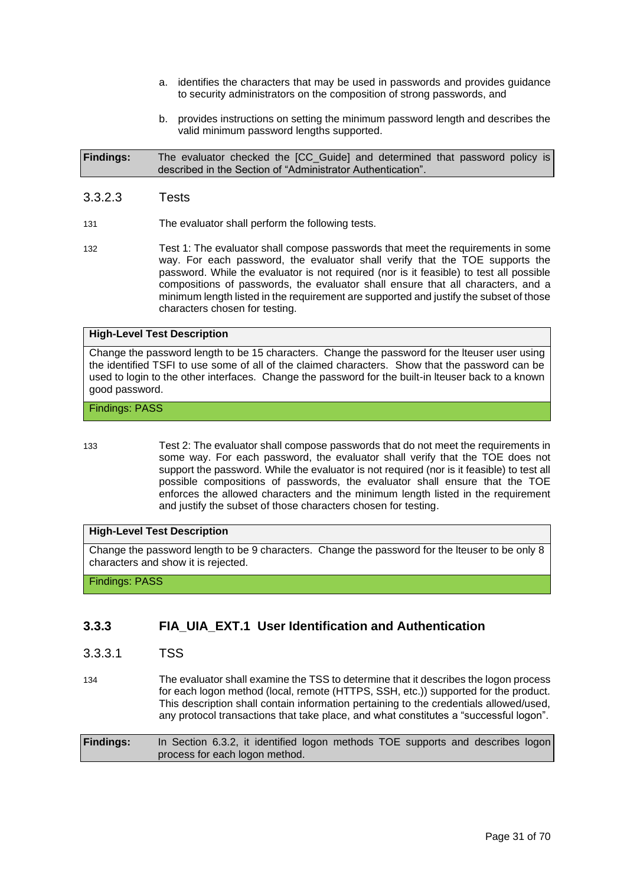a. identifies the characters that may be used in passwords and provides guidance to security administrators on the composition of strong passwords, and

b. provides instructions on setting the minimum password length and describes the valid minimum password lengths supported.

| **Findings:** | The evaluator checked the [CC_Guide] and determined that password policy is described in the Section of "Administrator Authentication". |
|---|---|

#### 3.3.2.3 Tests

131 The evaluator shall perform the following tests.

132 Test 1: The evaluator shall compose passwords that meet the requirements in some way. For each password, the evaluator shall verify that the TOE supports the password. While the evaluator is not required (nor is it feasible) to test all possible compositions of passwords, the evaluator shall ensure that all characters, and a minimum length listed in the requirement are supported and justify the subset of those characters chosen for testing.

| **High-Level Test Description** |
|---|
| Change the password length to be 15 characters. Change the password for the lteuser user using the identified TSFI to use some of all of the claimed characters. Show that the password can be used to login to the other interfaces. Change the password for the built-in lteuser back to a known good password. |
| Findings: PASS |

133 Test 2: The evaluator shall compose passwords that do not meet the requirements in some way. For each password, the evaluator shall verify that the TOE does not support the password. While the evaluator is not required (nor is it feasible) to test all possible compositions of passwords, the evaluator shall ensure the TOE enforces the allowed characters and the minimum length listed in the requirement and justify the subset of those characters chosen for testing.

| **High-Level Test Description** |
|---|
| Change the password length to be 9 characters. Change the password for the lteuser to be only 8 characters and show it is rejected. |
| Findings: PASS |

### 3.3.3 FIA_UIA_EXT.1 User Identification and Authentication

#### 3.3.3.1 TSS

134 The evaluator shall examine the TSS to determine that it describes the logon process for each logon method (local, remote (HTTPS, SSH, etc.)) supported for the product. This description shall contain information pertaining to the credentials allowed/used, any protocol transactions that take place, and what constitutes a "successful logon".

| **Findings:** | In Section 6.3.2, it identified logon methods TOE supports and describes logon process for each logon method. |
|---|---|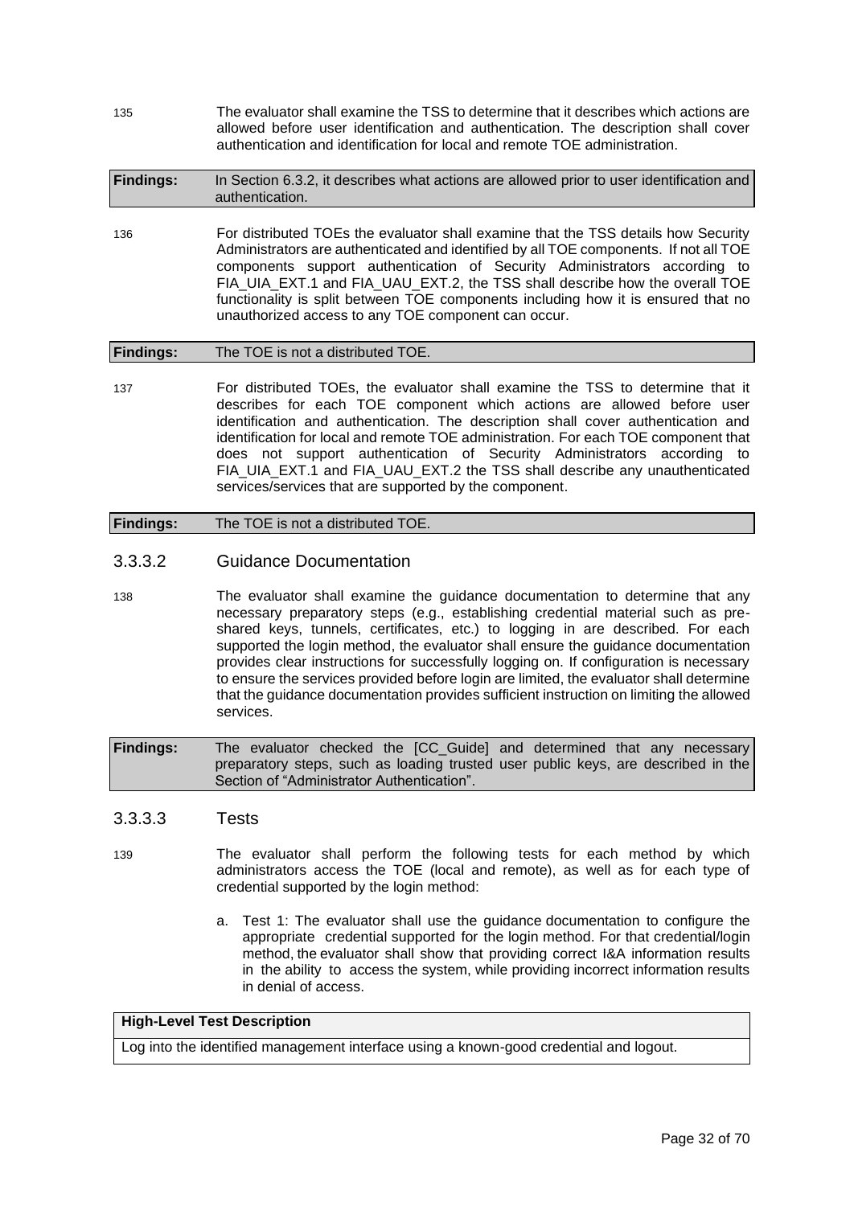135 The evaluator shall examine the TSS to determine that it describes which actions are allowed before user identification and authentication. The description shall cover authentication and identification for local and remote TOE administration.

| **Findings:** | In Section 6.3.2, it describes what actions are allowed prior to user identification and authentication. |
|---|---|

136 For distributed TOEs the evaluator shall examine that the TSS details how Security Administrators are authenticated and identified by all TOE components. If not all TOE components support authentication of Security Administrators according to FIA_UIA_EXT.1 and FIA_UAU_EXT.2, the TSS shall describe how the overall TOE functionality is split between TOE components including how it is ensured that no unauthorized access to any TOE component can occur.

| **Findings:** | The TOE is not a distributed TOE. |
|---|---|

137 For distributed TOEs, the evaluator shall examine the TSS to determine that it describes for each TOE component which actions are allowed before user identification and authentication. The description shall cover authentication and identification for local and remote TOE administration. For each TOE component that does not support authentication of Security Administrators according to FIA_UIA_EXT.1 and FIA_UAU_EXT.2 the TSS shall describe any unauthenticated services/services that are supported by the component.

| **Findings:** | The TOE is not a distributed TOE. |
|---|---|

### 3.3.3.2 Guidance Documentation

138 The evaluator shall examine the guidance documentation to determine that any necessary preparatory steps (e.g., establishing credential material such as pre-shared keys, tunnels, certificates, etc.) to logging in are described. For each supported the login method, the evaluator shall ensure the guidance documentation provides clear instructions for successfully logging on. If configuration is necessary to ensure the services provided before login are limited, the evaluator shall determine that the guidance documentation provides sufficient instruction on limiting the allowed services.

| **Findings:** | The evaluator checked the [CC_Guide] and determined that any necessary preparatory steps, such as loading trusted user public keys, are described in the Section of "Administrator Authentication". |
|---|---|

### 3.3.3.3 Tests

139 The evaluator shall perform the following tests for each method by which administrators access the TOE (local and remote), as well as for each type of credential supported by the login method:

a. Test 1: The evaluator shall use the guidance documentation to configure the appropriate credential supported for the login method. For that credential/login method, the evaluator shall show that providing correct I&A information results in the ability to access the system, while providing incorrect information results in denial of access.

| **High-Level Test Description** |
|---|
| Log into the identified management interface using a known-good credential and logout. |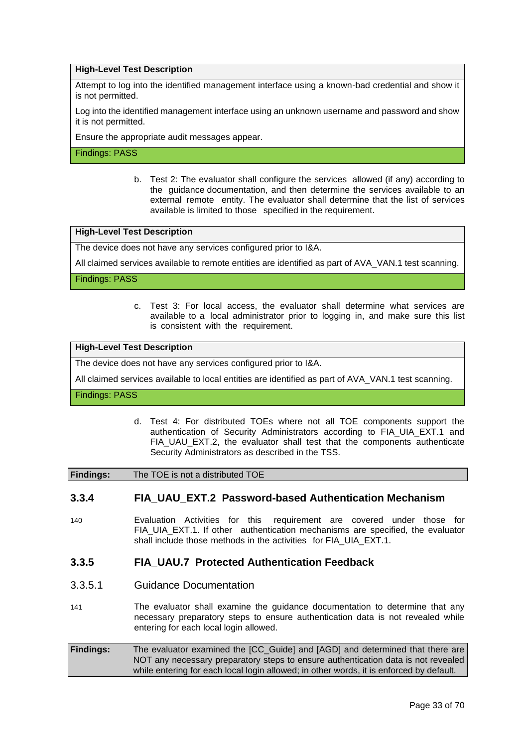| High-Level Test Description |
|---|
| Attempt to log into the identified management interface using a known-bad credential and show it is not permitted. |
| Log into the identified management interface using an unknown username and password and show it is not permitted. |
| Ensure the appropriate audit messages appear. |
| Findings: PASS |

b. Test 2: The evaluator shall configure the services allowed (if any) according to the guidance documentation, and then determine the services available to an external remote entity. The evaluator shall determine that the list of services available is limited to those specified in the requirement.

| High-Level Test Description |
|---|
| The device does not have any services configured prior to I&A. |
| All claimed services available to remote entities are identified as part of AVA_VAN.1 test scanning. |
| Findings: PASS |

c. Test 3: For local access, the evaluator shall determine what services are available to a local administrator prior to logging in, and make sure this list is consistent with the requirement.

| High-Level Test Description |
|---|
| The device does not have any services configured prior to I&A. |
| All claimed services available to local entities are identified as part of AVA_VAN.1 test scanning. |
| Findings: PASS |

d. Test 4: For distributed TOEs where not all TOE components support the authentication of Security Administrators according to FIA_UIA_EXT.1 and FIA_UAU_EXT.2, the evaluator shall test that the components authenticate Security Administrators as described in the TSS.

| Findings: | The TOE is not a distributed TOE |
|---|---|

### 3.3.4 FIA_UAU_EXT.2 Password-based Authentication Mechanism

140 Evaluation Activities for this requirement are covered under those for FIA_UIA_EXT.1. If other authentication mechanisms are specified, the evaluator shall include those methods in the activities for FIA_UIA_EXT.1.

### 3.3.5 FIA_UAU.7 Protected Authentication Feedback

#### 3.3.5.1 Guidance Documentation

141 The evaluator shall examine the guidance documentation to determine that any necessary preparatory steps to ensure authentication data is not revealed while entering for each local login allowed.

| Findings: | The evaluator examined the [CC_Guide] and [AGD] and determined that there are NOT any necessary preparatory steps to ensure authentication data is not revealed while entering for each local login allowed; in other words, it is enforced by default. |
|---|---|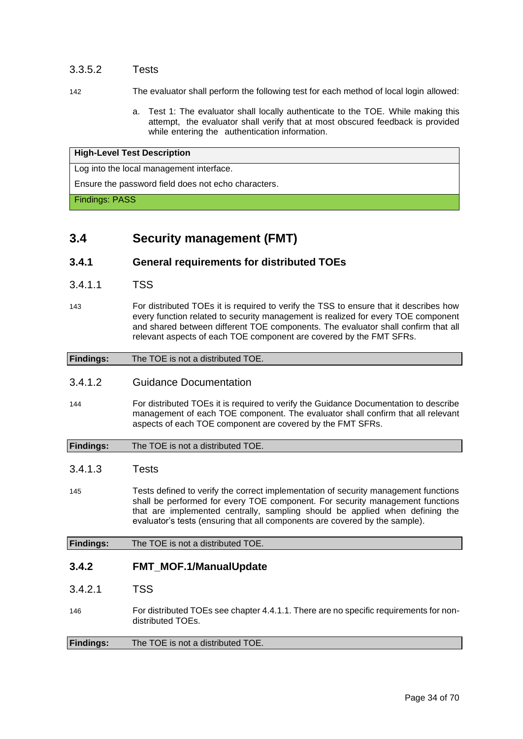#### 3.3.5.2 Tests

142 The evaluator shall perform the following test for each method of local login allowed:

a. Test 1: The evaluator shall locally authenticate to the TOE. While making this attempt, the evaluator shall verify that at most obscured feedback is provided while entering the authentication information.

| High-Level Test Description |
|---|
| Log into the local management interface. |
| Ensure the password field does not echo characters. |
| Findings: PASS |

## 3.4 Security management (FMT)

### 3.4.1 General requirements for distributed TOEs

#### 3.4.1.1 TSS

143 For distributed TOEs it is required to verify the TSS to ensure that it describes how every function related to security management is realized for every TOE component and shared between different TOE components. The evaluator shall confirm that all relevant aspects of each TOE component are covered by the FMT SFRs.

| **Findings:** | The TOE is not a distributed TOE. |
|---|---|

#### 3.4.1.2 Guidance Documentation

144 For distributed TOEs it is required to verify the Guidance Documentation to describe management of each TOE component. The evaluator shall confirm that all relevant aspects of each TOE component are covered by the FMT SFRs.

| **Findings:** | The TOE is not a distributed TOE. |
|---|---|

#### 3.4.1.3 Tests

145 Tests defined to verify the correct implementation of security management functions shall be performed for every TOE component. For security management functions that are implemented centrally, sampling should be applied when defining the evaluator's tests (ensuring that all components are covered by the sample).

| **Findings:** | The TOE is not a distributed TOE. |
|---|---|

### 3.4.2 FMT_MOF.1/ManualUpdate

#### 3.4.2.1 TSS

146 For distributed TOEs see chapter 4.4.1.1. There are no specific requirements for non-distributed TOEs.

| **Findings:** | The TOE is not a distributed TOE. |
|---|---|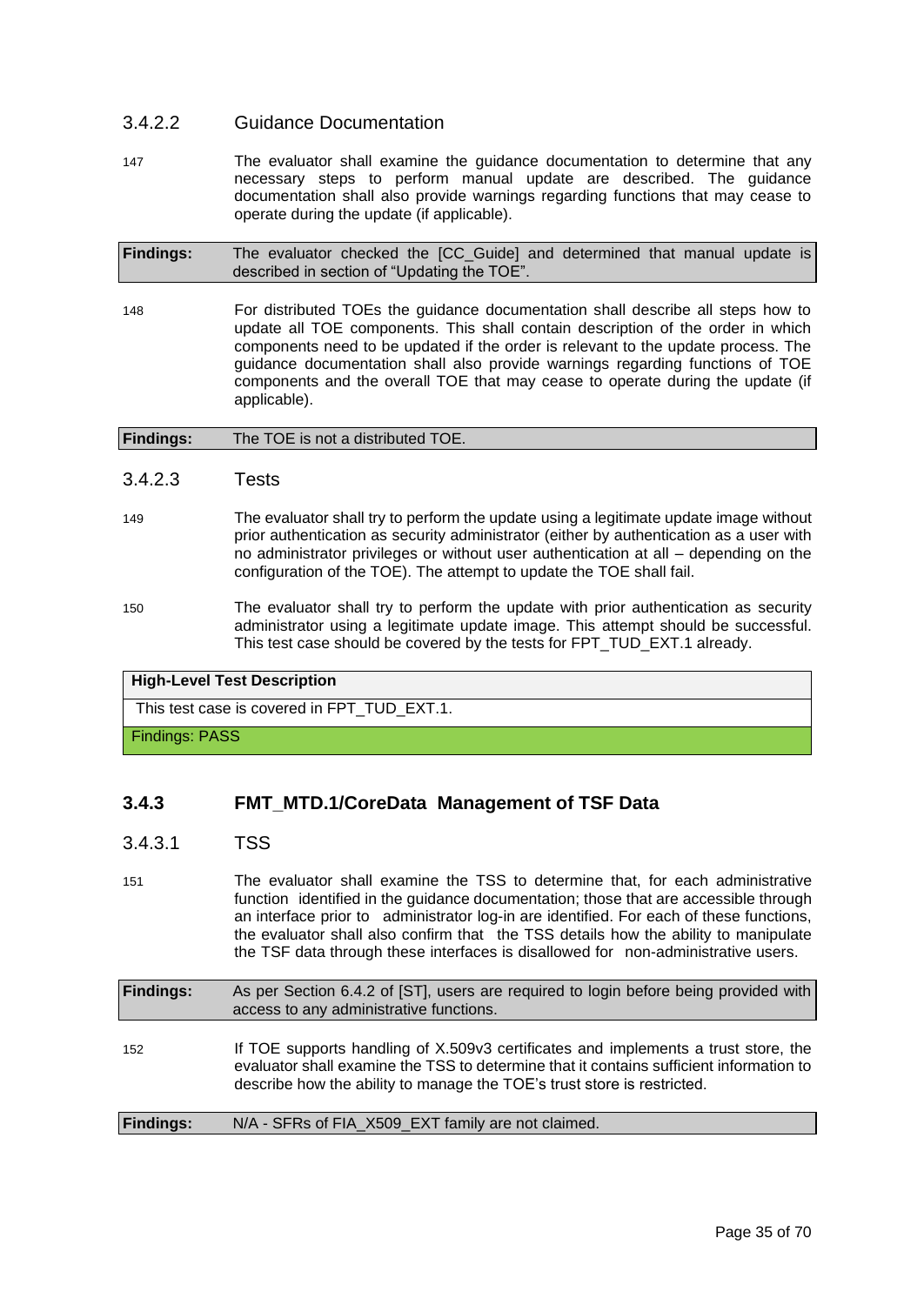#### 3.4.2.2 Guidance Documentation

147 The evaluator shall examine the guidance documentation to determine that any necessary steps to perform manual update are described. The guidance documentation shall also provide warnings regarding functions that may cease to operate during the update (if applicable).

| **Findings:** | The evaluator checked the [CC_Guide] and determined that manual update is described in section of “Updating the TOE”. |
|---|---|

148 For distributed TOEs the guidance documentation shall describe all steps how to update all TOE components. This shall contain description of the order in which components need to be updated if the order is relevant to the update process. The guidance documentation shall also provide warnings regarding functions of TOE components and the overall TOE that may cease to operate during the update (if applicable).

| **Findings:** | The TOE is not a distributed TOE. |
|---|---|

#### 3.4.2.3 Tests

149 The evaluator shall try to perform the update using a legitimate update image without prior authentication as security administrator (either by authentication as a user with no administrator privileges or without user authentication at all – depending on the configuration of the TOE). The attempt to update the TOE shall fail.

150 The evaluator shall try to perform the update with prior authentication as security administrator using a legitimate update image. This attempt should be successful. This test case should be covered by the tests for FPT_TUD_EXT.1 already.

| **High-Level Test Description** |
|---|
| This test case is covered in FPT_TUD_EXT.1. |
| Findings: PASS |

### 3.4.3 FMT_MTD.1/CoreData Management of TSF Data

#### 3.4.3.1 TSS

151 The evaluator shall examine the TSS to determine that, for each administrative function identified in the guidance documentation; those that are accessible through an interface prior to administrator log-in are identified. For each of these functions, the evaluator shall also confirm that the TSS details how the ability to manipulate the TSF data through these interfaces is disallowed for non-administrative users.

| **Findings:** | As per Section 6.4.2 of [ST], users are required to login before being provided with access to any administrative functions. |
|---|---|

152 If TOE supports handling of X.509v3 certificates and implements a trust store, the evaluator shall examine the TSS to determine that it contains sufficient information to describe how the ability to manage the TOE’s trust store is restricted.

| **Findings:** | N/A - SFRs of FIA_X509_EXT family are not claimed. |
|---|---|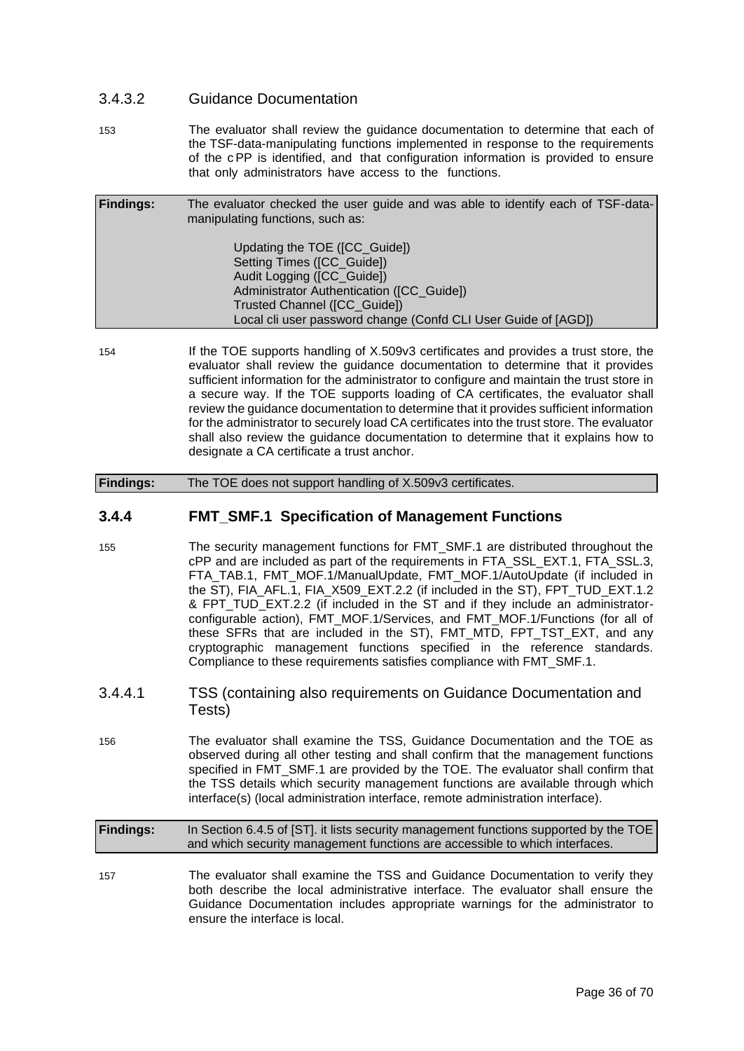#### 3.4.3.2 Guidance Documentation

153 The evaluator shall review the guidance documentation to determine that each of the TSF-data-manipulating functions implemented in response to the requirements of the cPP is identified, and that configuration information is provided to ensure that only administrators have access to the functions.

| **Findings:** | The evaluator checked the user guide and was able to identify each of TSF-data-manipulating functions, such as:<br><br>Updating the TOE ([CC_Guide])<br>Setting Times ([CC_Guide])<br>Audit Logging ([CC_Guide])<br>Administrator Authentication ([CC_Guide])<br>Trusted Channel ([CC_Guide])<br>Local cli user password change (Confd CLI User Guide of [AGD]) |
|---|---|

154 If the TOE supports handling of X.509v3 certificates and provides a trust store, the evaluator shall review the guidance documentation to determine that it provides sufficient information for the administrator to configure and maintain the trust store in a secure way. If the TOE supports loading of CA certificates, the evaluator shall review the guidance documentation to determine that it provides sufficient information for the administrator to securely load CA certificates into the trust store. The evaluator shall also review the guidance documentation to determine that it explains how to designate a CA certificate a trust anchor.

| **Findings:** | The TOE does not support handling of X.509v3 certificates. |
|---|---|

### 3.4.4 FMT_SMF.1 Specification of Management Functions

155 The security management functions for FMT_SMF.1 are distributed throughout the cPP and are included as part of the requirements in FTA_SSL_EXT.1, FTA_SSL.3, FTA_TAB.1, FMT_MOF.1/ManualUpdate, FMT_MOF.1/AutoUpdate (if included in the ST), FIA_AFL.1, FIA_X509_EXT.2.2 (if included in the ST), FPT_TUD_EXT.1.2 & FPT_TUD_EXT.2.2 (if included in the ST and if they include an administrator-configurable action), FMT_MOF.1/Services, and FMT_MOF.1/Functions (for all of these SFRs that are included in the ST), FMT_MTD, FPT_TST_EXT, and any cryptographic management functions specified in the reference standards. Compliance to these requirements satisfies compliance with FMT_SMF.1.

#### 3.4.4.1 TSS (containing also requirements on Guidance Documentation and Tests)

156 The evaluator shall examine the TSS, Guidance Documentation and the TOE as observed during all other testing and shall confirm that the management functions specified in FMT_SMF.1 are provided by the TOE. The evaluator shall confirm that the TSS details which security management functions are available through which interface(s) (local administration interface, remote administration interface).

| **Findings:** | In Section 6.4.5 of [ST]. it lists security management functions supported by the TOE and which security management functions are accessible to which interfaces. |
|---|---|

157 The evaluator shall examine the TSS and Guidance Documentation to verify they both describe the local administrative interface. The evaluator shall ensure the Guidance Documentation includes appropriate warnings for the administrator to ensure the interface is local.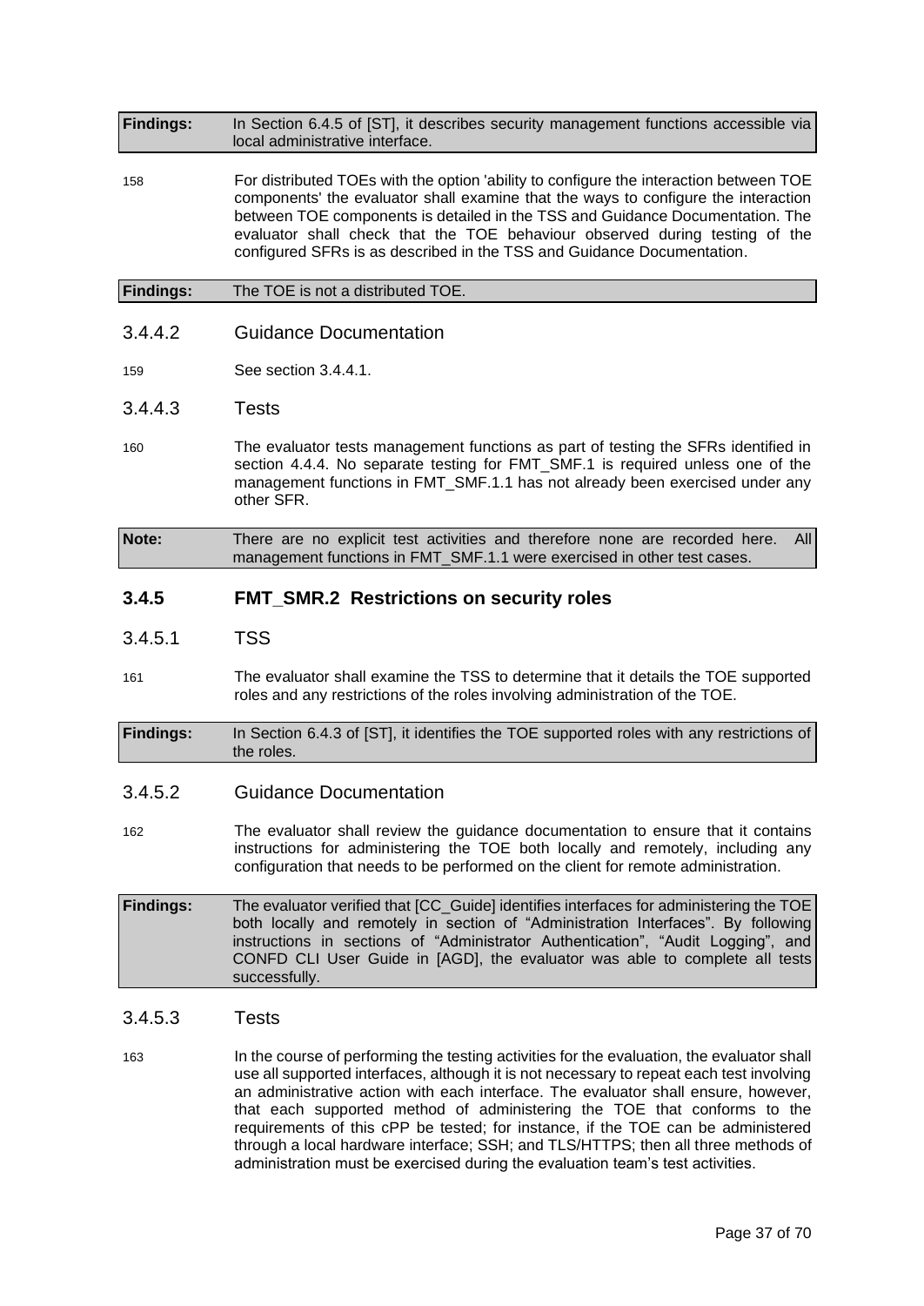| **Findings:** | In Section 6.4.5 of [ST], it describes security management functions accessible via local administrative interface. |
|---|---|

158 For distributed TOEs with the option 'ability to configure the interaction between TOE components' the evaluator shall examine that the ways to configure the interaction between TOE components is detailed in the TSS and Guidance Documentation. The evaluator shall check that the TOE behaviour observed during testing of the configured SFRs is as described in the TSS and Guidance Documentation.

| **Findings:** | The TOE is not a distributed TOE. |
|---|---|

#### 3.4.4.2 Guidance Documentation

159 See section 3.4.4.1.

#### 3.4.4.3 Tests

160 The evaluator tests management functions as part of testing the SFRs identified in section 4.4.4. No separate testing for FMT_SMF.1 is required unless one of the management functions in FMT_SMF.1.1 has not already been exercised under any other SFR.

| **Note:** | There are no explicit test activities and therefore none are recorded here. All management functions in FMT_SMF.1.1 were exercised in other test cases. |
|---|---|

### 3.4.5 FMT_SMR.2 Restrictions on security roles

#### 3.4.5.1 TSS

161 The evaluator shall examine the TSS to determine that it details the TOE supported roles and any restrictions of the roles involving administration of the TOE.

| **Findings:** | In Section 6.4.3 of [ST], it identifies the TOE supported roles with any restrictions of the roles. |
|---|---|

#### 3.4.5.2 Guidance Documentation

162 The evaluator shall review the guidance documentation to ensure that it contains instructions for administering the TOE both locally and remotely, including any configuration that needs to be performed on the client for remote administration.

| **Findings:** | The evaluator verified that [CC_Guide] identifies interfaces for administering the TOE both locally and remotely in section of "Administration Interfaces". By following instructions in sections of "Administrator Authentication", "Audit Logging", and CONFD CLI User Guide in [AGD], the evaluator was able to complete all tests successfully. |
|---|---|

#### 3.4.5.3 Tests

163 In the course of performing the testing activities for the evaluation, the evaluator shall use all supported interfaces, although it is not necessary to repeat each test involving an administrative action with each interface. The evaluator shall ensure, however, that each supported method of administering the TOE that conforms to the requirements of this cPP be tested; for instance, if the TOE can be administered through a local hardware interface; SSH; and TLS/HTTPS; then all three methods of administration must be exercised during the evaluation team's test activities.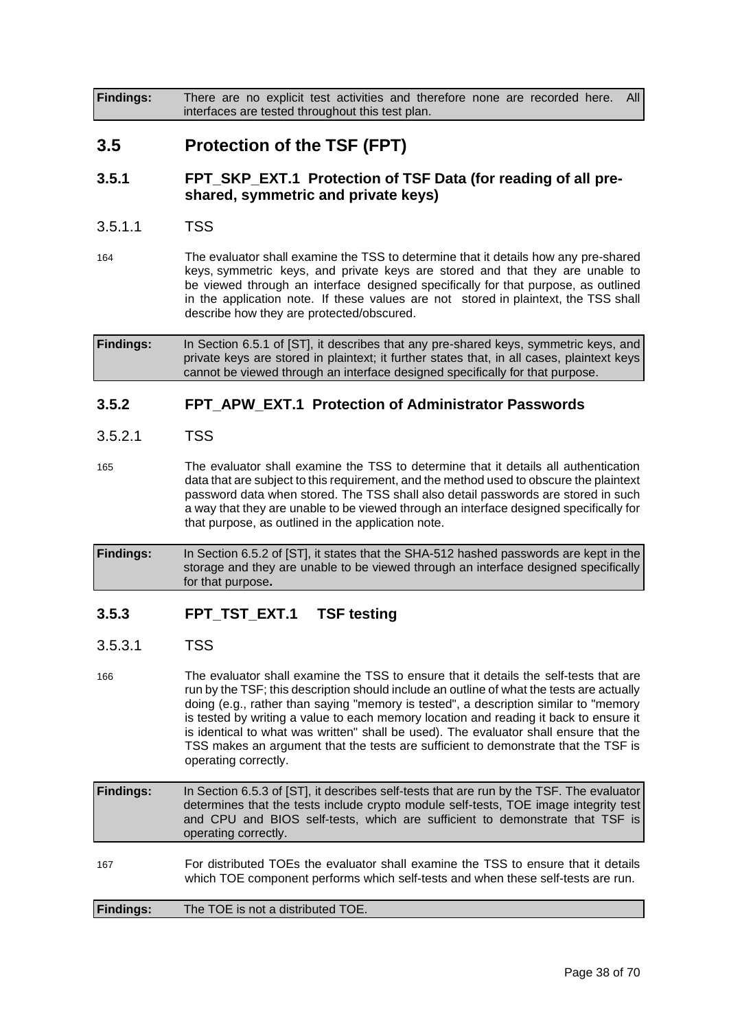| Findings: | There are no explicit test activities and therefore none are recorded here. All interfaces are tested throughout this test plan. |
|---|---|

## 3.5 Protection of the TSF (FPT)

### 3.5.1 FPT_SKP_EXT.1 Protection of TSF Data (for reading of all pre-shared, symmetric and private keys)

#### 3.5.1.1 TSS

164 The evaluator shall examine the TSS to determine that it details how any pre-shared keys, symmetric keys, and private keys are stored and that they are unable to be viewed through an interface designed specifically for that purpose, as outlined in the application note. If these values are not stored in plaintext, the TSS shall describe how they are protected/obscured.

| Findings: | In Section 6.5.1 of [ST], it describes that any pre-shared keys, symmetric keys, and private keys are stored in plaintext; it further states that, in all cases, plaintext keys cannot be viewed through an interface designed specifically for that purpose. |
|---|---|

### 3.5.2 FPT_APW_EXT.1 Protection of Administrator Passwords

#### 3.5.2.1 TSS

165 The evaluator shall examine the TSS to determine that it details all authentication data that are subject to this requirement, and the method used to obscure the plaintext password data when stored. The TSS shall also detail passwords are stored in such a way that they are unable to be viewed through an interface designed specifically for that purpose, as outlined in the application note.

| Findings: | In Section 6.5.2 of [ST], it states that the SHA-512 hashed passwords are kept in the storage and they are unable to be viewed through an interface designed specifically for that purpose**.** |
|---|---|

### 3.5.3 FPT_TST_EXT.1 TSF testing

#### 3.5.3.1 TSS

166 The evaluator shall examine the TSS to ensure that it details the self-tests that are run by the TSF; this description should include an outline of what the tests are actually doing (e.g., rather than saying "memory is tested", a description similar to "memory is tested by writing a value to each memory location and reading it back to ensure it is identical to what was written" shall be used). The evaluator shall ensure that the TSS makes an argument that the tests are sufficient to demonstrate that the TSF is operating correctly.

| Findings: | In Section 6.5.3 of [ST], it describes self-tests that are run by the TSF. The evaluator determines that the tests include crypto module self-tests, TOE image integrity test and CPU and BIOS self-tests, which are sufficient to demonstrate that TSF is operating correctly. |
|---|---|

167 For distributed TOEs the evaluator shall examine the TSS to ensure that it details which TOE component performs which self-tests and when these self-tests are run.

| Findings: | The TOE is not a distributed TOE. |
|---|---|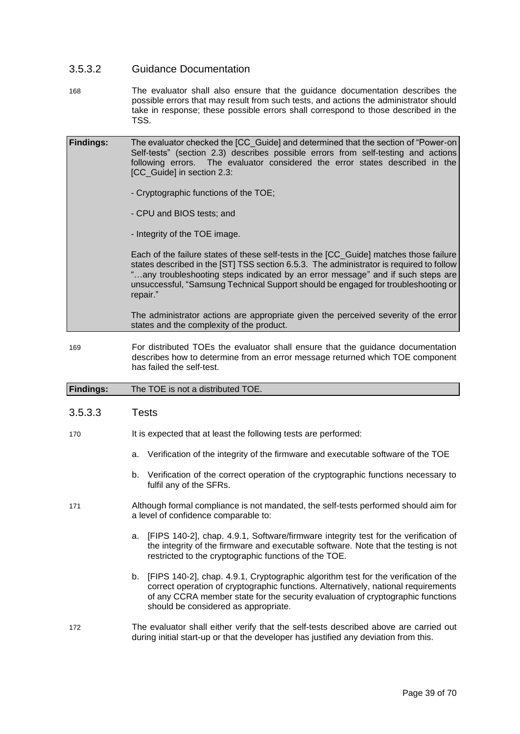### 3.5.3.2 Guidance Documentation

168 The evaluator shall also ensure that the guidance documentation describes the possible errors that may result from such tests, and actions the administrator should take in response; these possible errors shall correspond to those described in the TSS.

| **Findings:** | The evaluator checked the [CC_Guide] and determined that the section of "Power-on Self-tests" (section 2.3) describes possible errors from self-testing and actions following errors. The evaluator considered the error states described in the [CC_Guide] in section 2.3:<br><br>- Cryptographic functions of the TOE;<br><br>- CPU and BIOS tests; and<br><br>- Integrity of the TOE image.<br><br>Each of the failure states of these self-tests in the [CC_Guide] matches those failure states described in the [ST] TSS section 6.5.3. The administrator is required to follow "…any troubleshooting steps indicated by an error message" and if such steps are unsuccessful, "Samsung Technical Support should be engaged for troubleshooting or repair."<br><br>The administrator actions are appropriate given the perceived severity of the error states and the complexity of the product. |
|---|---|

169 For distributed TOEs the evaluator shall ensure that the guidance documentation describes how to determine from an error message returned which TOE component has failed the self-test.

| **Findings:** | The TOE is not a distributed TOE. |
|---|---|

### 3.5.3.3 Tests

170 It is expected that at least the following tests are performed:

a. Verification of the integrity of the firmware and executable software of the TOE

b. Verification of the correct operation of the cryptographic functions necessary to fulfil any of the SFRs.

171 Although formal compliance is not mandated, the self-tests performed should aim for a level of confidence comparable to:

a. [FIPS 140-2], chap. 4.9.1, Software/firmware integrity test for the verification of the integrity of the firmware and executable software. Note that the testing is not restricted to the cryptographic functions of the TOE.

b. [FIPS 140-2], chap. 4.9.1, Cryptographic algorithm test for the verification of the correct operation of cryptographic functions. Alternatively, national requirements of any CCRA member state for the security evaluation of cryptographic functions should be considered as appropriate.

172 The evaluator shall either verify that the self-tests described above are carried out during initial start-up or that the developer has justified any deviation from this.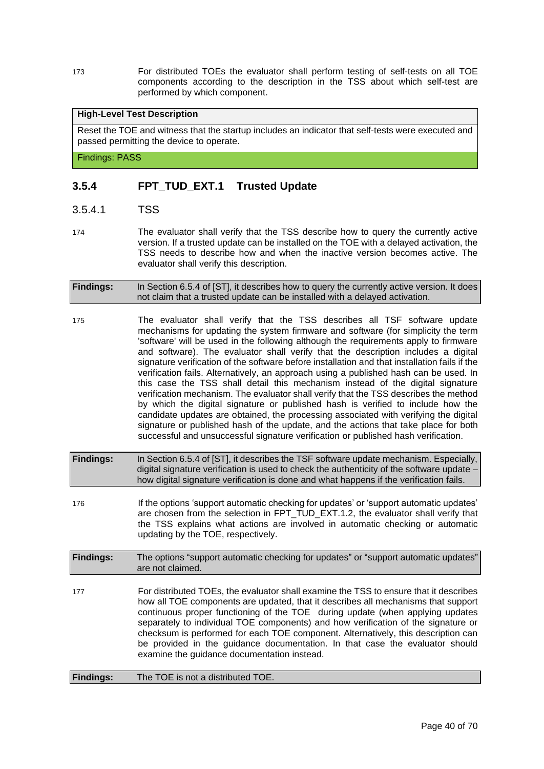173 For distributed TOEs the evaluator shall perform testing of self-tests on all TOE components according to the description in the TSS about which self-test are performed by which component.

| High-Level Test Description |
|---|
| Reset the TOE and witness that the startup includes an indicator that self-tests were executed and passed permitting the device to operate. |
| Findings: PASS |

### 3.5.4 FPT_TUD_EXT.1 Trusted Update

#### 3.5.4.1 TSS

174 The evaluator shall verify that the TSS describe how to query the currently active version. If a trusted update can be installed on the TOE with a delayed activation, the TSS needs to describe how and when the inactive version becomes active. The evaluator shall verify this description.

| **Findings:** | In Section 6.5.4 of [ST], it describes how to query the currently active version. It does not claim that a trusted update can be installed with a delayed activation. |
|---|---|

175 The evaluator shall verify that the TSS describes all TSF software update mechanisms for updating the system firmware and software (for simplicity the term 'software' will be used in the following although the requirements apply to firmware and software). The evaluator shall verify that the description includes a digital signature verification of the software before installation and that installation fails if the verification fails. Alternatively, an approach using a published hash can be used. In this case the TSS shall detail this mechanism instead of the digital signature verification mechanism. The evaluator shall verify that the TSS describes the method by which the digital signature or published hash is verified to include how the candidate updates are obtained, the processing associated with verifying the digital signature or published hash of the update, and the actions that take place for both successful and unsuccessful signature verification or published hash verification.

| **Findings:** | In Section 6.5.4 of [ST], it describes the TSF software update mechanism. Especially, digital signature verification is used to check the authenticity of the software update – how digital signature verification is done and what happens if the verification fails. |
|---|---|

176 If the options 'support automatic checking for updates' or 'support automatic updates' are chosen from the selection in FPT_TUD_EXT.1.2, the evaluator shall verify that the TSS explains what actions are involved in automatic checking or automatic updating by the TOE, respectively.

| **Findings:** | The options "support automatic checking for updates" or "support automatic updates" are not claimed. |
|---|---|

177 For distributed TOEs, the evaluator shall examine the TSS to ensure that it describes how all TOE components are updated, that it describes all mechanisms that support continuous proper functioning of the TOE during update (when applying updates separately to individual TOE components) and how verification of the signature or checksum is performed for each TOE component. Alternatively, this description can be provided in the guidance documentation. In that case the evaluator should examine the guidance documentation instead.

| **Findings:** | The TOE is not a distributed TOE. |
|---|---|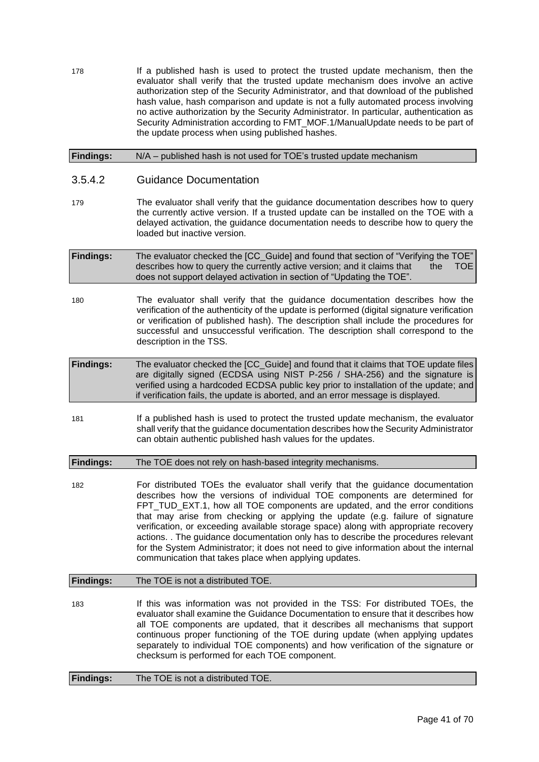178 If a published hash is used to protect the trusted update mechanism, then the evaluator shall verify that the trusted update mechanism does involve an active authorization step of the Security Administrator, and that download of the published hash value, hash comparison and update is not a fully automated process involving no active authorization by the Security Administrator. In particular, authentication as Security Administration according to FMT_MOF.1/ManualUpdate needs to be part of the update process when using published hashes.

| **Findings:** | N/A – published hash is not used for TOE's trusted update mechanism |
|---|---|

### 3.5.4.2 Guidance Documentation

179 The evaluator shall verify that the guidance documentation describes how to query the currently active version. If a trusted update can be installed on the TOE with a delayed activation, the guidance documentation needs to describe how to query the loaded but inactive version.

| **Findings:** | The evaluator checked the [CC_Guide] and found that section of "Verifying the TOE" describes how to query the currently active version; and it claims that the TOE does not support delayed activation in section of "Updating the TOE". |
|---|---|

180 The evaluator shall verify that the guidance documentation describes how the verification of the authenticity of the update is performed (digital signature verification or verification of published hash). The description shall include the procedures for successful and unsuccessful verification. The description shall correspond to the description in the TSS.

| **Findings:** | The evaluator checked the [CC_Guide] and found that it claims that TOE update files are digitally signed (ECDSA using NIST P-256 / SHA-256) and the signature is verified using a hardcoded ECDSA public key prior to installation of the update; and if verification fails, the update is aborted, and an error message is displayed. |
|---|---|

181 If a published hash is used to protect the trusted update mechanism, the evaluator shall verify that the guidance documentation describes how the Security Administrator can obtain authentic published hash values for the updates.

| **Findings:** | The TOE does not rely on hash-based integrity mechanisms. |
|---|---|

182 For distributed TOEs the evaluator shall verify that the guidance documentation describes how the versions of individual TOE components are determined for FPT_TUD_EXT.1, how all TOE components are updated, and the error conditions that may arise from checking or applying the update (e.g. failure of signature verification, or exceeding available storage space) along with appropriate recovery actions. . The guidance documentation only has to describe the procedures relevant for the System Administrator; it does not need to give information about the internal communication that takes place when applying updates.

| **Findings:** | The TOE is not a distributed TOE. |
|---|---|

183 If this was information was not provided in the TSS: For distributed TOEs, the evaluator shall examine the Guidance Documentation to ensure that it describes how all TOE components are updated, that it describes all mechanisms that support continuous proper functioning of the TOE during update (when applying updates separately to individual TOE components) and how verification of the signature or checksum is performed for each TOE component.

| **Findings:** | The TOE is not a distributed TOE. |
|---|---|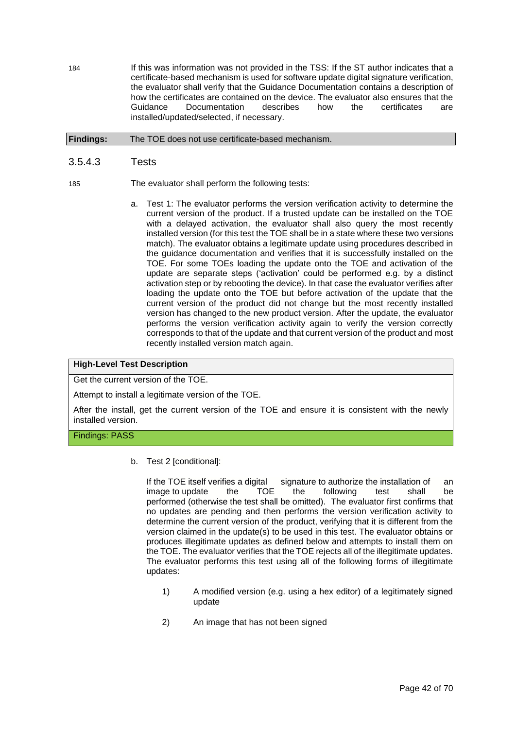184 If this was information was not provided in the TSS: If the ST author indicates that a certificate-based mechanism is used for software update digital signature verification, the evaluator shall verify that the Guidance Documentation contains a description of how the certificates are contained on the device. The evaluator also ensures that the Guidance Documentation describes how the certificates are installed/updated/selected, if necessary.

| **Findings:** | The TOE does not use certificate-based mechanism. |
|---|---|

### 3.5.4.3 Tests

185 The evaluator shall perform the following tests:

a. Test 1: The evaluator performs the version verification activity to determine the current version of the product. If a trusted update can be installed on the TOE with a delayed activation, the evaluator shall also query the most recently installed version (for this test the TOE shall be in a state where these two versions match). The evaluator obtains a legitimate update using procedures described in the guidance documentation and verifies that it is successfully installed on the TOE. For some TOEs loading the update onto the TOE and activation of the update are separate steps ('activation' could be performed e.g. by a distinct activation step or by rebooting the device). In that case the evaluator verifies after loading the update onto the TOE but before activation of the update that the current version of the product did not change but the most recently installed version has changed to the new product version. After the update, the evaluator performs the version verification activity again to verify the version correctly corresponds to that of the update and that current version of the product and most recently installed version match again.

| **High-Level Test Description** |
|---|
| Get the current version of the TOE.<br><br>Attempt to install a legitimate version of the TOE.<br><br>After the install, get the current version of the TOE and ensure it is consistent with the newly installed version. |
| Findings: PASS |

b. Test 2 [conditional]:

If the TOE itself verifies a digital signature to authorize the installation of an image to update the TOE the following test shall be performed (otherwise the test shall be omitted). The evaluator first confirms that no updates are pending and then performs the version verification activity to determine the current version of the product, verifying that it is different from the version claimed in the update(s) to be used in this test. The evaluator obtains or produces illegitimate updates as defined below and attempts to install them on the TOE. The evaluator verifies that the TOE rejects all of the illegitimate updates. The evaluator performs this test using all of the following forms of illegitimate updates:

1) A modified version (e.g. using a hex editor) of a legitimately signed update

2) An image that has not been signed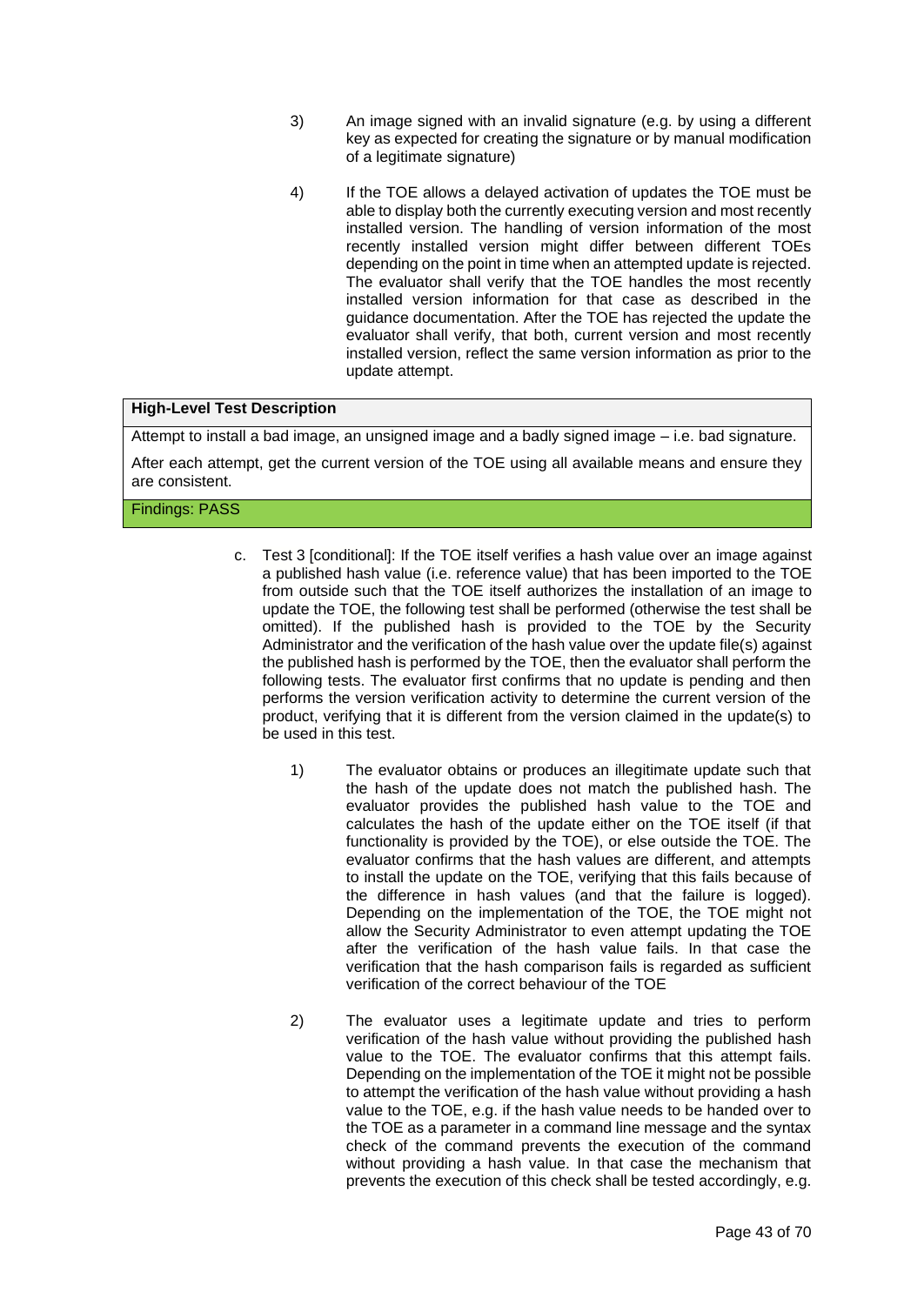3) An image signed with an invalid signature (e.g. by using a different key as expected for creating the signature or by manual modification of a legitimate signature)

4) If the TOE allows a delayed activation of updates the TOE must be able to display both the currently executing version and most recently installed version. The handling of version information of the most recently installed version might differ between different TOEs depending on the point in time when an attempted update is rejected. The evaluator shall verify that the TOE handles the most recently installed version information for that case as described in the guidance documentation. After the TOE has rejected the update the evaluator shall verify, that both, current version and most recently installed version, reflect the same version information as prior to the update attempt.

| **High-Level Test Description** |
|---|
| Attempt to install a bad image, an unsigned image and a badly signed image – i.e. bad signature.<br><br>After each attempt, get the current version of the TOE using all available means and ensure they are consistent. |
| Findings: PASS |

c. Test 3 [conditional]: If the TOE itself verifies a hash value over an image against a published hash value (i.e. reference value) that has been imported to the TOE from outside such that the TOE itself authorizes the installation of an image to update the TOE, the following test shall be performed (otherwise the test shall be omitted). If the published hash is provided to the TOE by the Security Administrator and the verification of the hash value over the update file(s) against the published hash is performed by the TOE, then the evaluator shall perform the following tests. The evaluator first confirms that no update is pending and then performs the version verification activity to determine the current version of the product, verifying that it is different from the version claimed in the update(s) to be used in this test.

1) The evaluator obtains or produces an illegitimate update such that the hash of the update does not match the published hash. The evaluator provides the published hash value to the TOE and calculates the hash of the update either on the TOE itself (if that functionality is provided by the TOE), or else outside the TOE. The evaluator confirms that the hash values are different, and attempts to install the update on the TOE, verifying that this fails because of the difference in hash values (and that the failure is logged). Depending on the implementation of the TOE, the TOE might not allow the Security Administrator to even attempt updating the TOE after the verification of the hash value fails. In that case the verification that the hash comparison fails is regarded as sufficient verification of the correct behaviour of the TOE

2) The evaluator uses a legitimate update and tries to perform verification of the hash value without providing the published hash value to the TOE. The evaluator confirms that this attempt fails. Depending on the implementation of the TOE it might not be possible to attempt the verification of the hash value without providing a hash value to the TOE, e.g. if the hash value needs to be handed over to the TOE as a parameter in a command line message and the syntax check of the command prevents the execution of the command without providing a hash value. In that case the mechanism that prevents the execution of this check shall be tested accordingly, e.g.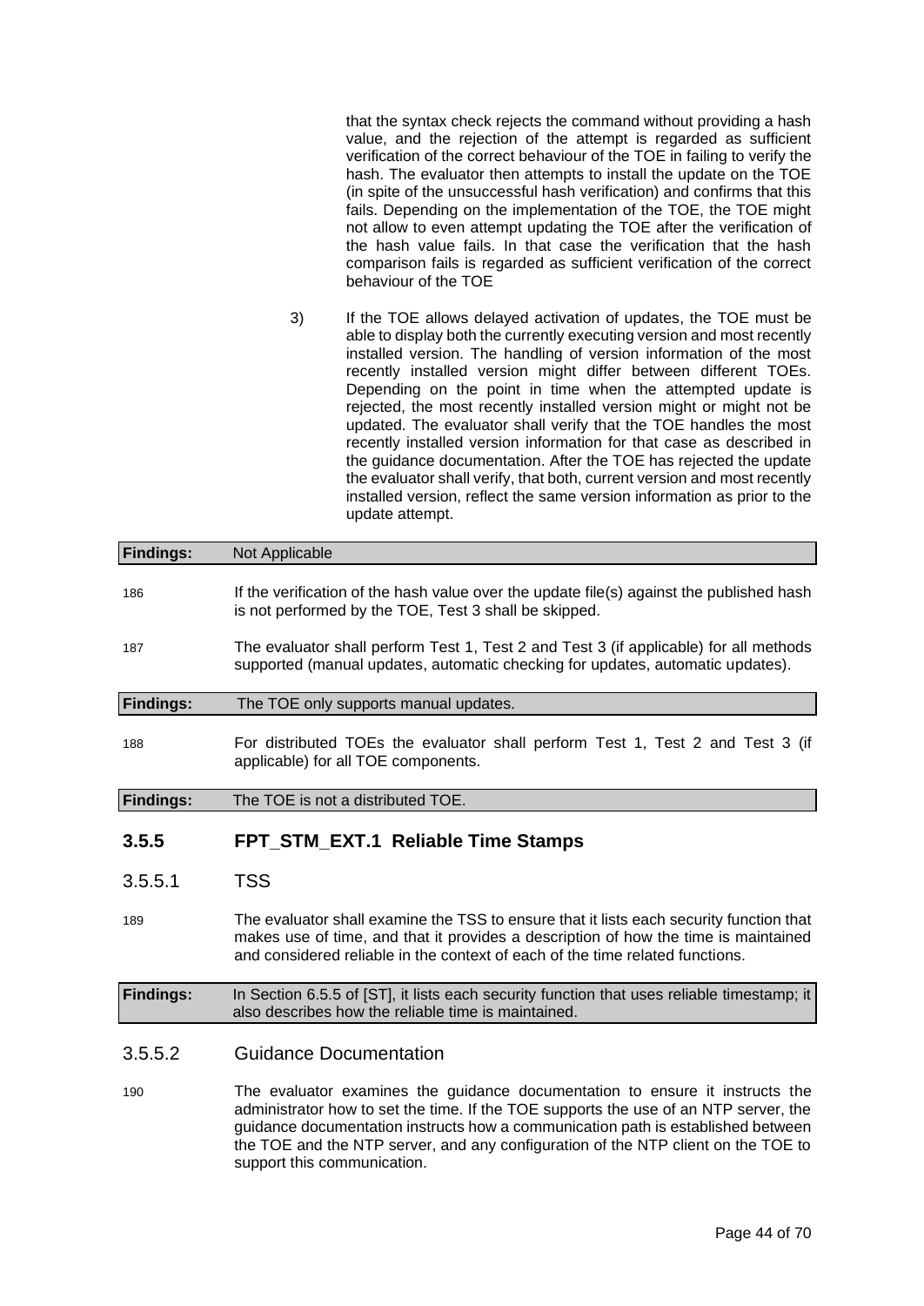that the syntax check rejects the command without providing a hash value, and the rejection of the attempt is regarded as sufficient verification of the correct behaviour of the TOE in failing to verify the hash. The evaluator then attempts to install the update on the TOE (in spite of the unsuccessful hash verification) and confirms that this fails. Depending on the implementation of the TOE, the TOE might not allow to even attempt updating the TOE after the verification of the hash value fails. In that case the verification that the hash comparison fails is regarded as sufficient verification of the correct behaviour of the TOE

3) If the TOE allows delayed activation of updates, the TOE must be able to display both the currently executing version and most recently installed version. The handling of version information of the most recently installed version might differ between different TOEs. Depending on the point in time when the attempted update is rejected, the most recently installed version might or might not be updated. The evaluator shall verify that the TOE handles the most recently installed version information for that case as described in the guidance documentation. After the TOE has rejected the update the evaluator shall verify, that both, current version and most recently installed version, reflect the same version information as prior to the update attempt.

**Findings:** Not Applicable

186 If the verification of the hash value over the update file(s) against the published hash is not performed by the TOE, Test 3 shall be skipped.

187 The evaluator shall perform Test 1, Test 2 and Test 3 (if applicable) for all methods supported (manual updates, automatic checking for updates, automatic updates).

**Findings:** The TOE only supports manual updates.

188 For distributed TOEs the evaluator shall perform Test 1, Test 2 and Test 3 (if applicable) for all TOE components.

**Findings:** The TOE is not a distributed TOE.

## 3.5.5 FPT_STM_EXT.1 Reliable Time Stamps

### 3.5.5.1 TSS

189 The evaluator shall examine the TSS to ensure that it lists each security function that makes use of time, and that it provides a description of how the time is maintained and considered reliable in the context of each of the time related functions.

**Findings:** In Section 6.5.5 of [ST], it lists each security function that uses reliable timestamp; it also describes how the reliable time is maintained.

### 3.5.5.2 Guidance Documentation

190 The evaluator examines the guidance documentation to ensure it instructs the administrator how to set the time. If the TOE supports the use of an NTP server, the guidance documentation instructs how a communication path is established between the TOE and the NTP server, and any configuration of the NTP client on the TOE to support this communication.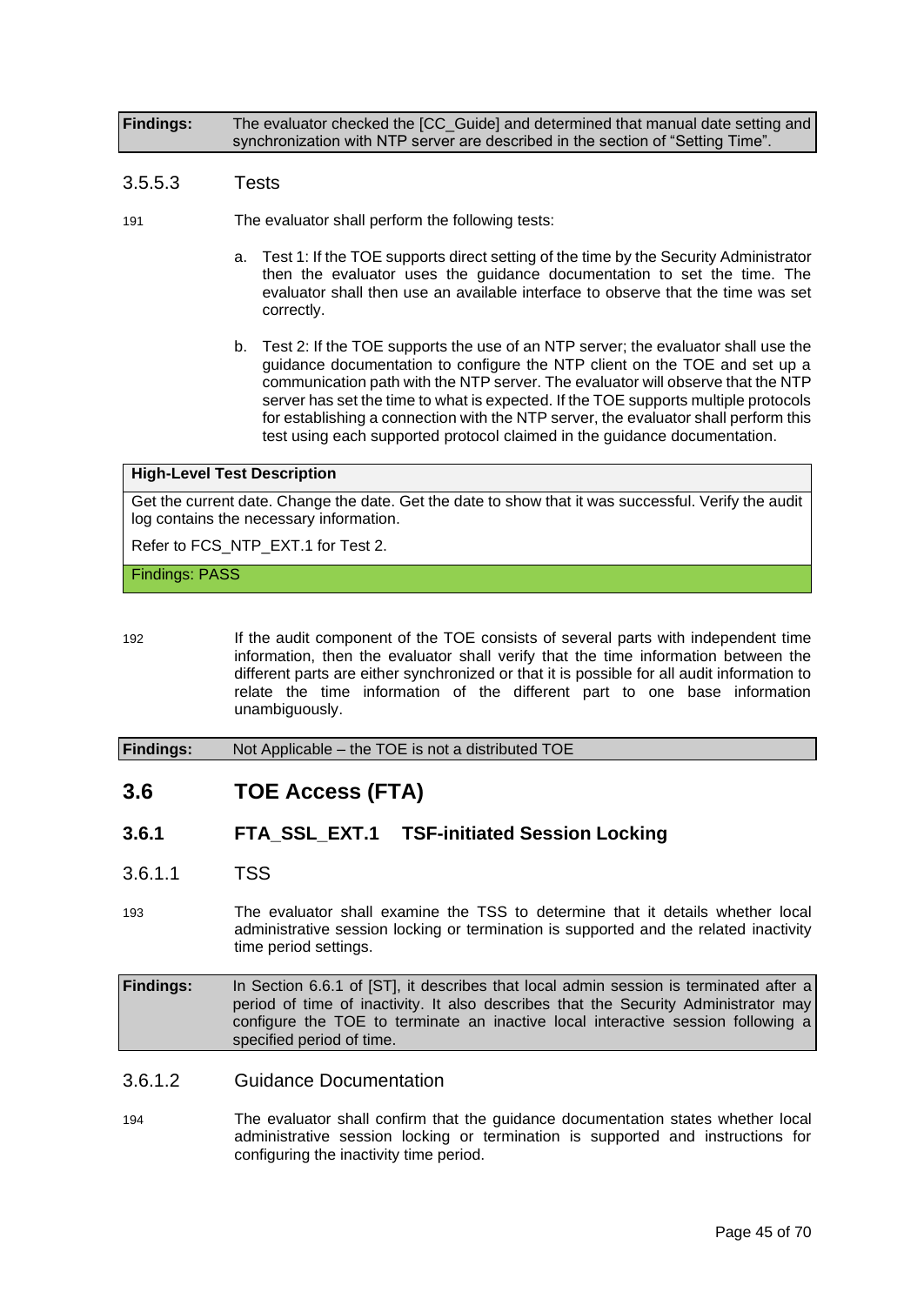| **Findings:** | The evaluator checked the [CC_Guide] and determined that manual date setting and synchronization with NTP server are described in the section of "Setting Time". |
|---|---|

#### 3.5.5.3 Tests

191 The evaluator shall perform the following tests:

a. Test 1: If the TOE supports direct setting of the time by the Security Administrator then the evaluator uses the guidance documentation to set the time. The evaluator shall then use an available interface to observe that the time was set correctly.

b. Test 2: If the TOE supports the use of an NTP server; the evaluator shall use the guidance documentation to configure the NTP client on the TOE and set up a communication path with the NTP server. The evaluator will observe that the NTP server has set the time to what is expected. If the TOE supports multiple protocols for establishing a connection with the NTP server, the evaluator shall perform this test using each supported protocol claimed in the guidance documentation.

| **High-Level Test Description** |
|---|
| Get the current date. Change the date. Get the date to show that it was successful. Verify the audit log contains the necessary information.<br><br>Refer to FCS_NTP_EXT.1 for Test 2. |
| Findings: PASS |

192 If the audit component of the TOE consists of several parts with independent time information, then the evaluator shall verify that the time information between the different parts are either synchronized or that it is possible for all audit information to relate the time information of the different part to one base information unambiguously.

| **Findings:** | Not Applicable – the TOE is not a distributed TOE |
|---|---|

## 3.6 TOE Access (FTA)

### 3.6.1 FTA_SSL_EXT.1 TSF-initiated Session Locking

#### 3.6.1.1 TSS

193 The evaluator shall examine the TSS to determine that it details whether local administrative session locking or termination is supported and the related inactivity time period settings.

| **Findings:** | In Section 6.6.1 of [ST], it describes that local admin session is terminated after a period of time of inactivity. It also describes that the Security Administrator may configure the TOE to terminate an inactive local interactive session following a specified period of time. |
|---|---|

#### 3.6.1.2 Guidance Documentation

194 The evaluator shall confirm that the guidance documentation states whether local administrative session locking or termination is supported and instructions for configuring the inactivity time period.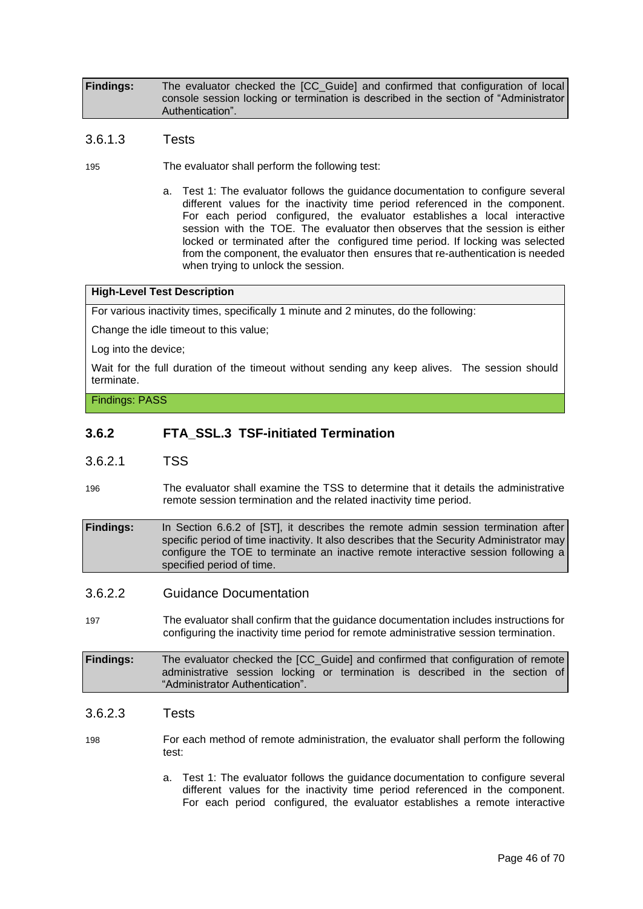| Findings: | The evaluator checked the [CC_Guide] and confirmed that configuration of local console session locking or termination is described in the section of "Administrator Authentication". |
|---|---|

#### 3.6.1.3 Tests

195 The evaluator shall perform the following test:

a. Test 1: The evaluator follows the guidance documentation to configure several different values for the inactivity time period referenced in the component. For each period configured, the evaluator establishes a local interactive session with the TOE. The evaluator then observes that the session is either locked or terminated after the configured time period. If locking was selected from the component, the evaluator then ensures that re-authentication is needed when trying to unlock the session.

| High-Level Test Description |
|---|
| For various inactivity times, specifically 1 minute and 2 minutes, do the following: |
| Change the idle timeout to this value; |
| Log into the device; |
| Wait for the full duration of the timeout without sending any keep alives. The session should terminate. |
| Findings: PASS |

### 3.6.2 FTA_SSL.3 TSF-initiated Termination

#### 3.6.2.1 TSS

196 The evaluator shall examine the TSS to determine that it details the administrative remote session termination and the related inactivity time period.

| Findings: | In Section 6.6.2 of [ST], it describes the remote admin session termination after specific period of time inactivity. It also describes that the Security Administrator may configure the TOE to terminate an inactive remote interactive session following a specified period of time. |
|---|---|

#### 3.6.2.2 Guidance Documentation

197 The evaluator shall confirm that the guidance documentation includes instructions for configuring the inactivity time period for remote administrative session termination.

| Findings: | The evaluator checked the [CC_Guide] and confirmed that configuration of remote administrative session locking or termination is described in the section of "Administrator Authentication". |
|---|---|

#### 3.6.2.3 Tests

198 For each method of remote administration, the evaluator shall perform the following test:

a. Test 1: The evaluator follows the guidance documentation to configure several different values for the inactivity time period referenced in the component. For each period configured, the evaluator establishes a remote interactive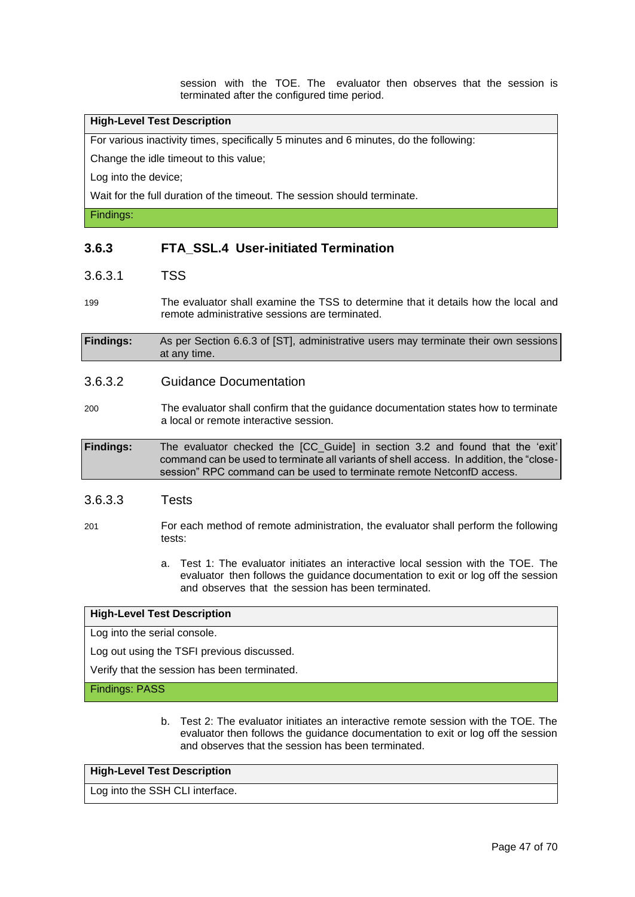session with the TOE. The evaluator then observes that the session is terminated after the configured time period.

| High-Level Test Description |
|---|
| For various inactivity times, specifically 5 minutes and 6 minutes, do the following: |
| Change the idle timeout to this value; |
| Log into the device; |
| Wait for the full duration of the timeout. The session should terminate. |
| Findings: |

### 3.6.3 FTA_SSL.4 User-initiated Termination

#### 3.6.3.1 TSS

199 The evaluator shall examine the TSS to determine that it details how the local and remote administrative sessions are terminated.

| **Findings:** | As per Section 6.6.3 of [ST], administrative users may terminate their own sessions at any time. |
|---|---|

#### 3.6.3.2 Guidance Documentation

200 The evaluator shall confirm that the guidance documentation states how to terminate a local or remote interactive session.

| **Findings:** | The evaluator checked the [CC_Guide] in section 3.2 and found that the 'exit' command can be used to terminate all variants of shell access. In addition, the "close-session" RPC command can be used to terminate remote NetconfD access. |
|---|---|

#### 3.6.3.3 Tests

201 For each method of remote administration, the evaluator shall perform the following tests:

a. Test 1: The evaluator initiates an interactive local session with the TOE. The evaluator then follows the guidance documentation to exit or log off the session and observes that the session has been terminated.

| High-Level Test Description |
|---|
| Log into the serial console. |
| Log out using the TSFI previous discussed. |
| Verify that the session has been terminated. |
| Findings: PASS |

b. Test 2: The evaluator initiates an interactive remote session with the TOE. The evaluator then follows the guidance documentation to exit or log off the session and observes that the session has been terminated.

| High-Level Test Description |
|---|
| Log into the SSH CLI interface. |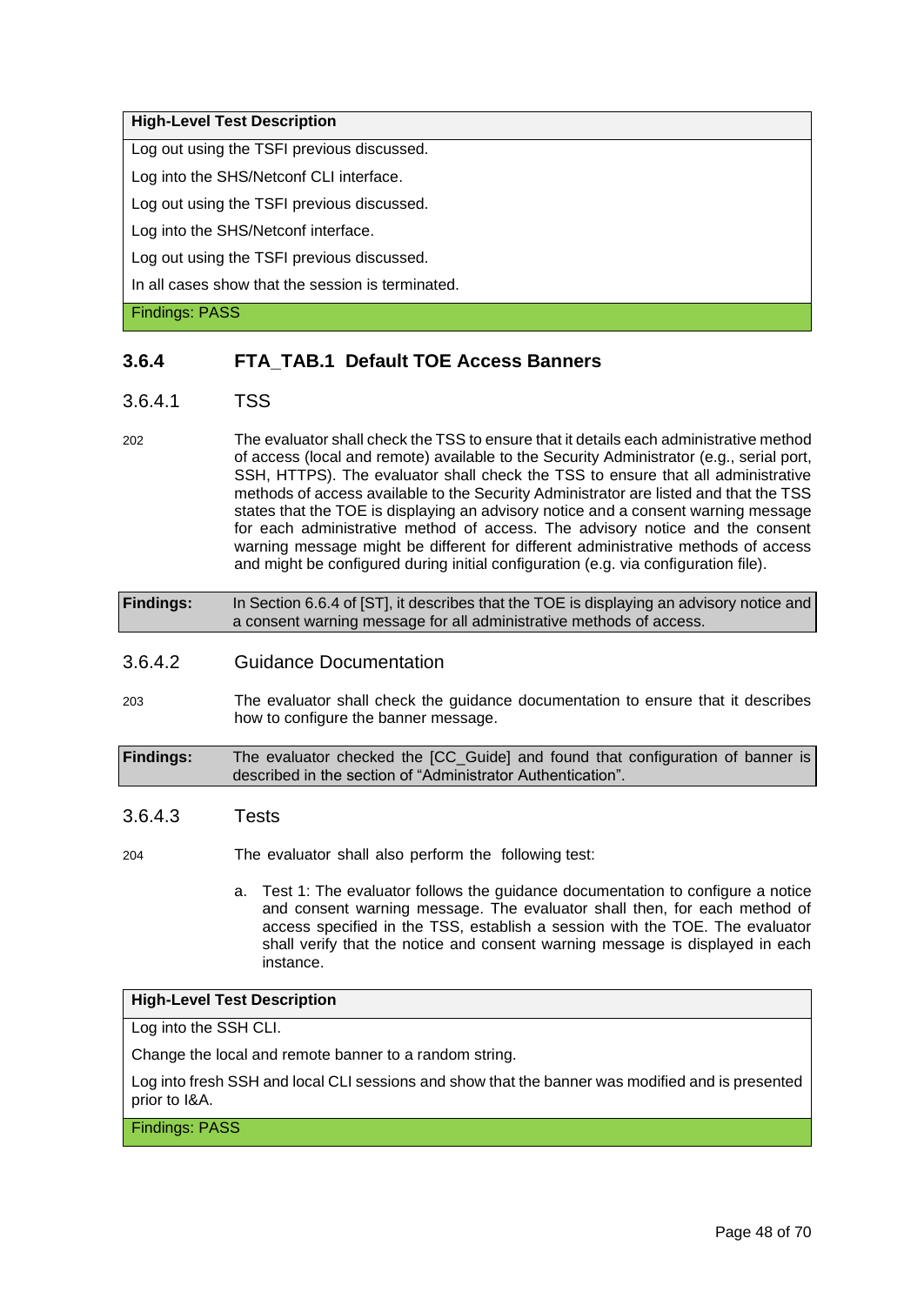| High-Level Test Description |
| --- |
| Log out using the TSFI previous discussed. |
| Log into the SHS/Netconf CLI interface. |
| Log out using the TSFI previous discussed. |
| Log into the SHS/Netconf interface. |
| Log out using the TSFI previous discussed. |
| In all cases show that the session is terminated. |
| Findings: PASS |

### 3.6.4 FTA_TAB.1 Default TOE Access Banners

#### 3.6.4.1 TSS

202 The evaluator shall check the TSS to ensure that it details each administrative method of access (local and remote) available to the Security Administrator (e.g., serial port, SSH, HTTPS). The evaluator shall check the TSS to ensure that all administrative methods of access available to the Security Administrator are listed and that the TSS states that the TOE is displaying an advisory notice and a consent warning message for each administrative method of access. The advisory notice and the consent warning message might be different for different administrative methods of access and might be configured during initial configuration (e.g. via configuration file).

**Findings:** In Section 6.6.4 of [ST], it describes that the TOE is displaying an advisory notice and a consent warning message for all administrative methods of access.

#### 3.6.4.2 Guidance Documentation

203 The evaluator shall check the guidance documentation to ensure that it describes how to configure the banner message.

**Findings:** The evaluator checked the [CC_Guide] and found that configuration of banner is described in the section of "Administrator Authentication".

#### 3.6.4.3 Tests

204 The evaluator shall also perform the following test:

a. Test 1: The evaluator follows the guidance documentation to configure a notice and consent warning message. The evaluator shall then, for each method of access specified in the TSS, establish a session with the TOE. The evaluator shall verify that the notice and consent warning message is displayed in each instance.

| High-Level Test Description |
| --- |
| Log into the SSH CLI. |
| Change the local and remote banner to a random string. |
| Log into fresh SSH and local CLI sessions and show that the banner was modified and is presented prior to I&A. |
| Findings: PASS |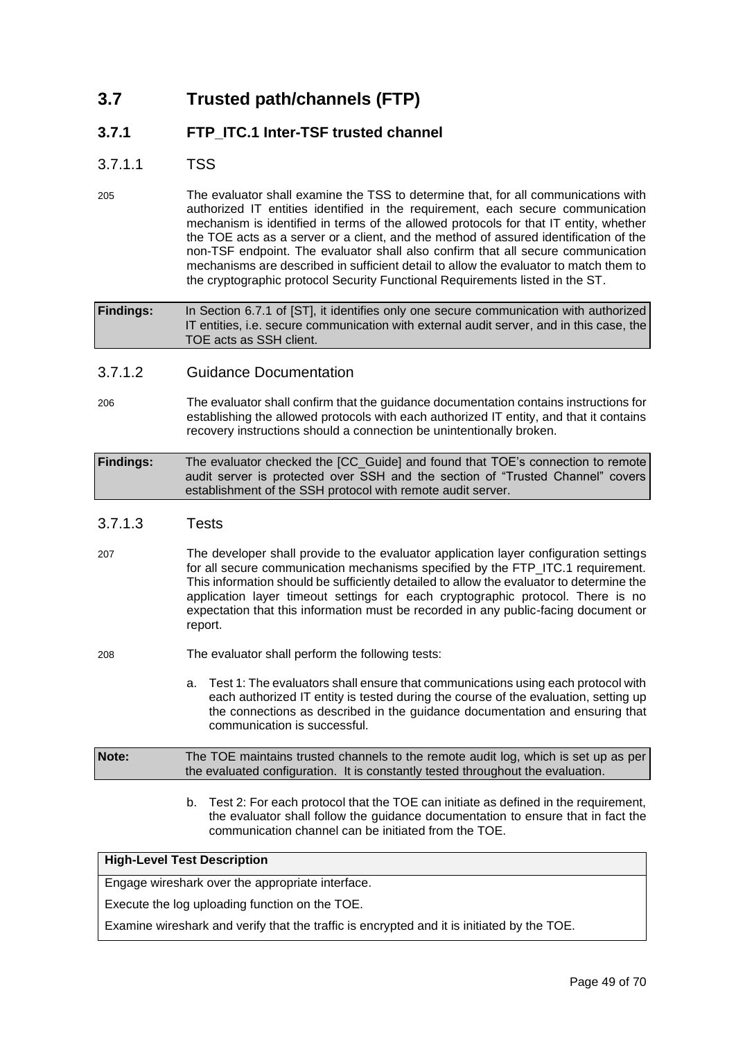## 3.7 Trusted path/channels (FTP)

### 3.7.1 FTP_ITC.1 Inter-TSF trusted channel

#### 3.7.1.1 TSS

205 The evaluator shall examine the TSS to determine that, for all communications with authorized IT entities identified in the requirement, each secure communication mechanism is identified in terms of the allowed protocols for that IT entity, whether the TOE acts as a server or a client, and the method of assured identification of the non-TSF endpoint. The evaluator shall also confirm that all secure communication mechanisms are described in sufficient detail to allow the evaluator to match them to the cryptographic protocol Security Functional Requirements listed in the ST.

| **Findings:** | In Section 6.7.1 of [ST], it identifies only one secure communication with authorized IT entities, i.e. secure communication with external audit server, and in this case, the TOE acts as SSH client. |
|---|---|

#### 3.7.1.2 Guidance Documentation

206 The evaluator shall confirm that the guidance documentation contains instructions for establishing the allowed protocols with each authorized IT entity, and that it contains recovery instructions should a connection be unintentionally broken.

| **Findings:** | The evaluator checked the [CC_Guide] and found that TOE's connection to remote audit server is protected over SSH and the section of "Trusted Channel" covers establishment of the SSH protocol with remote audit server. |
|---|---|

#### 3.7.1.3 Tests

207 The developer shall provide to the evaluator application layer configuration settings for all secure communication mechanisms specified by the FTP_ITC.1 requirement. This information should be sufficiently detailed to allow the evaluator to determine the application layer timeout settings for each cryptographic protocol. There is no expectation that this information must be recorded in any public-facing document or report.

208 The evaluator shall perform the following tests:

a. Test 1: The evaluators shall ensure that communications using each protocol with each authorized IT entity is tested during the course of the evaluation, setting up the connections as described in the guidance documentation and ensuring that communication is successful.

| **Note:** | The TOE maintains trusted channels to the remote audit log, which is set up as per the evaluated configuration. It is constantly tested throughout the evaluation. |
|---|---|

b. Test 2: For each protocol that the TOE can initiate as defined in the requirement, the evaluator shall follow the guidance documentation to ensure that in fact the communication channel can be initiated from the TOE.

| **High-Level Test Description** |
|---|
| Engage wireshark over the appropriate interface.<br>Execute the log uploading function on the TOE.<br>Examine wireshark and verify that the traffic is encrypted and it is initiated by the TOE. |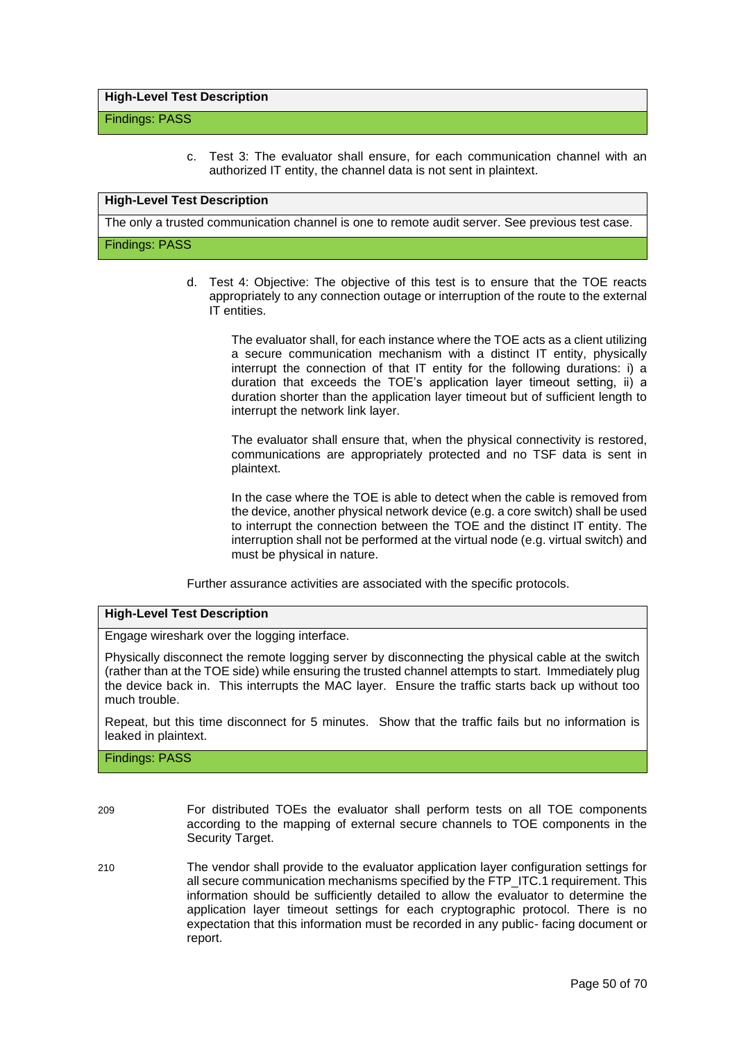| **High-Level Test Description** |
|---|
| Findings: PASS |

c. Test 3: The evaluator shall ensure, for each communication channel with an authorized IT entity, the channel data is not sent in plaintext.

| **High-Level Test Description** |
|---|
| The only a trusted communication channel is one to remote audit server. See previous test case. |
| Findings: PASS |

d. Test 4: Objective: The objective of this test is to ensure that the TOE reacts appropriately to any connection outage or interruption of the route to the external IT entities.

The evaluator shall, for each instance where the TOE acts as a client utilizing a secure communication mechanism with a distinct IT entity, physically interrupt the connection of that IT entity for the following durations: i) a duration that exceeds the TOE's application layer timeout setting, ii) a duration shorter than the application layer timeout but of sufficient length to interrupt the network link layer.

The evaluator shall ensure that, when the physical connectivity is restored, communications are appropriately protected and no TSF data is sent in plaintext.

In the case where the TOE is able to detect when the cable is removed from the device, another physical network device (e.g. a core switch) shall be used to interrupt the connection between the TOE and the distinct IT entity. The interruption shall not be performed at the virtual node (e.g. virtual switch) and must be physical in nature.

Further assurance activities are associated with the specific protocols.

| **High-Level Test Description** |
|---|
| Engage wireshark over the logging interface.<br><br>Physically disconnect the remote logging server by disconnecting the physical cable at the switch (rather than at the TOE side) while ensuring the trusted channel attempts to start. Immediately plug the device back in. This interrupts the MAC layer. Ensure the traffic starts back up without too much trouble.<br><br>Repeat, but this time disconnect for 5 minutes. Show that the traffic fails but no information is leaked in plaintext. |
| Findings: PASS |

209 For distributed TOEs the evaluator shall perform tests on all TOE components according to the mapping of external secure channels to TOE components in the Security Target.

210 The vendor shall provide to the evaluator application layer configuration settings for all secure communication mechanisms specified by the FTP_ITC.1 requirement. This information should be sufficiently detailed to allow the evaluator to determine the application layer timeout settings for each cryptographic protocol. There is no expectation that this information must be recorded in any public- facing document or report.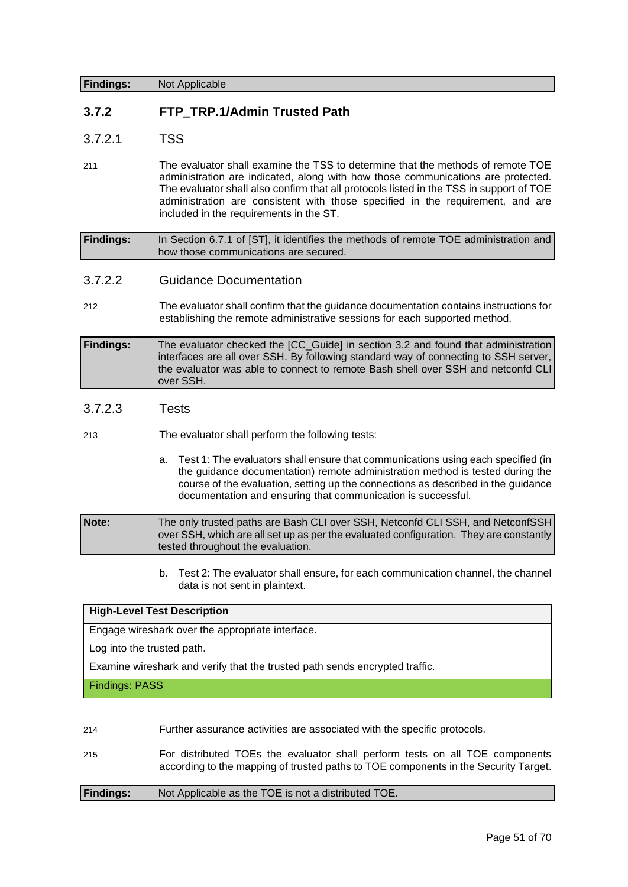| **Findings:** | Not Applicable |
|---|---|

### 3.7.2 FTP_TRP.1/Admin Trusted Path

#### 3.7.2.1 TSS

211 The evaluator shall examine the TSS to determine that the methods of remote TOE administration are indicated, along with how those communications are protected. The evaluator shall also confirm that all protocols listed in the TSS in support of TOE administration are consistent with those specified in the requirement, and are included in the requirements in the ST.

| **Findings:** | In Section 6.7.1 of [ST], it identifies the methods of remote TOE administration and how those communications are secured. |
|---|---|

#### 3.7.2.2 Guidance Documentation

212 The evaluator shall confirm that the guidance documentation contains instructions for establishing the remote administrative sessions for each supported method.

| **Findings:** | The evaluator checked the [CC_Guide] in section 3.2 and found that administration interfaces are all over SSH. By following standard way of connecting to SSH server, the evaluator was able to connect to remote Bash shell over SSH and netconfd CLI over SSH. |
|---|---|

#### 3.7.2.3 Tests

213 The evaluator shall perform the following tests:

a. Test 1: The evaluators shall ensure that communications using each specified (in the guidance documentation) remote administration method is tested during the course of the evaluation, setting up the connections as described in the guidance documentation and ensuring that communication is successful.

| **Note:** | The only trusted paths are Bash CLI over SSH, Netconfd CLI SSH, and NetconfSSH over SSH, which are all set up as per the evaluated configuration. They are constantly tested throughout the evaluation. |
|---|---|

b. Test 2: The evaluator shall ensure, for each communication channel, the channel data is not sent in plaintext.

| **High-Level Test Description** |
|---|
| Engage wireshark over the appropriate interface. |
| Log into the trusted path. |
| Examine wireshark and verify that the trusted path sends encrypted traffic. |
| Findings: PASS |

214 Further assurance activities are associated with the specific protocols.

215 For distributed TOEs the evaluator shall perform tests on all TOE components according to the mapping of trusted paths to TOE components in the Security Target.

| **Findings:** | Not Applicable as the TOE is not a distributed TOE. |
|---|---|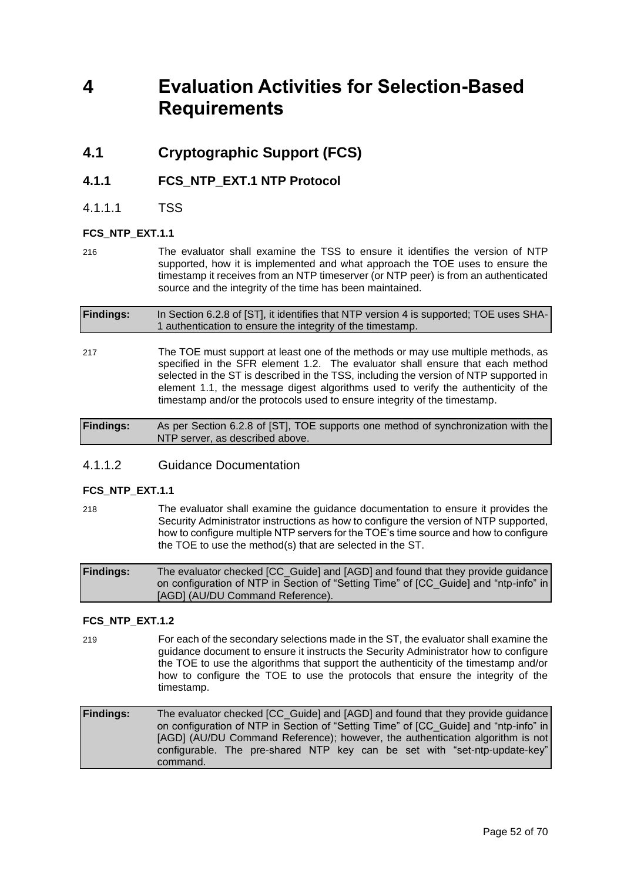# 4 Evaluation Activities for Selection-Based Requirements

## 4.1 Cryptographic Support (FCS)

### 4.1.1 FCS_NTP_EXT.1 NTP Protocol

#### 4.1.1.1 TSS

**FCS_NTP_EXT.1.1**

216 The evaluator shall examine the TSS to ensure it identifies the version of NTP supported, how it is implemented and what approach the TOE uses to ensure the timestamp it receives from an NTP timeserver (or NTP peer) is from an authenticated source and the integrity of the time has been maintained.

| **Findings:** | In Section 6.2.8 of [ST], it identifies that NTP version 4 is supported; TOE uses SHA-1 authentication to ensure the integrity of the timestamp. |
|---|---|

217 The TOE must support at least one of the methods or may use multiple methods, as specified in the SFR element 1.2. The evaluator shall ensure that each method selected in the ST is described in the TSS, including the version of NTP supported in element 1.1, the message digest algorithms used to verify the authenticity of the timestamp and/or the protocols used to ensure integrity of the timestamp.

| **Findings:** | As per Section 6.2.8 of [ST], TOE supports one method of synchronization with the NTP server, as described above. |
|---|---|

#### 4.1.1.2 Guidance Documentation

**FCS_NTP_EXT.1.1**

218 The evaluator shall examine the guidance documentation to ensure it provides the Security Administrator instructions as how to configure the version of NTP supported, how to configure multiple NTP servers for the TOE's time source and how to configure the TOE to use the method(s) that are selected in the ST.

| **Findings:** | The evaluator checked [CC_Guide] and [AGD] and found that they provide guidance on configuration of NTP in Section of "Setting Time" of [CC_Guide] and "ntp-info" in [AGD] (AU/DU Command Reference). |
|---|---|

**FCS_NTP_EXT.1.2**

219 For each of the secondary selections made in the ST, the evaluator shall examine the guidance document to ensure it instructs the Security Administrator how to configure the TOE to use the algorithms that support the authenticity of the timestamp and/or how to configure the TOE to use the protocols that ensure the integrity of the timestamp.

| **Findings:** | The evaluator checked [CC_Guide] and [AGD] and found that they provide guidance on configuration of NTP in Section of "Setting Time" of [CC_Guide] and "ntp-info" in [AGD] (AU/DU Command Reference); however, the authentication algorithm is not configurable. The pre-shared NTP key can be set with "set-ntp-update-key" command. |
|---|---|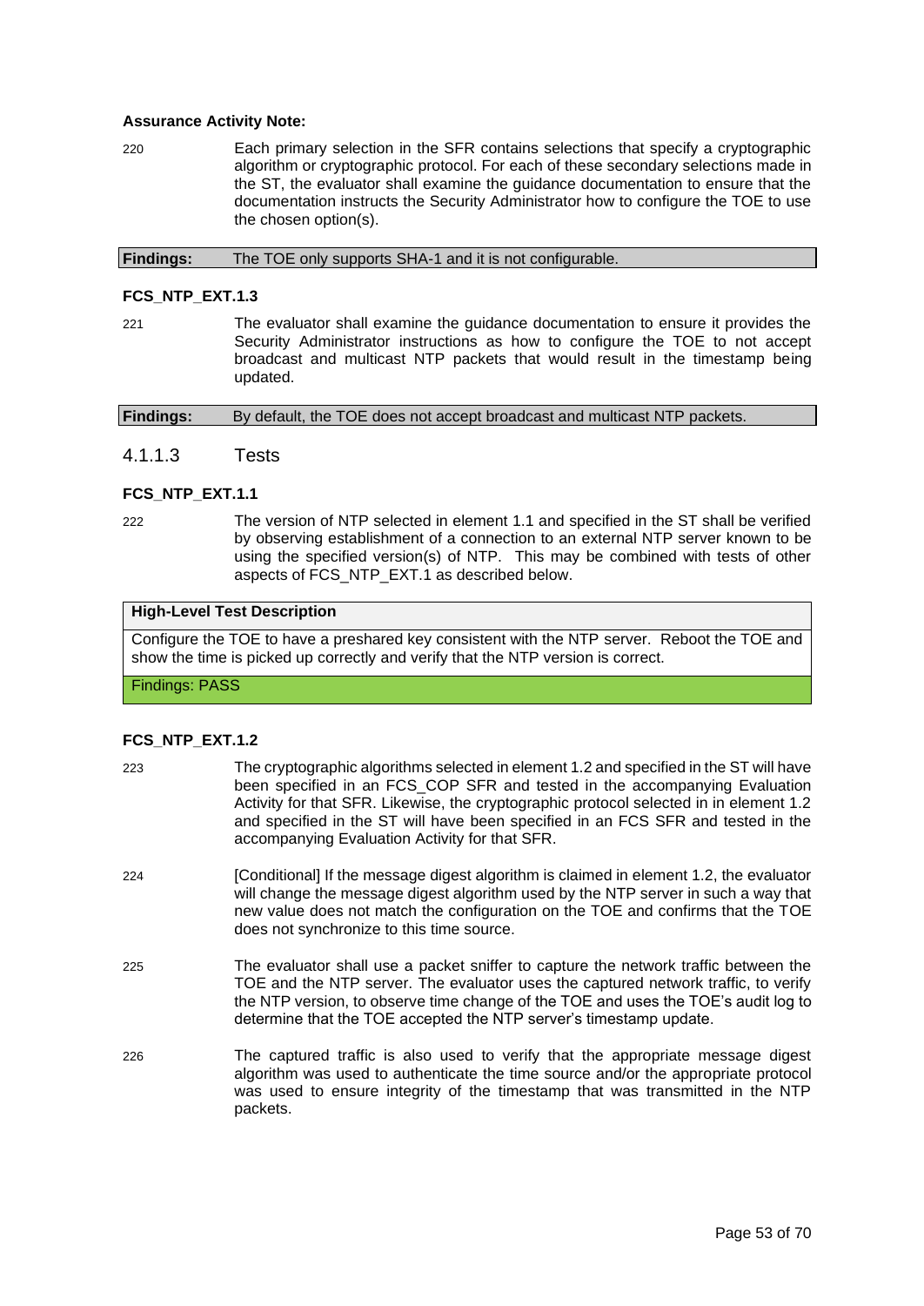**Assurance Activity Note:**

220 Each primary selection in the SFR contains selections that specify a cryptographic algorithm or cryptographic protocol. For each of these secondary selections made in the ST, the evaluator shall examine the guidance documentation to ensure that the documentation instructs the Security Administrator how to configure the TOE to use the chosen option(s).

| **Findings:** | The TOE only supports SHA-1 and it is not configurable. |
|---|---|

**FCS_NTP_EXT.1.3**

221 The evaluator shall examine the guidance documentation to ensure it provides the Security Administrator instructions as how to configure the TOE to not accept broadcast and multicast NTP packets that would result in the timestamp being updated.

| **Findings:** | By default, the TOE does not accept broadcast and multicast NTP packets. |
|---|---|

### 4.1.1.3 Tests

**FCS_NTP_EXT.1.1**

222 The version of NTP selected in element 1.1 and specified in the ST shall be verified by observing establishment of a connection to an external NTP server known to be using the specified version(s) of NTP. This may be combined with tests of other aspects of FCS_NTP_EXT.1 as described below.

| **High-Level Test Description** |
|---|
| Configure the TOE to have a preshared key consistent with the NTP server. Reboot the TOE and show the time is picked up correctly and verify that the NTP version is correct. |
| Findings: PASS |

**FCS_NTP_EXT.1.2**

223 The cryptographic algorithms selected in element 1.2 and specified in the ST will have been specified in an FCS_COP SFR and tested in the accompanying Evaluation Activity for that SFR. Likewise, the cryptographic protocol selected in in element 1.2 and specified in the ST will have been specified in an FCS SFR and tested in the accompanying Evaluation Activity for that SFR.

224 [Conditional] If the message digest algorithm is claimed in element 1.2, the evaluator will change the message digest algorithm used by the NTP server in such a way that new value does not match the configuration on the TOE and confirms that the TOE does not synchronize to this time source.

225 The evaluator shall use a packet sniffer to capture the network traffic between the TOE and the NTP server. The evaluator uses the captured network traffic, to verify the NTP version, to observe time change of the TOE and uses the TOE's audit log to determine that the TOE accepted the NTP server's timestamp update.

226 The captured traffic is also used to verify that the appropriate message digest algorithm was used to authenticate the time source and/or the appropriate protocol was used to ensure integrity of the timestamp that was transmitted in the NTP packets.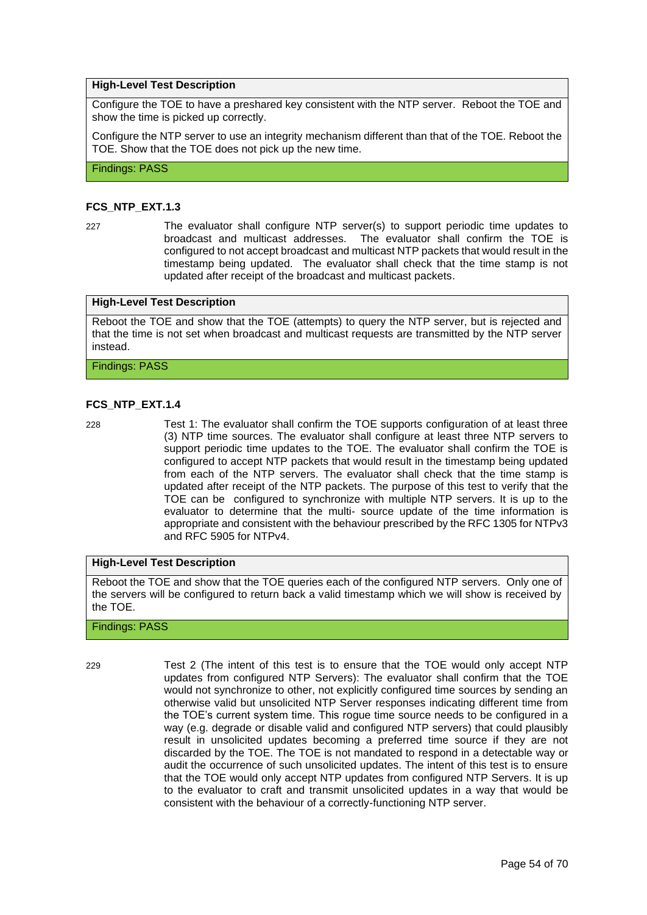| High-Level Test Description |
| --- |
| Configure the TOE to have a preshared key consistent with the NTP server. Reboot the TOE and show the time is picked up correctly.<br><br>Configure the NTP server to use an integrity mechanism different than that of the TOE. Reboot the TOE. Show that the TOE does not pick up the new time. |
| Findings: PASS |

### FCS_NTP_EXT.1.3

227 The evaluator shall configure NTP server(s) to support periodic time updates to broadcast and multicast addresses. The evaluator shall confirm the TOE is configured to not accept broadcast and multicast NTP packets that would result in the timestamp being updated. The evaluator shall check that the time stamp is not updated after receipt of the broadcast and multicast packets.

| High-Level Test Description |
| --- |
| Reboot the TOE and show that the TOE (attempts) to query the NTP server, but is rejected and that the time is not set when broadcast and multicast requests are transmitted by the NTP server instead. |
| Findings: PASS |

### FCS_NTP_EXT.1.4

228 Test 1: The evaluator shall confirm the TOE supports configuration of at least three (3) NTP time sources. The evaluator shall configure at least three NTP servers to support periodic time updates to the TOE. The evaluator shall confirm the TOE is configured to accept NTP packets that would result in the timestamp being updated from each of the NTP servers. The evaluator shall check that the time stamp is updated after receipt of the NTP packets. The purpose of this test to verify that the TOE can be configured to synchronize with multiple NTP servers. It is up to the evaluator to determine that the multi- source update of the time information is appropriate and consistent with the behaviour prescribed by the RFC 1305 for NTPv3 and RFC 5905 for NTPv4.

| High-Level Test Description |
| --- |
| Reboot the TOE and show that the TOE queries each of the configured NTP servers. Only one of the servers will be configured to return back a valid timestamp which we will show is received by the TOE. |
| Findings: PASS |

229 Test 2 (The intent of this test is to ensure that the TOE would only accept NTP updates from configured NTP Servers): The evaluator shall confirm that the TOE would not synchronize to other, not explicitly configured time sources by sending an otherwise valid but unsolicited NTP Server responses indicating different time from the TOE's current system time. This rogue time source needs to be configured in a way (e.g. degrade or disable valid and configured NTP servers) that could plausibly result in unsolicited updates becoming a preferred time source if they are not discarded by the TOE. The TOE is not mandated to respond in a detectable way or audit the occurrence of such unsolicited updates. The intent of this test is to ensure that the TOE would only accept NTP updates from configured NTP Servers. It is up to the evaluator to craft and transmit unsolicited updates in a way that would be consistent with the behaviour of a correctly-functioning NTP server.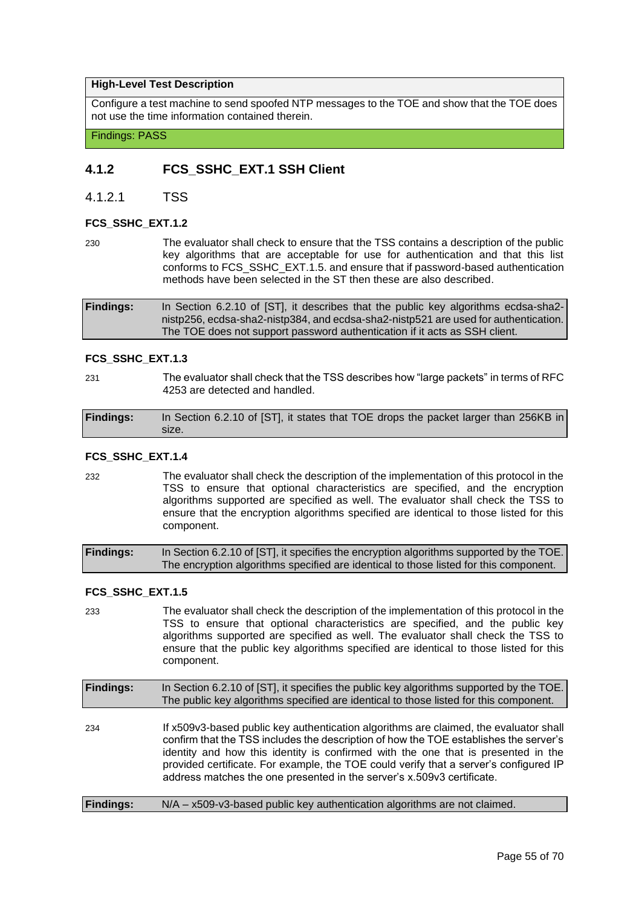| High-Level Test Description |
| --- |
| Configure a test machine to send spoofed NTP messages to the TOE and show that the TOE does not use the time information contained therein. |
| Findings: PASS |

## 4.1.2 FCS_SSHC_EXT.1 SSH Client

### 4.1.2.1 TSS

**FCS_SSHC_EXT.1.2**

230 The evaluator shall check to ensure that the TSS contains a description of the public key algorithms that are acceptable for use for authentication and that this list conforms to FCS_SSHC_EXT.1.5. and ensure that if password-based authentication methods have been selected in the ST then these are also described.

| **Findings:** | In Section 6.2.10 of [ST], it describes that the public key algorithms ecdsa-sha2-nistp256, ecdsa-sha2-nistp384, and ecdsa-sha2-nistp521 are used for authentication. The TOE does not support password authentication if it acts as SSH client. |
| --- | --- |

**FCS_SSHC_EXT.1.3**

231 The evaluator shall check that the TSS describes how "large packets" in terms of RFC 4253 are detected and handled.

| **Findings:** | In Section 6.2.10 of [ST], it states that TOE drops the packet larger than 256KB in size. |
| --- | --- |

**FCS_SSHC_EXT.1.4**

232 The evaluator shall check the description of the implementation of this protocol in the TSS to ensure that optional characteristics are specified, and the encryption algorithms supported are specified as well. The evaluator shall check the TSS to ensure that the encryption algorithms specified are identical to those listed for this component.

| **Findings:** | In Section 6.2.10 of [ST], it specifies the encryption algorithms supported by the TOE. The encryption algorithms specified are identical to those listed for this component. |
| --- | --- |

**FCS_SSHC_EXT.1.5**

233 The evaluator shall check the description of the implementation of this protocol in the TSS to ensure that optional characteristics are specified, and the public key algorithms supported are specified as well. The evaluator shall check the TSS to ensure that the public key algorithms specified are identical to those listed for this component.

| **Findings:** | In Section 6.2.10 of [ST], it specifies the public key algorithms supported by the TOE. The public key algorithms specified are identical to those listed for this component. |
| --- | --- |

234 If x509v3-based public key authentication algorithms are claimed, the evaluator shall confirm that the TSS includes the description of how the TOE establishes the server's identity and how this identity is confirmed with the one that is presented in the provided certificate. For example, the TOE could verify that a server's configured IP address matches the one presented in the server's x.509v3 certificate.

| **Findings:** | N/A – x509-v3-based public key authentication algorithms are not claimed. |
| --- | --- |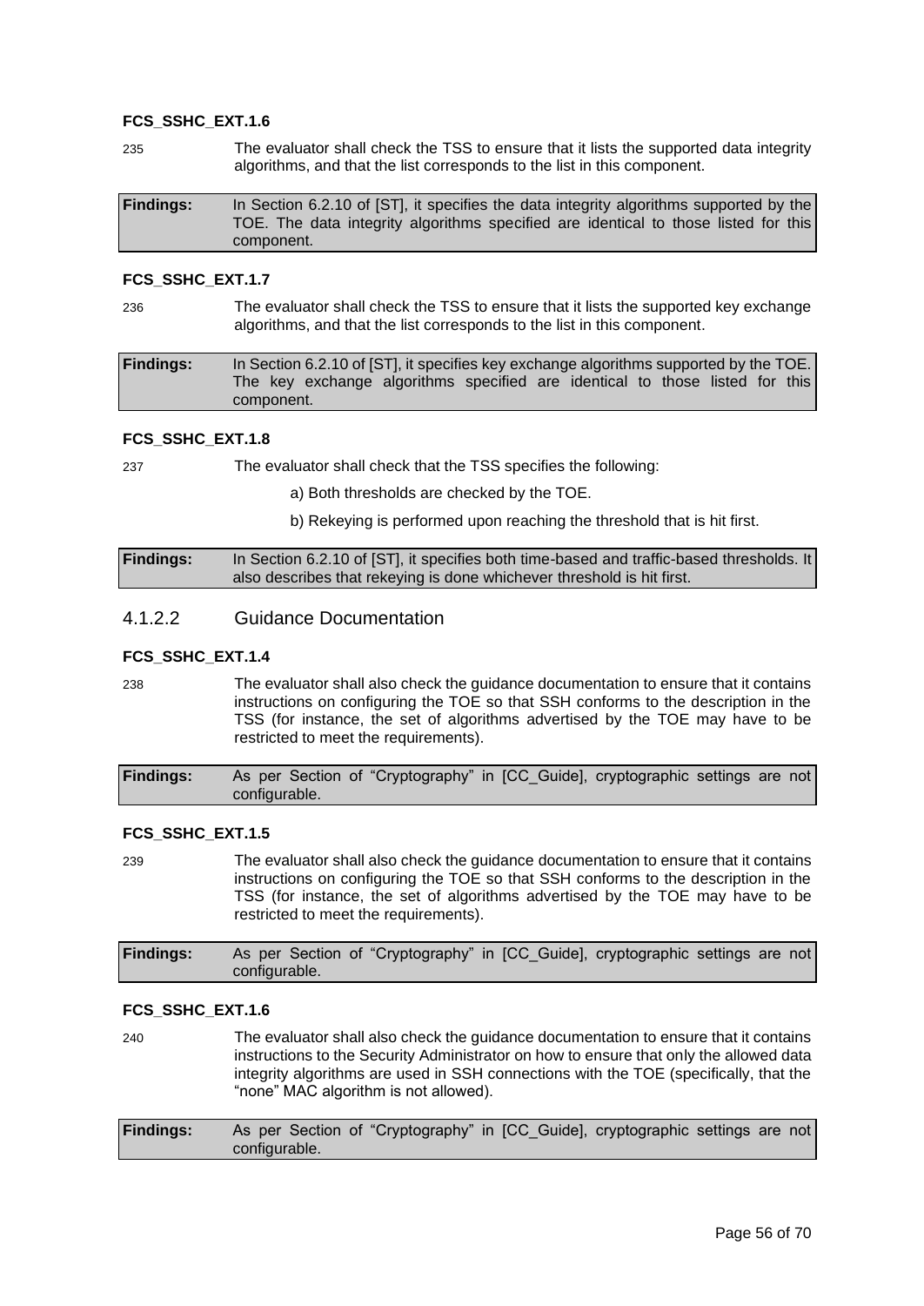**FCS_SSHC_EXT.1.6**

235 The evaluator shall check the TSS to ensure that it lists the supported data integrity algorithms, and that the list corresponds to the list in this component.

| **Findings:** | In Section 6.2.10 of [ST], it specifies the data integrity algorithms supported by the TOE. The data integrity algorithms specified are identical to those listed for this component. |
|---|---|

**FCS_SSHC_EXT.1.7**

236 The evaluator shall check the TSS to ensure that it lists the supported key exchange algorithms, and that the list corresponds to the list in this component.

| **Findings:** | In Section 6.2.10 of [ST], it specifies key exchange algorithms supported by the TOE. The key exchange algorithms specified are identical to those listed for this component. |
|---|---|

**FCS_SSHC_EXT.1.8**

237 The evaluator shall check that the TSS specifies the following:

a) Both thresholds are checked by the TOE.

b) Rekeying is performed upon reaching the threshold that is hit first.

| **Findings:** | In Section 6.2.10 of [ST], it specifies both time-based and traffic-based thresholds. It also describes that rekeying is done whichever threshold is hit first. |
|---|---|

### 4.1.2.2 Guidance Documentation

**FCS_SSHC_EXT.1.4**

238 The evaluator shall also check the guidance documentation to ensure that it contains instructions on configuring the TOE so that SSH conforms to the description in the TSS (for instance, the set of algorithms advertised by the TOE may have to be restricted to meet the requirements).

| **Findings:** | As per Section of "Cryptography" in [CC_Guide], cryptographic settings are not configurable. |
|---|---|

**FCS_SSHC_EXT.1.5**

239 The evaluator shall also check the guidance documentation to ensure that it contains instructions on configuring the TOE so that SSH conforms to the description in the TSS (for instance, the set of algorithms advertised by the TOE may have to be restricted to meet the requirements).

| **Findings:** | As per Section of "Cryptography" in [CC_Guide], cryptographic settings are not configurable. |
|---|---|

**FCS_SSHC_EXT.1.6**

240 The evaluator shall also check the guidance documentation to ensure that it contains instructions to the Security Administrator on how to ensure that only the allowed data integrity algorithms are used in SSH connections with the TOE (specifically, that the "none" MAC algorithm is not allowed).

| **Findings:** | As per Section of "Cryptography" in [CC_Guide], cryptographic settings are not configurable. |
|---|---|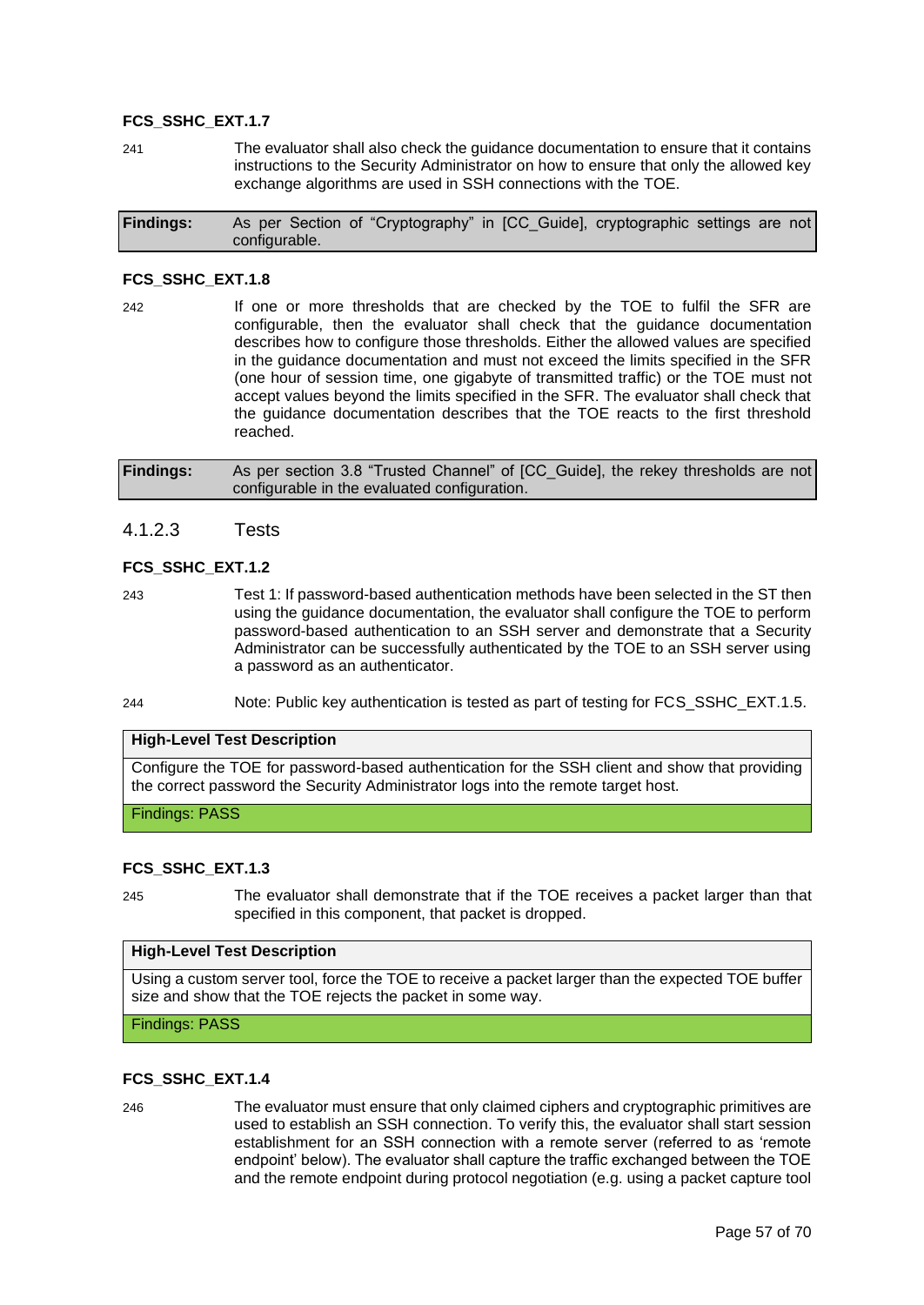**FCS_SSHC_EXT.1.7**

241 The evaluator shall also check the guidance documentation to ensure that it contains instructions to the Security Administrator on how to ensure that only the allowed key exchange algorithms are used in SSH connections with the TOE.

| **Findings:** | As per Section of "Cryptography" in [CC_Guide], cryptographic settings are not configurable. |
|---|---|

**FCS_SSHC_EXT.1.8**

242 If one or more thresholds that are checked by the TOE to fulfil the SFR are configurable, then the evaluator shall check that the guidance documentation describes how to configure those thresholds. Either the allowed values are specified in the guidance documentation and must not exceed the limits specified in the SFR (one hour of session time, one gigabyte of transmitted traffic) or the TOE must not accept values beyond the limits specified in the SFR. The evaluator shall check that the guidance documentation describes that the TOE reacts to the first threshold reached.

| **Findings:** | As per section 3.8 "Trusted Channel" of [CC_Guide], the rekey thresholds are not configurable in the evaluated configuration. |
|---|---|

### 4.1.2.3 Tests

**FCS_SSHC_EXT.1.2**

243 Test 1: If password-based authentication methods have been selected in the ST then using the guidance documentation, the evaluator shall configure the TOE to perform password-based authentication to an SSH server and demonstrate that a Security Administrator can be successfully authenticated by the TOE to an SSH server using a password as an authenticator.

244 Note: Public key authentication is tested as part of testing for FCS_SSHC_EXT.1.5.

| **High-Level Test Description** |
|---|
| Configure the TOE for password-based authentication for the SSH client and show that providing the correct password the Security Administrator logs into the remote target host. |
| Findings: PASS |

**FCS_SSHC_EXT.1.3**

245 The evaluator shall demonstrate that if the TOE receives a packet larger than that specified in this component, that packet is dropped.

| **High-Level Test Description** |
|---|
| Using a custom server tool, force the TOE to receive a packet larger than the expected TOE buffer size and show that the TOE rejects the packet in some way. |
| Findings: PASS |

**FCS_SSHC_EXT.1.4**

246 The evaluator must ensure that only claimed ciphers and cryptographic primitives are used to establish an SSH connection. To verify this, the evaluator shall start session establishment for an SSH connection with a remote server (referred to as 'remote endpoint' below). The evaluator shall capture the traffic exchanged between the TOE and the remote endpoint during protocol negotiation (e.g. using a packet capture tool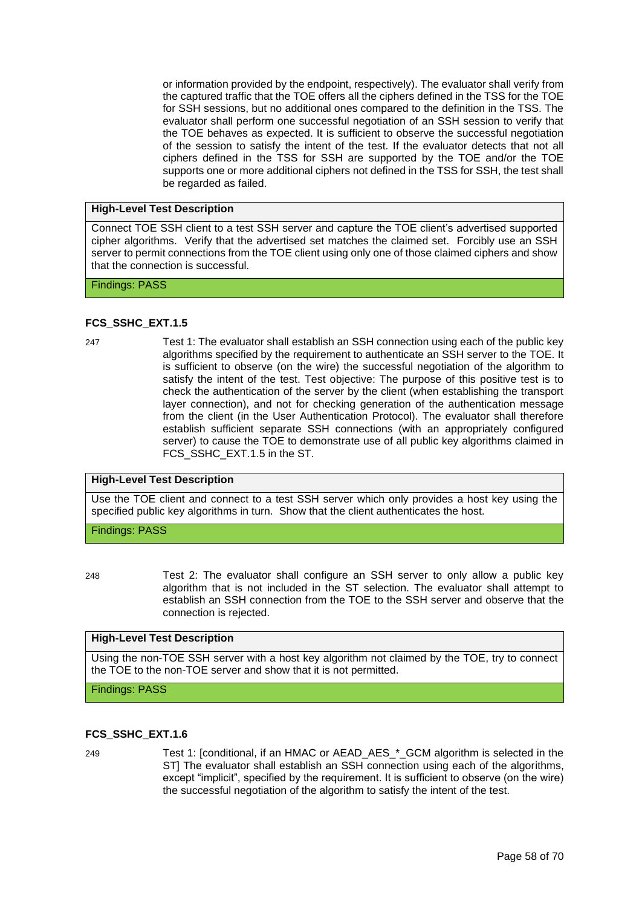or information provided by the endpoint, respectively). The evaluator shall verify from the captured traffic that the TOE offers all the ciphers defined in the TSS for the TOE for SSH sessions, but no additional ones compared to the definition in the TSS. The evaluator shall perform one successful negotiation of an SSH session to verify that the TOE behaves as expected. It is sufficient to observe the successful negotiation of the session to satisfy the intent of the test. If the evaluator detects that not all ciphers defined in the TSS for SSH are supported by the TOE and/or the TOE supports one or more additional ciphers not defined in the TSS for SSH, the test shall be regarded as failed.

| High-Level Test Description |
|---|
| Connect TOE SSH client to a test SSH server and capture the TOE client's advertised supported cipher algorithms. Verify that the advertised set matches the claimed set. Forcibly use an SSH server to permit connections from the TOE client using only one of those claimed ciphers and show that the connection is successful. |
| Findings: PASS |

#### FCS_SSHC_EXT.1.5

247 Test 1: The evaluator shall establish an SSH connection using each of the public key algorithms specified by the requirement to authenticate an SSH server to the TOE. It is sufficient to observe (on the wire) the successful negotiation of the algorithm to satisfy the intent of the test. Test objective: The purpose of this positive test is to check the authentication of the server by the client (when establishing the transport layer connection), and not for checking generation of the authentication message from the client (in the User Authentication Protocol). The evaluator shall therefore establish sufficient separate SSH connections (with an appropriately configured server) to cause the TOE to demonstrate use of all public key algorithms claimed in FCS_SSHC_EXT.1.5 in the ST.

| High-Level Test Description |
|---|
| Use the TOE client and connect to a test SSH server which only provides a host key using the specified public key algorithms in turn. Show that the client authenticates the host. |
| Findings: PASS |

248 Test 2: The evaluator shall configure an SSH server to only allow a public key algorithm that is not included in the ST selection. The evaluator shall attempt to establish an SSH connection from the TOE to the SSH server and observe that the connection is rejected.

| High-Level Test Description |
|---|
| Using the non-TOE SSH server with a host key algorithm not claimed by the TOE, try to connect the TOE to the non-TOE server and show that it is not permitted. |
| Findings: PASS |

#### FCS_SSHC_EXT.1.6

249 Test 1: [conditional, if an HMAC or AEAD_AES_*_GCM algorithm is selected in the ST] The evaluator shall establish an SSH connection using each of the algorithms, except "implicit", specified by the requirement. It is sufficient to observe (on the wire) the successful negotiation of the algorithm to satisfy the intent of the test.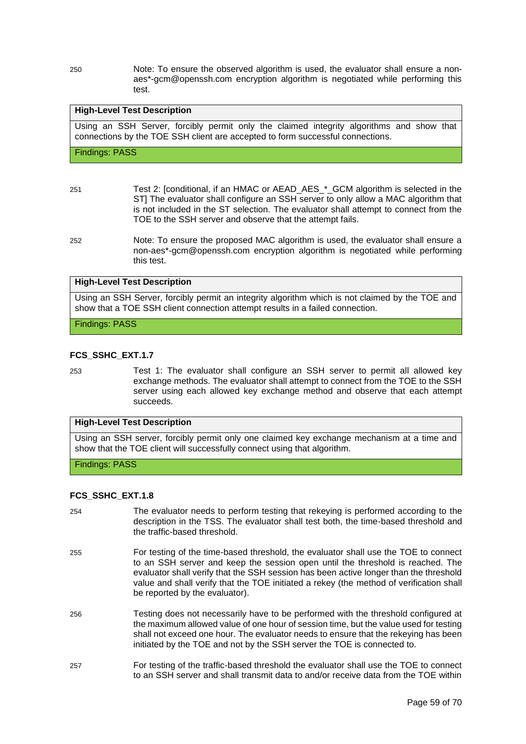250 Note: To ensure the observed algorithm is used, the evaluator shall ensure a non-aes*-gcm@openssh.com encryption algorithm is negotiated while performing this test.

| High-Level Test Description |
| --- |
| Using an SSH Server, forcibly permit only the claimed integrity algorithms and show that connections by the TOE SSH client are accepted to form successful connections. |
| Findings: PASS |

251 Test 2: [conditional, if an HMAC or AEAD_AES_*_GCM algorithm is selected in the ST] The evaluator shall configure an SSH server to only allow a MAC algorithm that is not included in the ST selection. The evaluator shall attempt to connect from the TOE to the SSH server and observe that the attempt fails.

252 Note: To ensure the proposed MAC algorithm is used, the evaluator shall ensure a non-aes*-gcm@openssh.com encryption algorithm is negotiated while performing this test.

| High-Level Test Description |
| --- |
| Using an SSH Server, forcibly permit an integrity algorithm which is not claimed by the TOE and show that a TOE SSH client connection attempt results in a failed connection. |
| Findings: PASS |

**FCS_SSHC_EXT.1.7**

253 Test 1: The evaluator shall configure an SSH server to permit all allowed key exchange methods. The evaluator shall attempt to connect from the TOE to the SSH server using each allowed key exchange method and observe that each attempt succeeds.

| High-Level Test Description |
| --- |
| Using an SSH server, forcibly permit only one claimed key exchange mechanism at a time and show that the TOE client will successfully connect using that algorithm. |
| Findings: PASS |

**FCS_SSHC_EXT.1.8**

254 The evaluator needs to perform testing that rekeying is performed according to the description in the TSS. The evaluator shall test both, the time-based threshold and the traffic-based threshold.

255 For testing of the time-based threshold, the evaluator shall use the TOE to connect to an SSH server and keep the session open until the threshold is reached. The evaluator shall verify that the SSH session has been active longer than the threshold value and shall verify that the TOE initiated a rekey (the method of verification shall be reported by the evaluator).

256 Testing does not necessarily have to be performed with the threshold configured at the maximum allowed value of one hour of session time, but the value used for testing shall not exceed one hour. The evaluator needs to ensure that the rekeying has been initiated by the TOE and not by the SSH server the TOE is connected to.

257 For testing of the traffic-based threshold the evaluator shall use the TOE to connect to an SSH server and shall transmit data to and/or receive data from the TOE within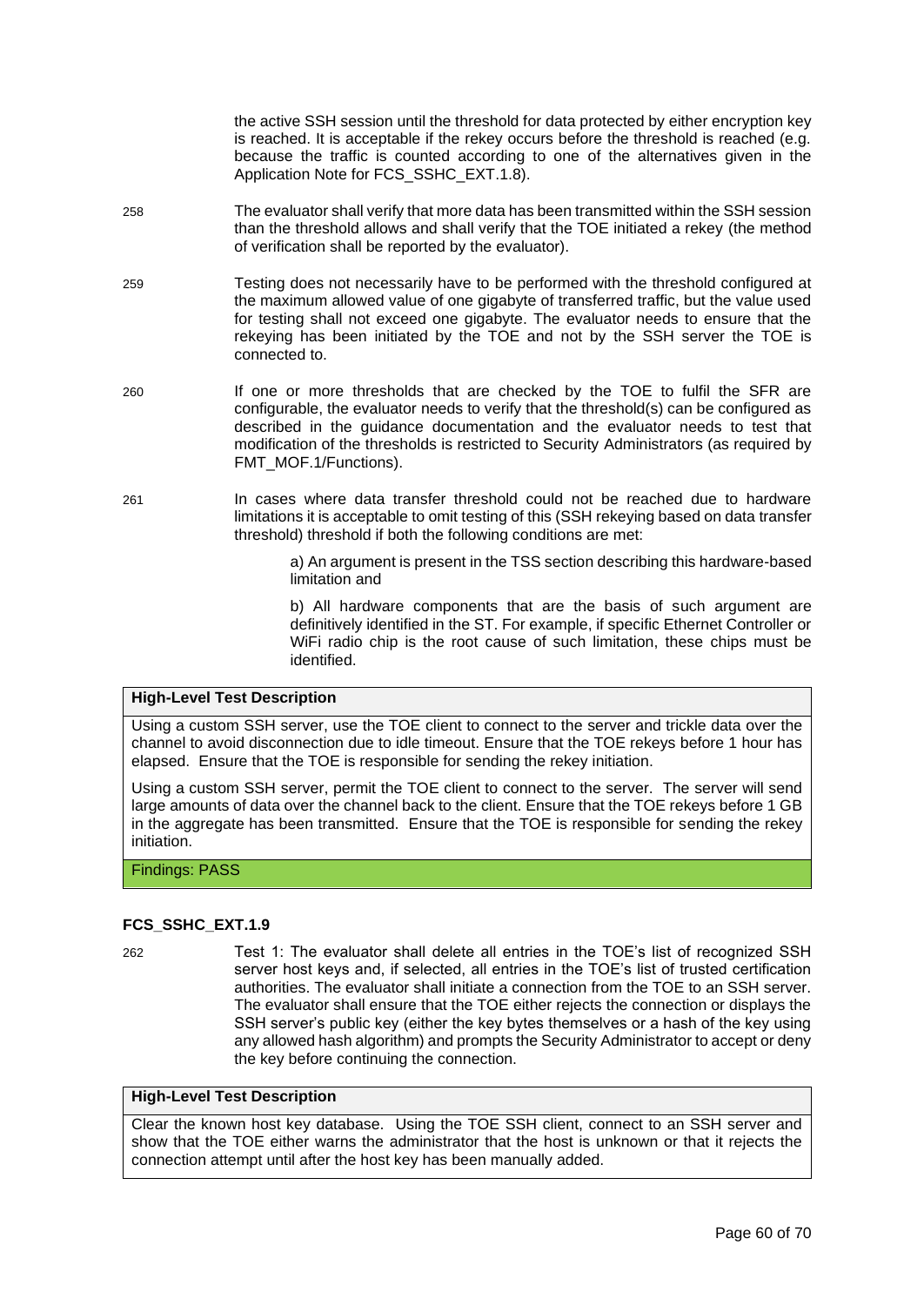the active SSH session until the threshold for data protected by either encryption key is reached. It is acceptable if the rekey occurs before the threshold is reached (e.g. because the traffic is counted according to one of the alternatives given in the Application Note for FCS_SSHC_EXT.1.8).

258 The evaluator shall verify that more data has been transmitted within the SSH session than the threshold allows and shall verify that the TOE initiated a rekey (the method of verification shall be reported by the evaluator).

259 Testing does not necessarily have to be performed with the threshold configured at the maximum allowed value of one gigabyte of transferred traffic, but the value used for testing shall not exceed one gigabyte. The evaluator needs to ensure that the rekeying has been initiated by the TOE and not by the SSH server the TOE is connected to.

260 If one or more thresholds that are checked by the TOE to fulfil the SFR are configurable, the evaluator needs to verify that the threshold(s) can be configured as described in the guidance documentation and the evaluator needs to test that modification of the thresholds is restricted to Security Administrators (as required by FMT_MOF.1/Functions).

261 In cases where data transfer threshold could not be reached due to hardware limitations it is acceptable to omit testing of this (SSH rekeying based on data transfer threshold) threshold if both the following conditions are met:

a) An argument is present in the TSS section describing this hardware-based limitation and

b) All hardware components that are the basis of such argument are definitively identified in the ST. For example, if specific Ethernet Controller or WiFi radio chip is the root cause of such limitation, these chips must be identified.

| **High-Level Test Description** |
|---|
| Using a custom SSH server, use the TOE client to connect to the server and trickle data over the channel to avoid disconnection due to idle timeout. Ensure that the TOE rekeys before 1 hour has elapsed. Ensure that the TOE is responsible for sending the rekey initiation.<br><br>Using a custom SSH server, permit the TOE client to connect to the server. The server will send large amounts of data over the channel back to the client. Ensure that the TOE rekeys before 1 GB in the aggregate has been transmitted. Ensure that the TOE is responsible for sending the rekey initiation. |
| Findings: PASS |

#### FCS_SSHC_EXT.1.9

262 Test 1: The evaluator shall delete all entries in the TOE's list of recognized SSH server host keys and, if selected, all entries in the TOE's list of trusted certification authorities. The evaluator shall initiate a connection from the TOE to an SSH server. The evaluator shall ensure that the TOE either rejects the connection or displays the SSH server's public key (either the key bytes themselves or a hash of the key using any allowed hash algorithm) and prompts the Security Administrator to accept or deny the key before continuing the connection.

| **High-Level Test Description** |
|---|
| Clear the known host key database. Using the TOE SSH client, connect to an SSH server and show that the TOE either warns the administrator that the host is unknown or that it rejects the connection attempt until after the host key has been manually added. |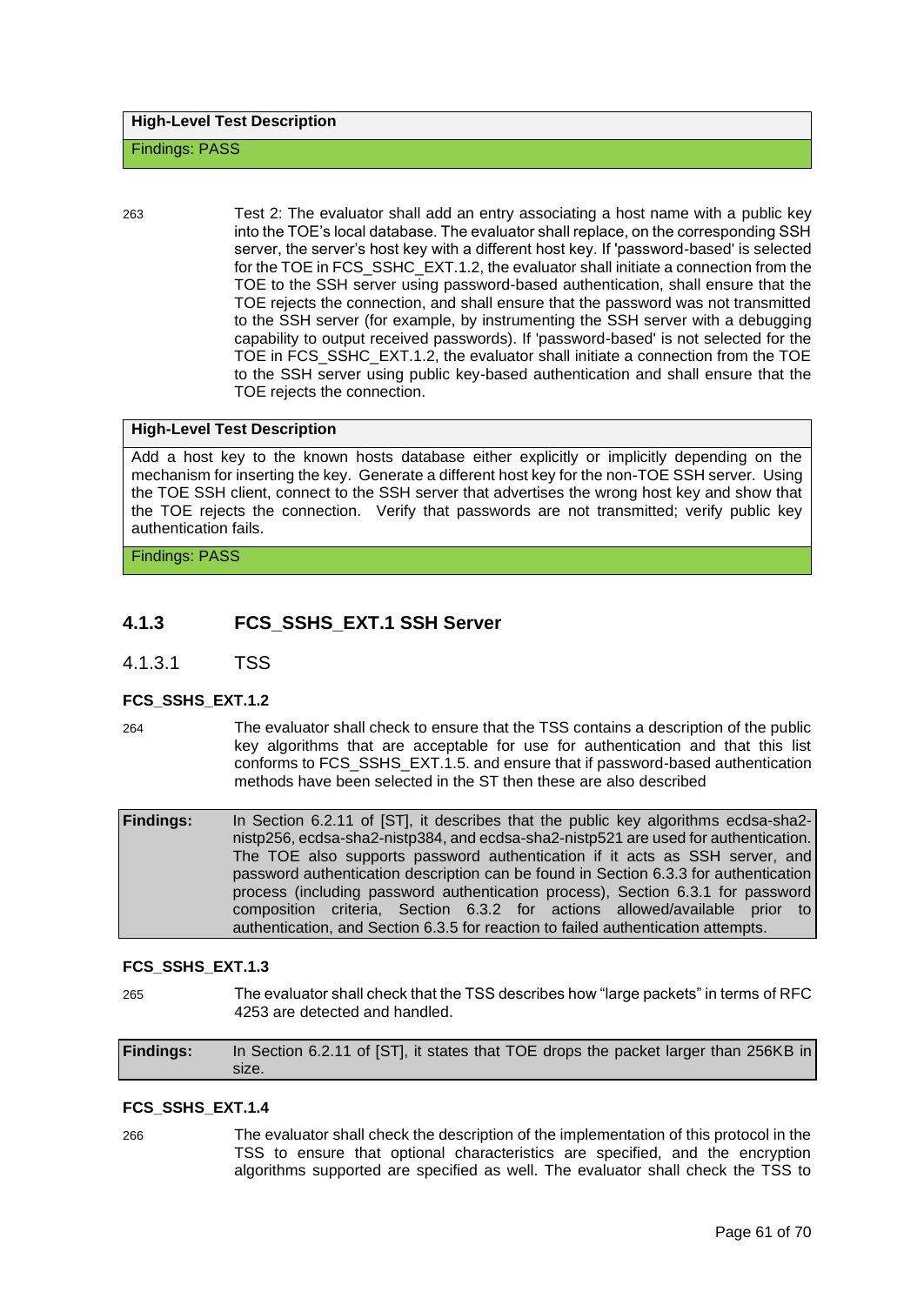| High-Level Test Description |
| --- |
| Findings: PASS |

263 Test 2: The evaluator shall add an entry associating a host name with a public key into the TOE's local database. The evaluator shall replace, on the corresponding SSH server, the server's host key with a different host key. If 'password-based' is selected for the TOE in FCS_SSHC_EXT.1.2, the evaluator shall initiate a connection from the TOE to the SSH server using password-based authentication, shall ensure that the TOE rejects the connection, and shall ensure that the password was not transmitted to the SSH server (for example, by instrumenting the SSH server with a debugging capability to output received passwords). If 'password-based' is not selected for the TOE in FCS_SSHC_EXT.1.2, the evaluator shall initiate a connection from the TOE to the SSH server using public key-based authentication and shall ensure that the TOE rejects the connection.

| High-Level Test Description |
| --- |
| Add a host key to the known hosts database either explicitly or implicitly depending on the mechanism for inserting the key. Generate a different host key for the non-TOE SSH server. Using the TOE SSH client, connect to the SSH server that advertises the wrong host key and show that the TOE rejects the connection. Verify that passwords are not transmitted; verify public key authentication fails. |
| Findings: PASS |

### 4.1.3 FCS_SSHS_EXT.1 SSH Server

#### 4.1.3.1 TSS

**FCS_SSHS_EXT.1.2**

264 The evaluator shall check to ensure that the TSS contains a description of the public key algorithms that are acceptable for use for authentication and that this list conforms to FCS_SSHS_EXT.1.5. and ensure that if password-based authentication methods have been selected in the ST then these are also described

| **Findings:** | In Section 6.2.11 of [ST], it describes that the public key algorithms ecdsa-sha2-nistp256, ecdsa-sha2-nistp384, and ecdsa-sha2-nistp521 are used for authentication. The TOE also supports password authentication if it acts as SSH server, and password authentication description can be found in Section 6.3.3 for authentication process (including password authentication process), Section 6.3.1 for password composition criteria, Section 6.3.2 for actions allowed/available prior to authentication, and Section 6.3.5 for reaction to failed authentication attempts. |
| --- | --- |

**FCS_SSHS_EXT.1.3**

265 The evaluator shall check that the TSS describes how "large packets" in terms of RFC 4253 are detected and handled.

| **Findings:** | In Section 6.2.11 of [ST], it states that TOE drops the packet larger than 256KB in size. |
| --- | --- |

**FCS_SSHS_EXT.1.4**

266 The evaluator shall check the description of the implementation of this protocol in the TSS to ensure that optional characteristics are specified, and the encryption algorithms supported are specified as well. The evaluator shall check the TSS to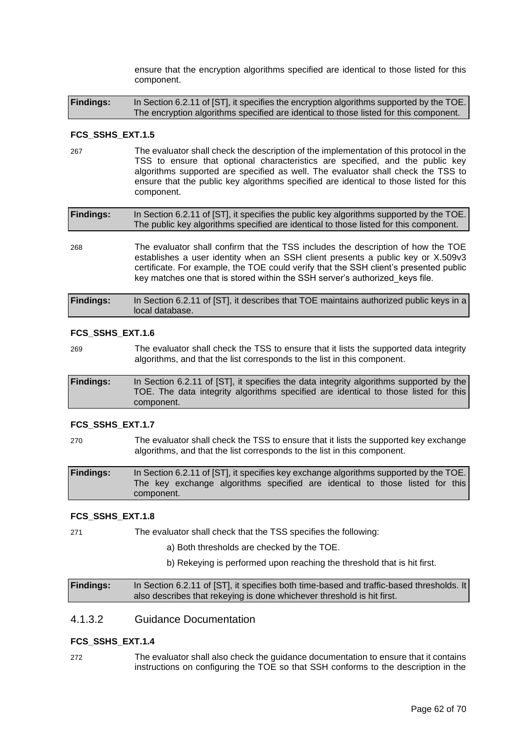ensure that the encryption algorithms specified are identical to those listed for this component.

| **Findings:** | In Section 6.2.11 of [ST], it specifies the encryption algorithms supported by the TOE. The encryption algorithms specified are identical to those listed for this component. |
|---|---|

#### FCS_SSHS_EXT.1.5

267 The evaluator shall check the description of the implementation of this protocol in the TSS to ensure that optional characteristics are specified, and the public key algorithms supported are specified as well. The evaluator shall check the TSS to ensure that the public key algorithms specified are identical to those listed for this component.

| **Findings:** | In Section 6.2.11 of [ST], it specifies the public key algorithms supported by the TOE. The public key algorithms specified are identical to those listed for this component. |
|---|---|

268 The evaluator shall confirm that the TSS includes the description of how the TOE establishes a user identity when an SSH client presents a public key or X.509v3 certificate. For example, the TOE could verify that the SSH client's presented public key matches one that is stored within the SSH server's authorized_keys file.

| **Findings:** | In Section 6.2.11 of [ST], it describes that TOE maintains authorized public keys in a local database. |
|---|---|

#### FCS_SSHS_EXT.1.6

269 The evaluator shall check the TSS to ensure that it lists the supported data integrity algorithms, and that the list corresponds to the list in this component.

| **Findings:** | In Section 6.2.11 of [ST], it specifies the data integrity algorithms supported by the TOE. The data integrity algorithms specified are identical to those listed for this component. |
|---|---|

#### FCS_SSHS_EXT.1.7

270 The evaluator shall check the TSS to ensure that it lists the supported key exchange algorithms, and that the list corresponds to the list in this component.

| **Findings:** | In Section 6.2.11 of [ST], it specifies key exchange algorithms supported by the TOE. The key exchange algorithms specified are identical to those listed for this component. |
|---|---|

#### FCS_SSHS_EXT.1.8

271 The evaluator shall check that the TSS specifies the following:

a) Both thresholds are checked by the TOE.

b) Rekeying is performed upon reaching the threshold that is hit first.

| **Findings:** | In Section 6.2.11 of [ST], it specifies both time-based and traffic-based thresholds. It also describes that rekeying is done whichever threshold is hit first. |
|---|---|

### 4.1.3.2 Guidance Documentation

#### FCS_SSHS_EXT.1.4

272 The evaluator shall also check the guidance documentation to ensure that it contains instructions on configuring the TOE so that SSH conforms to the description in the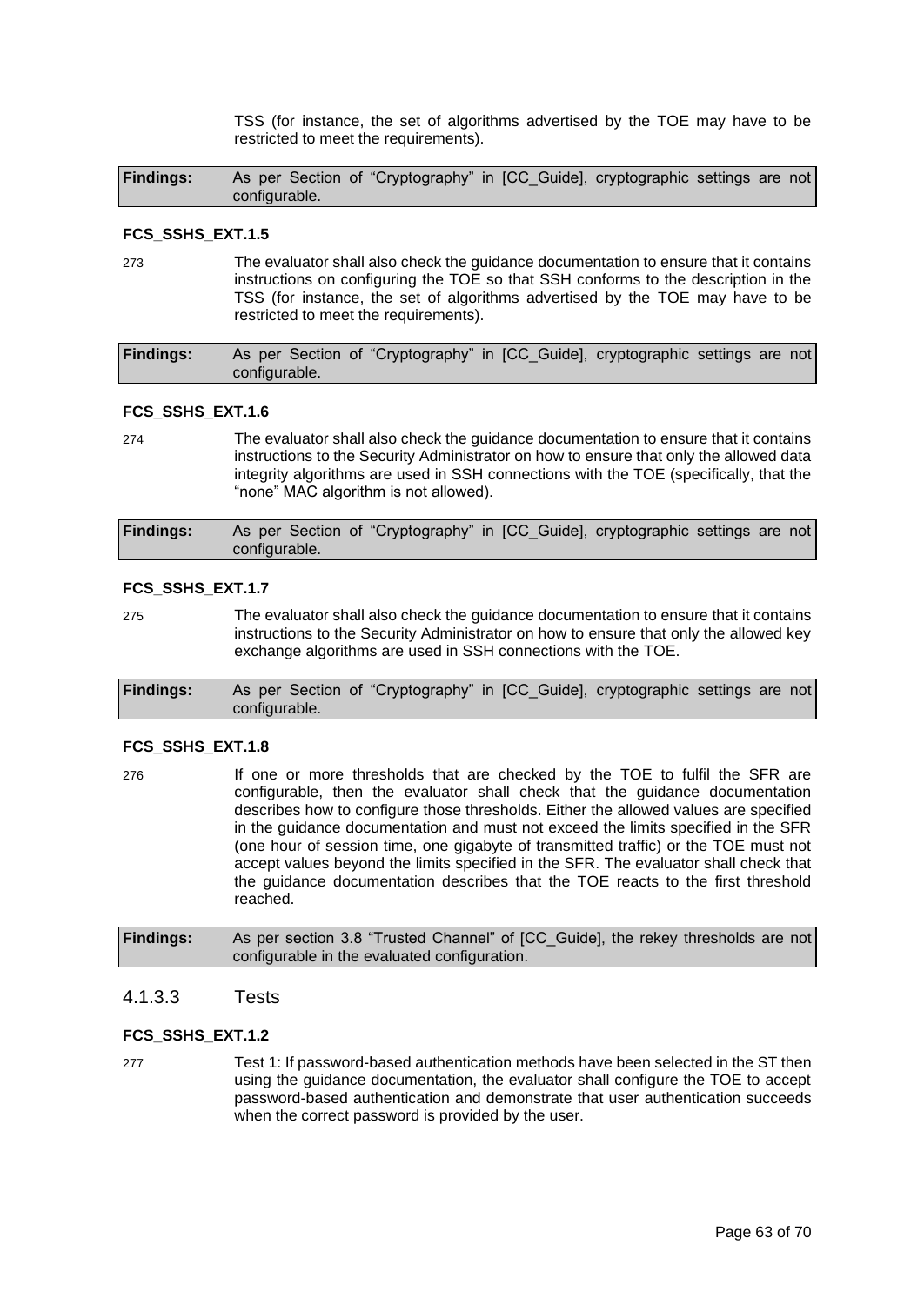TSS (for instance, the set of algorithms advertised by the TOE may have to be restricted to meet the requirements).

| Findings: | As per Section of "Cryptography" in [CC_Guide], cryptographic settings are not configurable. |
|---|---|

#### FCS_SSHS_EXT.1.5

273 The evaluator shall also check the guidance documentation to ensure that it contains instructions on configuring the TOE so that SSH conforms to the description in the TSS (for instance, the set of algorithms advertised by the TOE may have to be restricted to meet the requirements).

| Findings: | As per Section of "Cryptography" in [CC_Guide], cryptographic settings are not configurable. |
|---|---|

#### FCS_SSHS_EXT.1.6

274 The evaluator shall also check the guidance documentation to ensure that it contains instructions to the Security Administrator on how to ensure that only the allowed data integrity algorithms are used in SSH connections with the TOE (specifically, that the "none" MAC algorithm is not allowed).

| Findings: | As per Section of "Cryptography" in [CC_Guide], cryptographic settings are not configurable. |
|---|---|

#### FCS_SSHS_EXT.1.7

275 The evaluator shall also check the guidance documentation to ensure that it contains instructions to the Security Administrator on how to ensure that only the allowed key exchange algorithms are used in SSH connections with the TOE.

| Findings: | As per Section of "Cryptography" in [CC_Guide], cryptographic settings are not configurable. |
|---|---|

#### FCS_SSHS_EXT.1.8

276 If one or more thresholds that are checked by the TOE to fulfil the SFR are configurable, then the evaluator shall check that the guidance documentation describes how to configure those thresholds. Either the allowed values are specified in the guidance documentation and must not exceed the limits specified in the SFR (one hour of session time, one gigabyte of transmitted traffic) or the TOE must not accept values beyond the limits specified in the SFR. The evaluator shall check that the guidance documentation describes that the TOE reacts to the first threshold reached.

| Findings: | As per section 3.8 "Trusted Channel" of [CC_Guide], the rekey thresholds are not configurable in the evaluated configuration. |
|---|---|

### 4.1.3.3 Tests

#### FCS_SSHS_EXT.1.2

277 Test 1: If password-based authentication methods have been selected in the ST then using the guidance documentation, the evaluator shall configure the TOE to accept password-based authentication and demonstrate that user authentication succeeds when the correct password is provided by the user.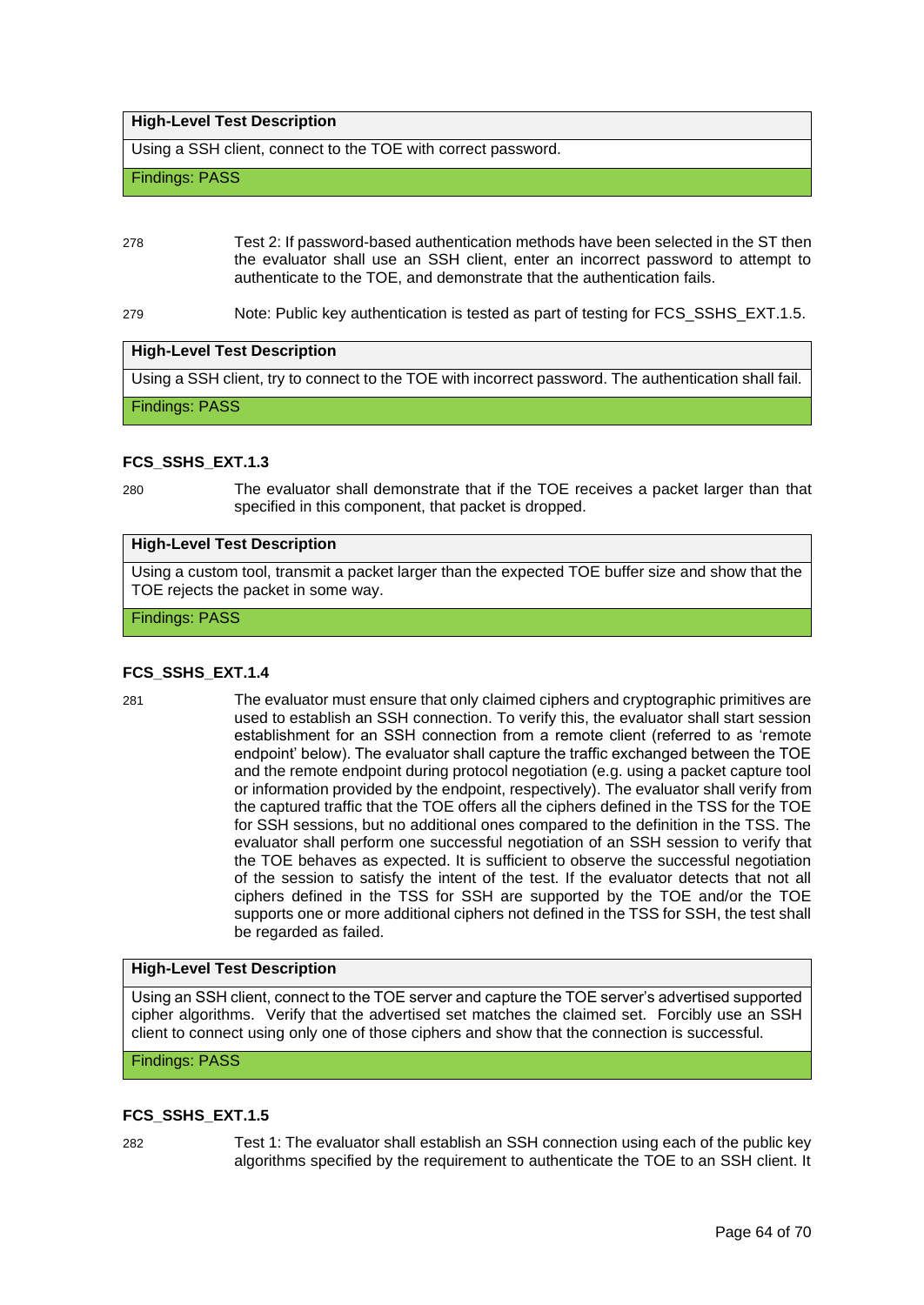| High-Level Test Description |
| --- |
| Using a SSH client, connect to the TOE with correct password. |
| Findings: PASS |

278 Test 2: If password-based authentication methods have been selected in the ST then the evaluator shall use an SSH client, enter an incorrect password to attempt to authenticate to the TOE, and demonstrate that the authentication fails.

279 Note: Public key authentication is tested as part of testing for FCS_SSHS_EXT.1.5.

| High-Level Test Description |
| --- |
| Using a SSH client, try to connect to the TOE with incorrect password. The authentication shall fail. |
| Findings: PASS |

#### FCS_SSHS_EXT.1.3

280 The evaluator shall demonstrate that if the TOE receives a packet larger than that specified in this component, that packet is dropped.

| High-Level Test Description |
| --- |
| Using a custom tool, transmit a packet larger than the expected TOE buffer size and show that the TOE rejects the packet in some way. |
| Findings: PASS |

#### FCS_SSHS_EXT.1.4

281 The evaluator must ensure that only claimed ciphers and cryptographic primitives are used to establish an SSH connection. To verify this, the evaluator shall start session establishment for an SSH connection from a remote client (referred to as 'remote endpoint' below). The evaluator shall capture the traffic exchanged between the TOE and the remote endpoint during protocol negotiation (e.g. using a packet capture tool or information provided by the endpoint, respectively). The evaluator shall verify from the captured traffic that the TOE offers all the ciphers defined in the TSS for the TOE for SSH sessions, but no additional ones compared to the definition in the TSS. The evaluator shall perform one successful negotiation of an SSH session to verify that the TOE behaves as expected. It is sufficient to observe the successful negotiation of the session to satisfy the intent of the test. If the evaluator detects that not all ciphers defined in the TSS for SSH are supported by the TOE and/or the TOE supports one or more additional ciphers not defined in the TSS for SSH, the test shall be regarded as failed.

| High-Level Test Description |
| --- |
| Using an SSH client, connect to the TOE server and capture the TOE server's advertised supported cipher algorithms. Verify that the advertised set matches the claimed set. Forcibly use an SSH client to connect using only one of those ciphers and show that the connection is successful. |
| Findings: PASS |

#### FCS_SSHS_EXT.1.5

282 Test 1: The evaluator shall establish an SSH connection using each of the public key algorithms specified by the requirement to authenticate the TOE to an SSH client. It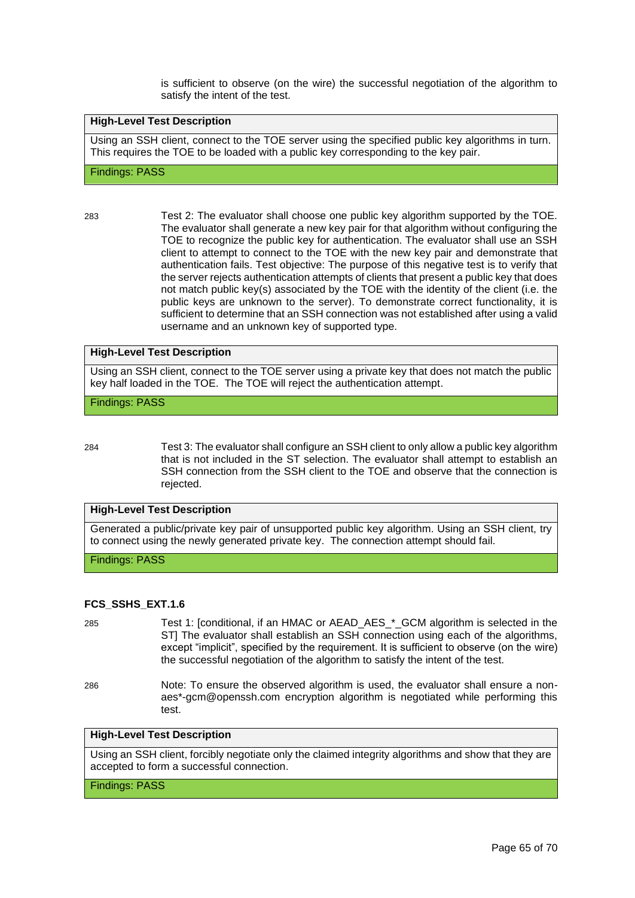is sufficient to observe (on the wire) the successful negotiation of the algorithm to satisfy the intent of the test.

| High-Level Test Description |
|---|
| Using an SSH client, connect to the TOE server using the specified public key algorithms in turn. This requires the TOE to be loaded with a public key corresponding to the key pair. |
| Findings: PASS |

283 Test 2: The evaluator shall choose one public key algorithm supported by the TOE. The evaluator shall generate a new key pair for that algorithm without configuring the TOE to recognize the public key for authentication. The evaluator shall use an SSH client to attempt to connect to the TOE with the new key pair and demonstrate that authentication fails. Test objective: The purpose of this negative test is to verify that the server rejects authentication attempts of clients that present a public key that does not match public key(s) associated by the TOE with the identity of the client (i.e. the public keys are unknown to the server). To demonstrate correct functionality, it is sufficient to determine that an SSH connection was not established after using a valid username and an unknown key of supported type.

| High-Level Test Description |
|---|
| Using an SSH client, connect to the TOE server using a private key that does not match the public key half loaded in the TOE. The TOE will reject the authentication attempt. |
| Findings: PASS |

284 Test 3: The evaluator shall configure an SSH client to only allow a public key algorithm that is not included in the ST selection. The evaluator shall attempt to establish an SSH connection from the SSH client to the TOE and observe that the connection is rejected.

| High-Level Test Description |
|---|
| Generated a public/private key pair of unsupported public key algorithm. Using an SSH client, try to connect using the newly generated private key. The connection attempt should fail. |
| Findings: PASS |

### FCS_SSHS_EXT.1.6

285 Test 1: [conditional, if an HMAC or AEAD_AES_*_GCM algorithm is selected in the ST] The evaluator shall establish an SSH connection using each of the algorithms, except "implicit", specified by the requirement. It is sufficient to observe (on the wire) the successful negotiation of the algorithm to satisfy the intent of the test.

286 Note: To ensure the observed algorithm is used, the evaluator shall ensure a non-aes*-gcm@openssh.com encryption algorithm is negotiated while performing this test.

| High-Level Test Description |
|---|
| Using an SSH client, forcibly negotiate only the claimed integrity algorithms and show that they are accepted to form a successful connection. |
| Findings: PASS |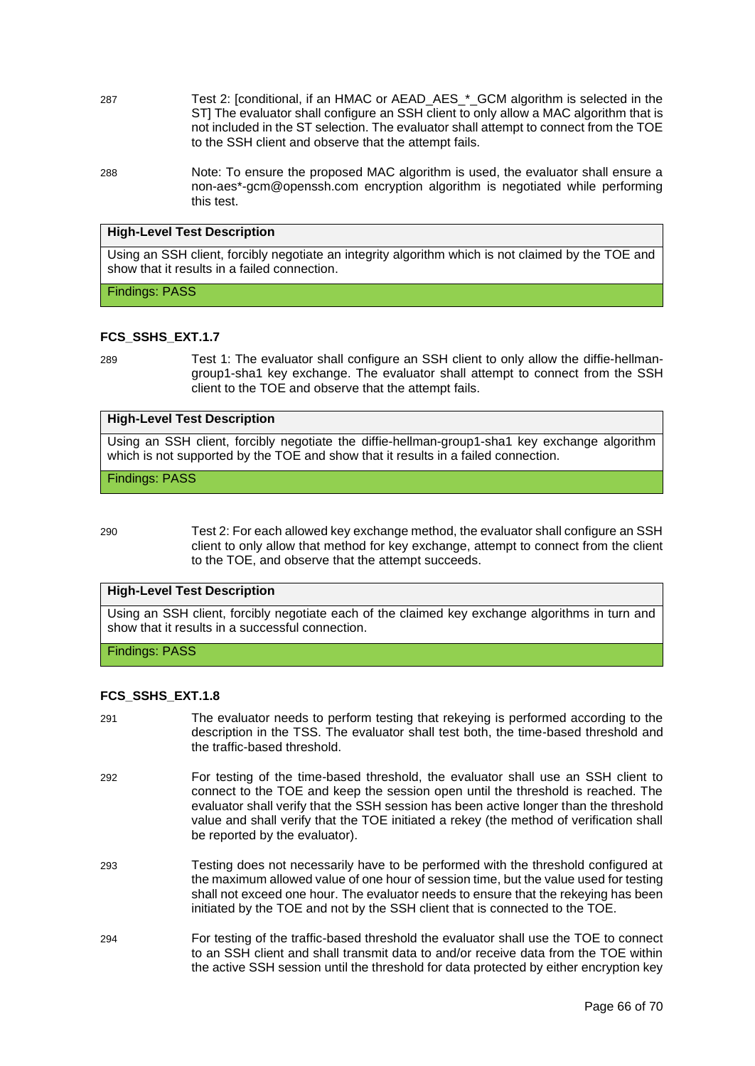287 Test 2: [conditional, if an HMAC or AEAD_AES_*_GCM algorithm is selected in the ST] The evaluator shall configure an SSH client to only allow a MAC algorithm that is not included in the ST selection. The evaluator shall attempt to connect from the TOE to the SSH client and observe that the attempt fails.

288 Note: To ensure the proposed MAC algorithm is used, the evaluator shall ensure a non-aes*-gcm@openssh.com encryption algorithm is negotiated while performing this test.

| High-Level Test Description |
| --- |
| Using an SSH client, forcibly negotiate an integrity algorithm which is not claimed by the TOE and show that it results in a failed connection. |
| Findings: PASS |

**FCS_SSHS_EXT.1.7**

289 Test 1: The evaluator shall configure an SSH client to only allow the diffie-hellman-group1-sha1 key exchange. The evaluator shall attempt to connect from the SSH client to the TOE and observe that the attempt fails.

| High-Level Test Description |
| --- |
| Using an SSH client, forcibly negotiate the diffie-hellman-group1-sha1 key exchange algorithm which is not supported by the TOE and show that it results in a failed connection. |
| Findings: PASS |

290 Test 2: For each allowed key exchange method, the evaluator shall configure an SSH client to only allow that method for key exchange, attempt to connect from the client to the TOE, and observe that the attempt succeeds.

| High-Level Test Description |
| --- |
| Using an SSH client, forcibly negotiate each of the claimed key exchange algorithms in turn and show that it results in a successful connection. |
| Findings: PASS |

**FCS_SSHS_EXT.1.8**

291 The evaluator needs to perform testing that rekeying is performed according to the description in the TSS. The evaluator shall test both, the time-based threshold and the traffic-based threshold.

292 For testing of the time-based threshold, the evaluator shall use an SSH client to connect to the TOE and keep the session open until the threshold is reached. The evaluator shall verify that the SSH session has been active longer than the threshold value and shall verify that the TOE initiated a rekey (the method of verification shall be reported by the evaluator).

293 Testing does not necessarily have to be performed with the threshold configured at the maximum allowed value of one hour of session time, but the value used for testing shall not exceed one hour. The evaluator needs to ensure that the rekeying has been initiated by the TOE and not by the SSH client that is connected to the TOE.

294 For testing of the traffic-based threshold the evaluator shall use the TOE to connect to an SSH client and shall transmit data to and/or receive data from the TOE within the active SSH session until the threshold for data protected by either encryption key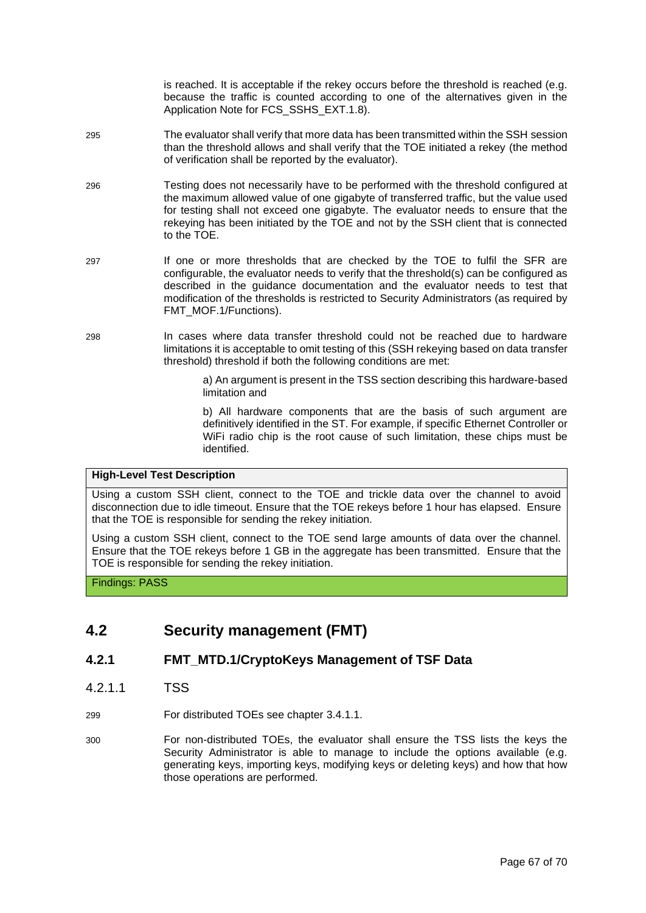is reached. It is acceptable if the rekey occurs before the threshold is reached (e.g. because the traffic is counted according to one of the alternatives given in the Application Note for FCS_SSHS_EXT.1.8).

295 The evaluator shall verify that more data has been transmitted within the SSH session than the threshold allows and shall verify that the TOE initiated a rekey (the method of verification shall be reported by the evaluator).

296 Testing does not necessarily have to be performed with the threshold configured at the maximum allowed value of one gigabyte of transferred traffic, but the value used for testing shall not exceed one gigabyte. The evaluator needs to ensure that the rekeying has been initiated by the TOE and not by the SSH client that is connected to the TOE.

297 If one or more thresholds that are checked by the TOE to fulfil the SFR are configurable, the evaluator needs to verify that the threshold(s) can be configured as described in the guidance documentation and the evaluator needs to test that modification of the thresholds is restricted to Security Administrators (as required by FMT_MOF.1/Functions).

298 In cases where data transfer threshold could not be reached due to hardware limitations it is acceptable to omit testing of this (SSH rekeying based on data transfer threshold) threshold if both the following conditions are met:

> a) An argument is present in the TSS section describing this hardware-based limitation and
>
> b) All hardware components that are the basis of such argument are definitively identified in the ST. For example, if specific Ethernet Controller or WiFi radio chip is the root cause of such limitation, these chips must be identified.

| **High-Level Test Description** |
| --- |
| Using a custom SSH client, connect to the TOE and trickle data over the channel to avoid disconnection due to idle timeout. Ensure that the TOE rekeys before 1 hour has elapsed. Ensure that the TOE is responsible for sending the rekey initiation.<br><br>Using a custom SSH client, connect to the TOE send large amounts of data over the channel. Ensure that the TOE rekeys before 1 GB in the aggregate has been transmitted. Ensure that the TOE is responsible for sending the rekey initiation. |
| Findings: PASS |

## 4.2 Security management (FMT)

### 4.2.1 FMT_MTD.1/CryptoKeys Management of TSF Data

#### 4.2.1.1 TSS

299 For distributed TOEs see chapter 3.4.1.1.

300 For non-distributed TOEs, the evaluator shall ensure the TSS lists the keys the Security Administrator is able to manage to include the options available (e.g. generating keys, importing keys, modifying keys or deleting keys) and how that how those operations are performed.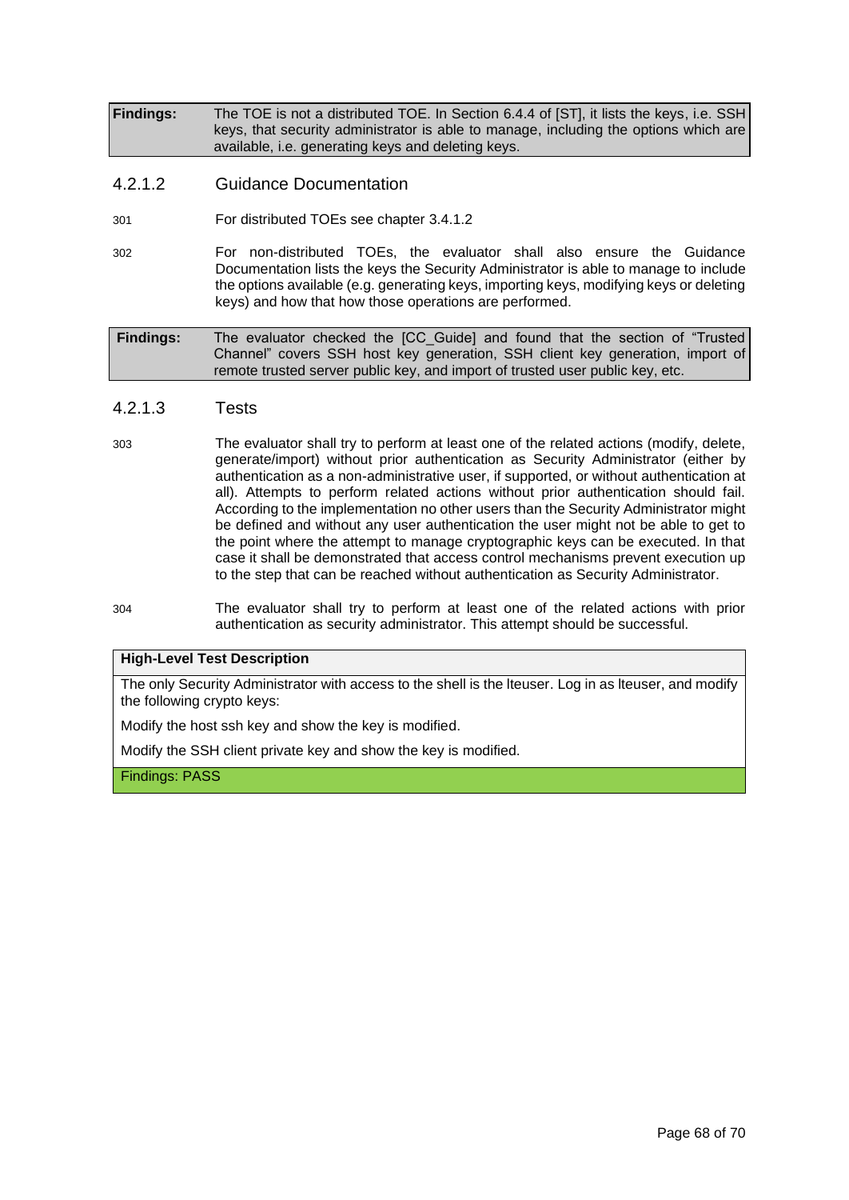| **Findings:** | The TOE is not a distributed TOE. In Section 6.4.4 of [ST], it lists the keys, i.e. SSH keys, that security administrator is able to manage, including the options which are available, i.e. generating keys and deleting keys. |
|---|---|

### 4.2.1.2 Guidance Documentation

301 For distributed TOEs see chapter 3.4.1.2

302 For non-distributed TOEs, the evaluator shall also ensure the Guidance Documentation lists the keys the Security Administrator is able to manage to include the options available (e.g. generating keys, importing keys, modifying keys or deleting keys) and how that how those operations are performed.

| **Findings:** | The evaluator checked the [CC_Guide] and found that the section of "Trusted Channel" covers SSH host key generation, SSH client key generation, import of remote trusted server public key, and import of trusted user public key, etc. |
|---|---|

### 4.2.1.3 Tests

303 The evaluator shall try to perform at least one of the related actions (modify, delete, generate/import) without prior authentication as Security Administrator (either by authentication as a non-administrative user, if supported, or without authentication at all). Attempts to perform related actions without prior authentication should fail. According to the implementation no other users than the Security Administrator might be defined and without any user authentication the user might not be able to get to the point where the attempt to manage cryptographic keys can be executed. In that case it shall be demonstrated that access control mechanisms prevent execution up to the step that can be reached without authentication as Security Administrator.

304 The evaluator shall try to perform at least one of the related actions with prior authentication as security administrator. This attempt should be successful.

| **High-Level Test Description** |
|---|
| The only Security Administrator with access to the shell is the lteuser. Log in as lteuser, and modify the following crypto keys: |
| Modify the host ssh key and show the key is modified. |
| Modify the SSH client private key and show the key is modified. |
| Findings: PASS |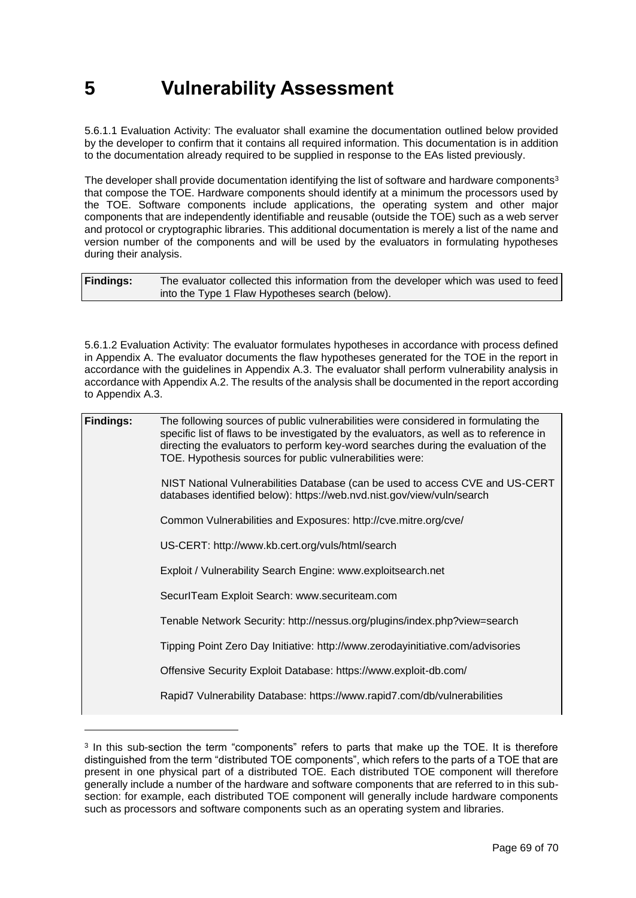# 5 Vulnerability Assessment

5.6.1.1 Evaluation Activity: The evaluator shall examine the documentation outlined below provided by the developer to confirm that it contains all required information. This documentation is in addition to the documentation already required to be supplied in response to the EAs listed previously.

The developer shall provide documentation identifying the list of software and hardware components[3] that compose the TOE. Hardware components should identify at a minimum the processors used by the TOE. Software components include applications, the operating system and other major components that are independently identifiable and reusable (outside the TOE) such as a web server and protocol or cryptographic libraries. This additional documentation is merely a list of the name and version number of the components and will be used by the evaluators in formulating hypotheses during their analysis.

| **Findings:** | The evaluator collected this information from the developer which was used to feed into the Type 1 Flaw Hypotheses search (below). |
|---|---|

5.6.1.2 Evaluation Activity: The evaluator formulates hypotheses in accordance with process defined in Appendix A. The evaluator documents the flaw hypotheses generated for the TOE in the report in accordance with the guidelines in Appendix A.3. The evaluator shall perform vulnerability analysis in accordance with Appendix A.2. The results of the analysis shall be documented in the report according to Appendix A.3.

| **Findings:** | The following sources of public vulnerabilities were considered in formulating the specific list of flaws to be investigated by the evaluators, as well as to reference in directing the evaluators to perform key-word searches during the evaluation of the TOE. Hypothesis sources for public vulnerabilities were:<br><br>NIST National Vulnerabilities Database (can be used to access CVE and US-CERT databases identified below): https://web.nvd.nist.gov/view/vuln/search<br><br>Common Vulnerabilities and Exposures: http://cve.mitre.org/cve/<br><br>US-CERT: http://www.kb.cert.org/vuls/html/search<br><br>Exploit / Vulnerability Search Engine: www.exploitsearch.net<br><br>SecurITeam Exploit Search: www.securiteam.com<br><br>Tenable Network Security: http://nessus.org/plugins/index.php?view=search<br><br>Tipping Point Zero Day Initiative: http://www.zerodayinitiative.com/advisories<br><br>Offensive Security Exploit Database: https://www.exploit-db.com/<br><br>Rapid7 Vulnerability Database: https://www.rapid7.com/db/vulnerabilities |
|---|---|

[3] In this sub-section the term "components" refers to parts that make up the TOE. It is therefore distinguished from the term "distributed TOE components", which refers to the parts of a TOE that are present in one physical part of a distributed TOE. Each distributed TOE component will therefore generally include a number of the hardware and software components that are referred to in this sub-section: for example, each distributed TOE component will generally include hardware components such as processors and software components such as an operating system and libraries.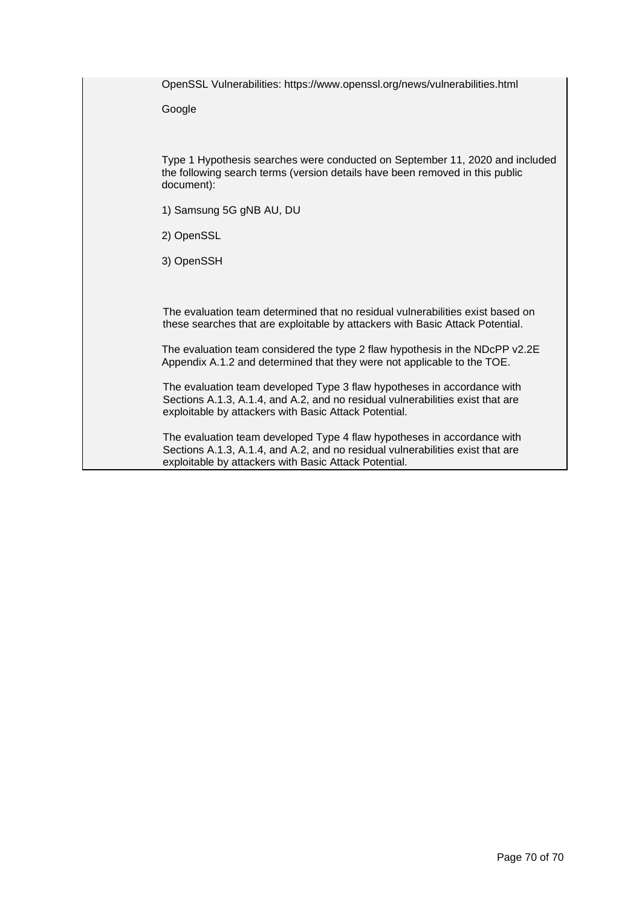OpenSSL Vulnerabilities: https://www.openssl.org/news/vulnerabilities.html

Google

Type 1 Hypothesis searches were conducted on September 11, 2020 and included the following search terms (version details have been removed in this public document):

1) Samsung 5G gNB AU, DU

2) OpenSSL

3) OpenSSH

The evaluation team determined that no residual vulnerabilities exist based on these searches that are exploitable by attackers with Basic Attack Potential.

The evaluation team considered the type 2 flaw hypothesis in the NDcPP v2.2E Appendix A.1.2 and determined that they were not applicable to the TOE.

The evaluation team developed Type 3 flaw hypotheses in accordance with Sections A.1.3, A.1.4, and A.2, and no residual vulnerabilities exist that are exploitable by attackers with Basic Attack Potential.

The evaluation team developed Type 4 flaw hypotheses in accordance with Sections A.1.3, A.1.4, and A.2, and no residual vulnerabilities exist that are exploitable by attackers with Basic Attack Potential.